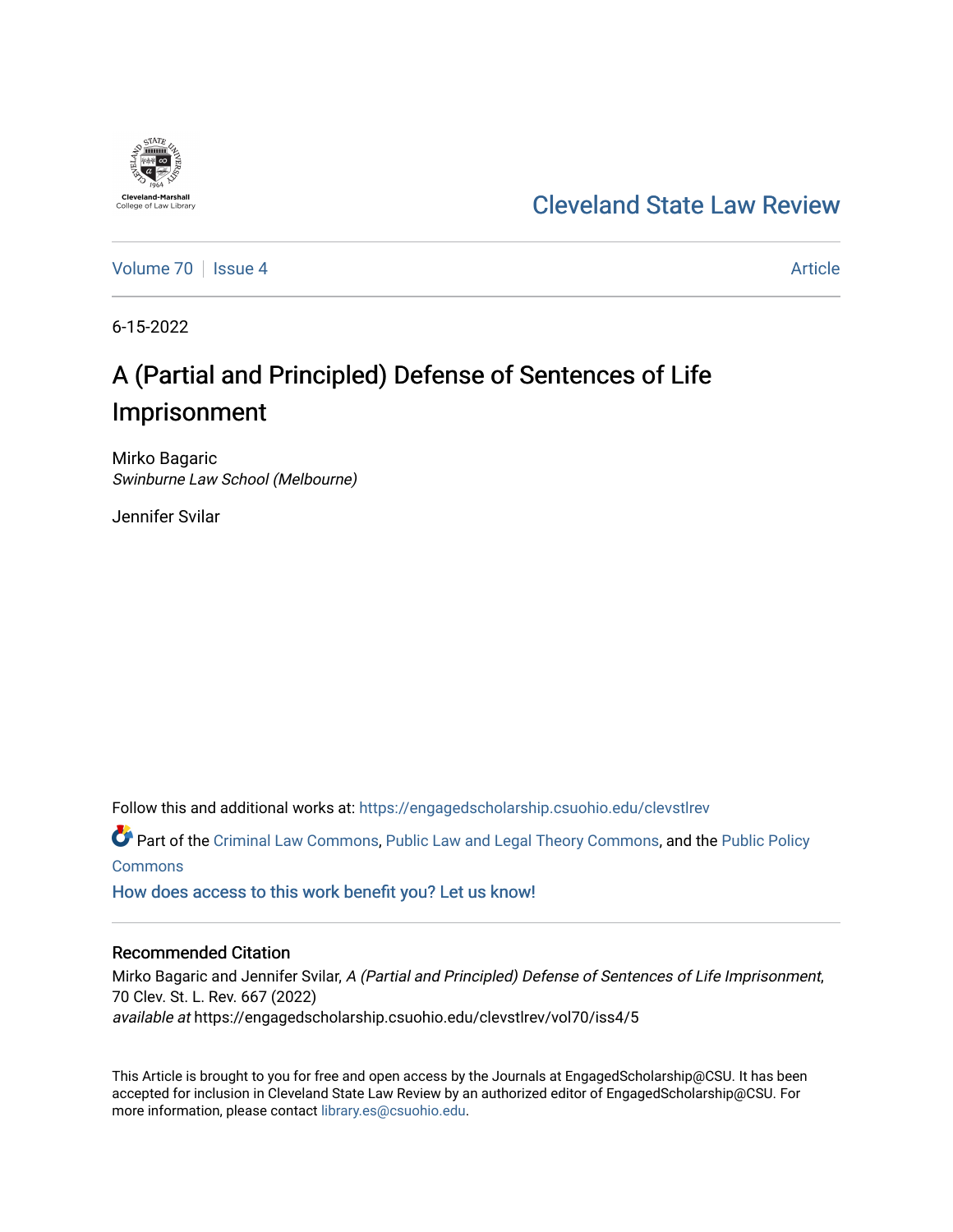Cleveland State Law Review

Volume 70 | Issue 4 | Article

6-15-2022

# A (Partial and Principled) Defense of Sentences of Life Imprisonment

Mirko Bagaric
*Swinburne Law School (Melbourne)*

Jennifer Svilar

Follow this and additional works at: https://engagedscholarship.csuohio.edu/clevstlrev

Part of the Criminal Law Commons, Public Law and Legal Theory Commons, and the Public Policy Commons

How does access to this work benefit you? Let us know!

## Recommended Citation

Mirko Bagaric and Jennifer Svilar, *A (Partial and Principled) Defense of Sentences of Life Imprisonment*, 70 Clev. St. L. Rev. 667 (2022)
*available at* https://engagedscholarship.csuohio.edu/clevstlrev/vol70/iss4/5

This Article is brought to you for free and open access by the Journals at EngagedScholarship@CSU. It has been accepted for inclusion in Cleveland State Law Review by an authorized editor of EngagedScholarship@CSU. For more information, please contact library.es@csuohio.edu.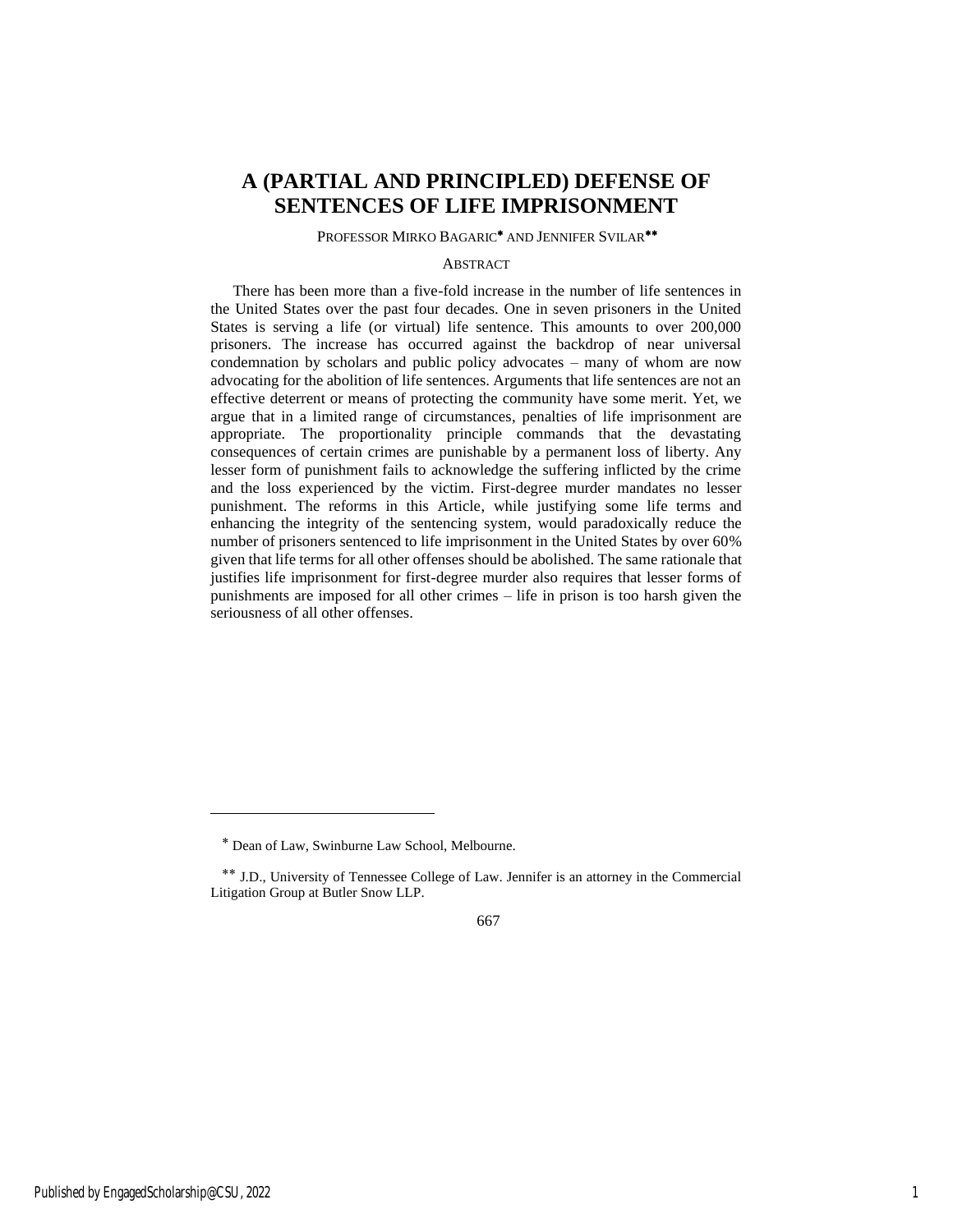# A (PARTIAL AND PRINCIPLED) DEFENSE OF SENTENCES OF LIFE IMPRISONMENT

PROFESSOR MIRKO BAGARIC* AND JENNIFER SVILAR**

ABSTRACT

There has been more than a five-fold increase in the number of life sentences in the United States over the past four decades. One in seven prisoners in the United States is serving a life (or virtual) life sentence. This amounts to over 200,000 prisoners. The increase has occurred against the backdrop of near universal condemnation by scholars and public policy advocates – many of whom are now advocating for the abolition of life sentences. Arguments that life sentences are not an effective deterrent or means of protecting the community have some merit. Yet, we argue that in a limited range of circumstances, penalties of life imprisonment are appropriate. The proportionality principle commands that the devastating consequences of certain crimes are punishable by a permanent loss of liberty. Any lesser form of punishment fails to acknowledge the suffering inflicted by the crime and the loss experienced by the victim. First-degree murder mandates no lesser punishment. The reforms in this Article, while justifying some life terms and enhancing the integrity of the sentencing system, would paradoxically reduce the number of prisoners sentenced to life imprisonment in the United States by over 60% given that life terms for all other offenses should be abolished. The same rationale that justifies life imprisonment for first-degree murder also requires that lesser forms of punishments are imposed for all other crimes – life in prison is too harsh given the seriousness of all other offenses.

---

* Dean of Law, Swinburne Law School, Melbourne.

** J.D., University of Tennessee College of Law. Jennifer is an attorney in the Commercial Litigation Group at Butler Snow LLP.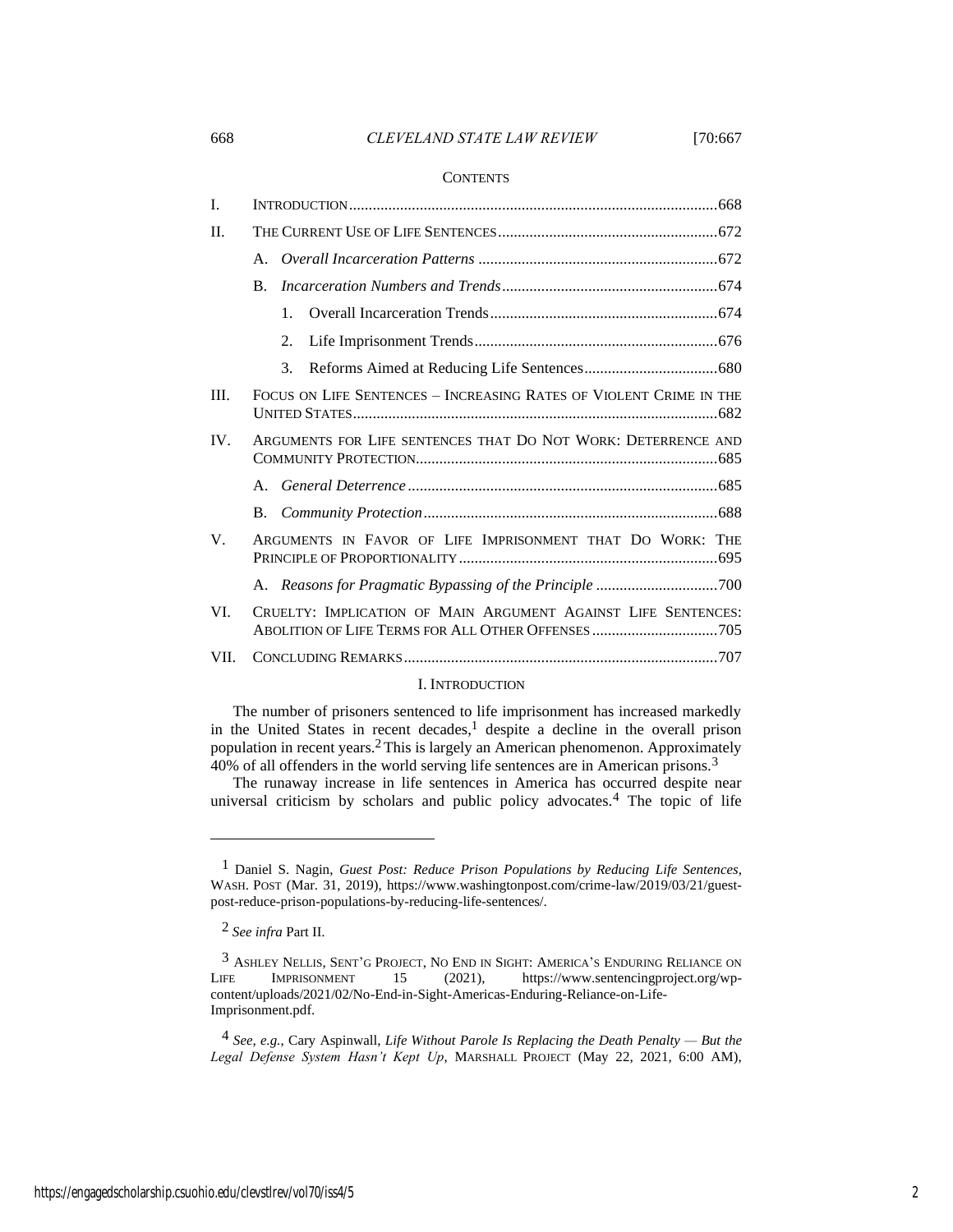CONTENTS

| | |
|---|---|
| I. | INTRODUCTION ..... 668 |
| II. | THE CURRENT USE OF LIFE SENTENCES ..... 672 |
| | A. *Overall Incarceration Patterns* ..... 672 |
| | B. *Incarceration Numbers and Trends* ..... 674 |
| | 1. Overall Incarceration Trends ..... 674 |
| | 2. Life Imprisonment Trends ..... 676 |
| | 3. Reforms Aimed at Reducing Life Sentences ..... 680 |
| III. | FOCUS ON LIFE SENTENCES – INCREASING RATES OF VIOLENT CRIME IN THE UNITED STATES ..... 682 |
| IV. | ARGUMENTS FOR LIFE SENTENCES THAT DO NOT WORK: DETERRENCE AND COMMUNITY PROTECTION ..... 685 |
| | A. *General Deterrence* ..... 685 |
| | B. *Community Protection* ..... 688 |
| V. | ARGUMENTS IN FAVOR OF LIFE IMPRISONMENT THAT DO WORK: THE PRINCIPLE OF PROPORTIONALITY ..... 695 |
| | A. *Reasons for Pragmatic Bypassing of the Principle* ..... 700 |
| VI. | CRUELTY: IMPLICATION OF MAIN ARGUMENT AGAINST LIFE SENTENCES: ABOLITION OF LIFE TERMS FOR ALL OTHER OFFENSES ..... 705 |
| VII. | CONCLUDING REMARKS ..... 707 |

## I. INTRODUCTION

The number of prisoners sentenced to life imprisonment has increased markedly in the United States in recent decades,[1] despite a decline in the overall prison population in recent years.[2] This is largely an American phenomenon. Approximately 40% of all offenders in the world serving life sentences are in American prisons.[3]

The runaway increase in life sentences in America has occurred despite near universal criticism by scholars and public policy advocates.[4] The topic of life

---

[1] Daniel S. Nagin, *Guest Post: Reduce Prison Populations by Reducing Life Sentences*, WASH. POST (Mar. 31, 2019), https://www.washingtonpost.com/crime-law/2019/03/21/guest-post-reduce-prison-populations-by-reducing-life-sentences/.

[2] *See infra* Part II.

[3] ASHLEY NELLIS, SENT'G PROJECT, NO END IN SIGHT: AMERICA'S ENDURING RELIANCE ON LIFE IMPRISONMENT 15 (2021), https://www.sentencingproject.org/wp-content/uploads/2021/02/No-End-in-Sight-Americas-Enduring-Reliance-on-Life-Imprisonment.pdf.

[4] *See, e.g.*, Cary Aspinwall, *Life Without Parole Is Replacing the Death Penalty — But the Legal Defense System Hasn't Kept Up*, MARSHALL PROJECT (May 22, 2021, 6:00 AM),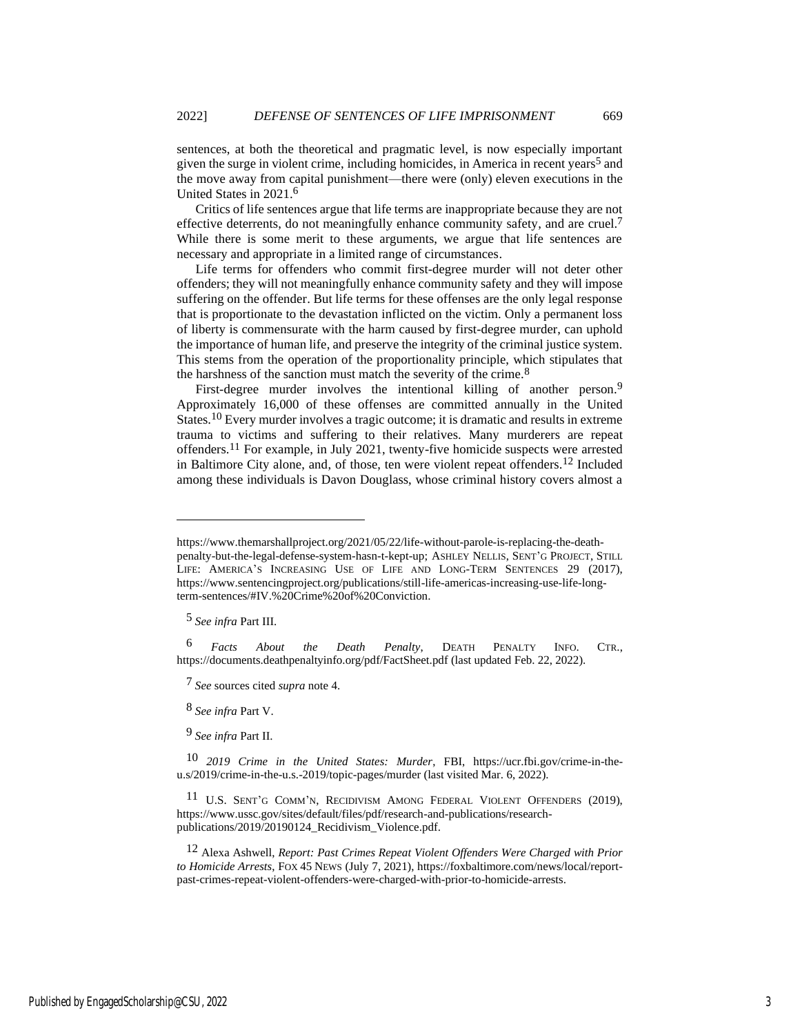sentences, at both the theoretical and pragmatic level, is now especially important given the surge in violent crime, including homicides, in America in recent years[5] and the move away from capital punishment—there were (only) eleven executions in the United States in 2021.[6]

Critics of life sentences argue that life terms are inappropriate because they are not effective deterrents, do not meaningfully enhance community safety, and are cruel.[7] While there is some merit to these arguments, we argue that life sentences are necessary and appropriate in a limited range of circumstances.

Life terms for offenders who commit first-degree murder will not deter other offenders; they will not meaningfully enhance community safety and they will impose suffering on the offender. But life terms for these offenses are the only legal response that is proportionate to the devastation inflicted on the victim. Only a permanent loss of liberty is commensurate with the harm caused by first-degree murder, can uphold the importance of human life, and preserve the integrity of the criminal justice system. This stems from the operation of the proportionality principle, which stipulates that the harshness of the sanction must match the severity of the crime.[8]

First-degree murder involves the intentional killing of another person.[9] Approximately 16,000 of these offenses are committed annually in the United States.[10] Every murder involves a tragic outcome; it is dramatic and results in extreme trauma to victims and suffering to their relatives. Many murderers are repeat offenders.[11] For example, in July 2021, twenty-five homicide suspects were arrested in Baltimore City alone, and, of those, ten were violent repeat offenders.[12] Included among these individuals is Davon Douglass, whose criminal history covers almost a

---

https://www.themarshallproject.org/2021/05/22/life-without-parole-is-replacing-the-death-penalty-but-the-legal-defense-system-hasn-t-kept-up; ASHLEY NELLIS, SENT'G PROJECT, STILL LIFE: AMERICA'S INCREASING USE OF LIFE AND LONG-TERM SENTENCES 29 (2017), https://www.sentencingproject.org/publications/still-life-americas-increasing-use-life-long-term-sentences/#IV.%20Crime%20of%20Conviction.

[5] *See infra* Part III.

[6] *Facts About the Death Penalty*, DEATH PENALTY INFO. CTR., https://documents.deathpenaltyinfo.org/pdf/FactSheet.pdf (last updated Feb. 22, 2022).

[7] *See* sources cited *supra* note 4.

[8] *See infra* Part V.

[9] *See infra* Part II.

[10] *2019 Crime in the United States: Murder*, FBI, https://ucr.fbi.gov/crime-in-the-u.s/2019/crime-in-the-u.s.-2019/topic-pages/murder (last visited Mar. 6, 2022).

[11] U.S. SENT'G COMM'N, RECIDIVISM AMONG FEDERAL VIOLENT OFFENDERS (2019), https://www.ussc.gov/sites/default/files/pdf/research-and-publications/research-publications/2019/20190124_Recidivism_Violence.pdf.

[12] Alexa Ashwell, *Report: Past Crimes Repeat Violent Offenders Were Charged with Prior to Homicide Arrests*, FOX 45 NEWS (July 7, 2021), https://foxbaltimore.com/news/local/report-past-crimes-repeat-violent-offenders-were-charged-with-prior-to-homicide-arrests.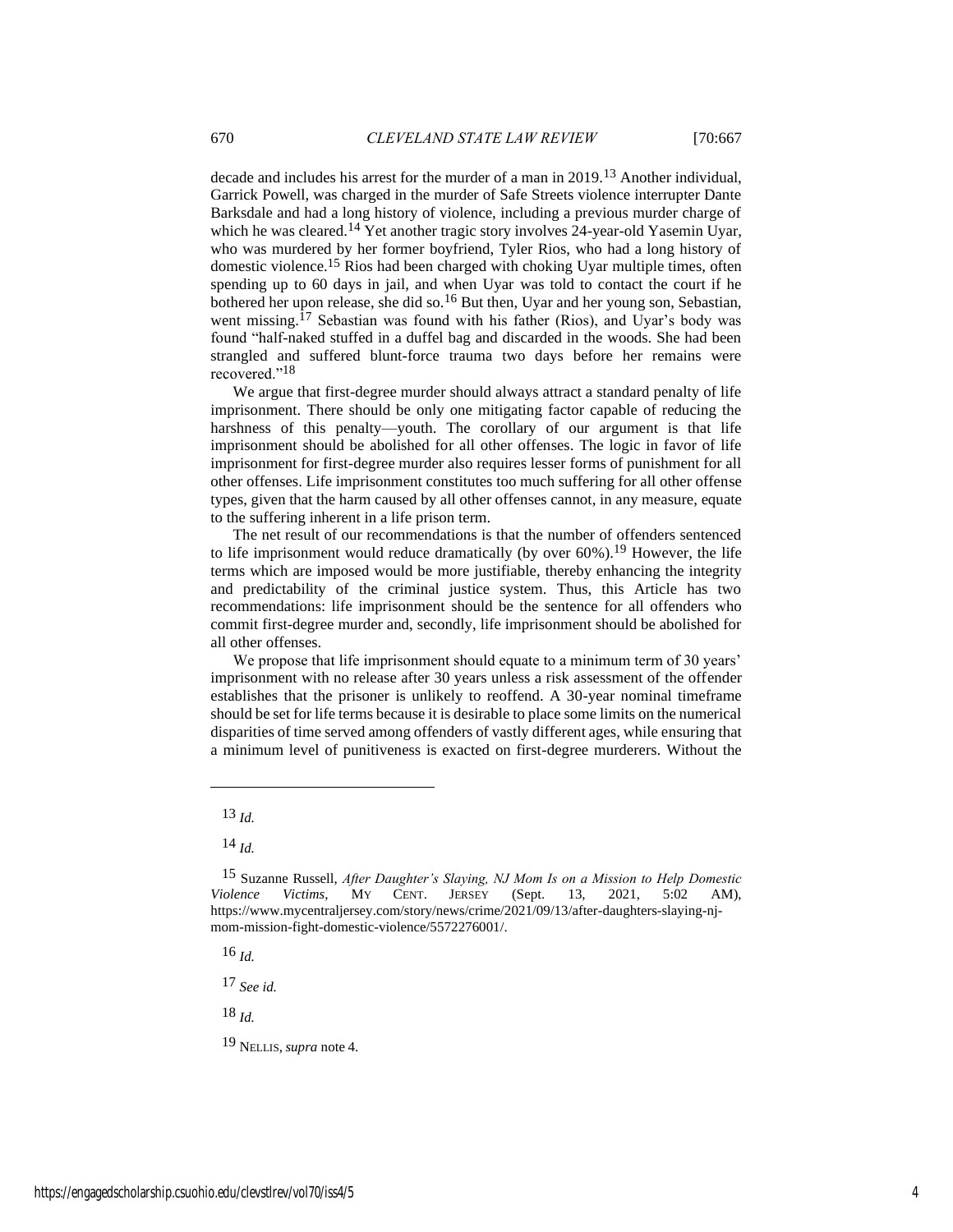decade and includes his arrest for the murder of a man in 2019.[13] Another individual, Garrick Powell, was charged in the murder of Safe Streets violence interrupter Dante Barksdale and had a long history of violence, including a previous murder charge of which he was cleared.[14] Yet another tragic story involves 24-year-old Yasemin Uyar, who was murdered by her former boyfriend, Tyler Rios, who had a long history of domestic violence.[15] Rios had been charged with choking Uyar multiple times, often spending up to 60 days in jail, and when Uyar was told to contact the court if he bothered her upon release, she did so.[16] But then, Uyar and her young son, Sebastian, went missing.[17] Sebastian was found with his father (Rios), and Uyar's body was found "half-naked stuffed in a duffel bag and discarded in the woods. She had been strangled and suffered blunt-force trauma two days before her remains were recovered."[18]

We argue that first-degree murder should always attract a standard penalty of life imprisonment. There should be only one mitigating factor capable of reducing the harshness of this penalty—youth. The corollary of our argument is that life imprisonment should be abolished for all other offenses. The logic in favor of life imprisonment for first-degree murder also requires lesser forms of punishment for all other offenses. Life imprisonment constitutes too much suffering for all other offense types, given that the harm caused by all other offenses cannot, in any measure, equate to the suffering inherent in a life prison term.

The net result of our recommendations is that the number of offenders sentenced to life imprisonment would reduce dramatically (by over 60%).[19] However, the life terms which are imposed would be more justifiable, thereby enhancing the integrity and predictability of the criminal justice system. Thus, this Article has two recommendations: life imprisonment should be the sentence for all offenders who commit first-degree murder and, secondly, life imprisonment should be abolished for all other offenses.

We propose that life imprisonment should equate to a minimum term of 30 years' imprisonment with no release after 30 years unless a risk assessment of the offender establishes that the prisoner is unlikely to reoffend. A 30-year nominal timeframe should be set for life terms because it is desirable to place some limits on the numerical disparities of time served among offenders of vastly different ages, while ensuring that a minimum level of punitiveness is exacted on first-degree murderers. Without the

---

13 *Id.*

14 *Id.*

15 Suzanne Russell, *After Daughter's Slaying, NJ Mom Is on a Mission to Help Domestic Violence Victims*, MY CENT. JERSEY (Sept. 13, 2021, 5:02 AM), https://www.mycentraljersey.com/story/news/crime/2021/09/13/after-daughters-slaying-nj-mom-mission-fight-domestic-violence/5572276001/.

16 *Id.*

17 *See id.*

18 *Id.*

19 NELLIS, *supra* note 4.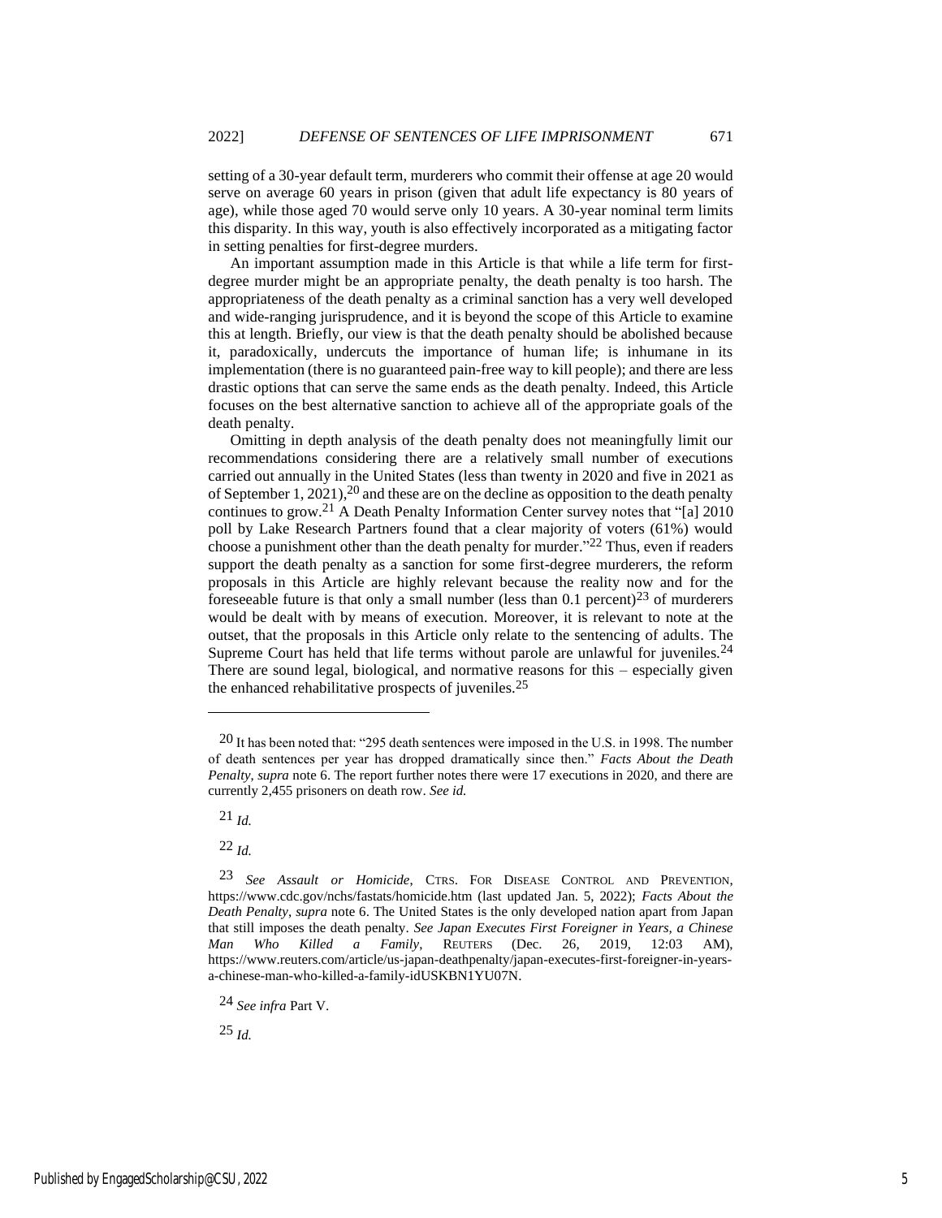setting of a 30-year default term, murderers who commit their offense at age 20 would serve on average 60 years in prison (given that adult life expectancy is 80 years of age), while those aged 70 would serve only 10 years. A 30-year nominal term limits this disparity. In this way, youth is also effectively incorporated as a mitigating factor in setting penalties for first-degree murders.

An important assumption made in this Article is that while a life term for first-degree murder might be an appropriate penalty, the death penalty is too harsh. The appropriateness of the death penalty as a criminal sanction has a very well developed and wide-ranging jurisprudence, and it is beyond the scope of this Article to examine this at length. Briefly, our view is that the death penalty should be abolished because it, paradoxically, undercuts the importance of human life; is inhumane in its implementation (there is no guaranteed pain-free way to kill people); and there are less drastic options that can serve the same ends as the death penalty. Indeed, this Article focuses on the best alternative sanction to achieve all of the appropriate goals of the death penalty.

Omitting in depth analysis of the death penalty does not meaningfully limit our recommendations considering there are a relatively small number of executions carried out annually in the United States (less than twenty in 2020 and five in 2021 as of September 1, 2021),[20] and these are on the decline as opposition to the death penalty continues to grow.[21] A Death Penalty Information Center survey notes that "[a] 2010 poll by Lake Research Partners found that a clear majority of voters (61%) would choose a punishment other than the death penalty for murder."[22] Thus, even if readers support the death penalty as a sanction for some first-degree murderers, the reform proposals in this Article are highly relevant because the reality now and for the foreseeable future is that only a small number (less than 0.1 percent)[23] of murderers would be dealt with by means of execution. Moreover, it is relevant to note at the outset, that the proposals in this Article only relate to the sentencing of adults. The Supreme Court has held that life terms without parole are unlawful for juveniles.[24] There are sound legal, biological, and normative reasons for this – especially given the enhanced rehabilitative prospects of juveniles.[25]

---

[20] It has been noted that: "295 death sentences were imposed in the U.S. in 1998. The number of death sentences per year has dropped dramatically since then." *Facts About the Death Penalty*, *supra* note 6. The report further notes there were 17 executions in 2020, and there are currently 2,455 prisoners on death row. *See id.*

[21] *Id.*

[22] *Id.*

[23] *See Assault or Homicide*, CTRS. FOR DISEASE CONTROL AND PREVENTION, https://www.cdc.gov/nchs/fastats/homicide.htm (last updated Jan. 5, 2022); *Facts About the Death Penalty*, *supra* note 6. The United States is the only developed nation apart from Japan that still imposes the death penalty. *See Japan Executes First Foreigner in Years, a Chinese Man Who Killed a Family*, REUTERS (Dec. 26, 2019, 12:03 AM), https://www.reuters.com/article/us-japan-deathpenalty/japan-executes-first-foreigner-in-years-a-chinese-man-who-killed-a-family-idUSKBN1YU07N.

[24] *See infra* Part V.

[25] *Id.*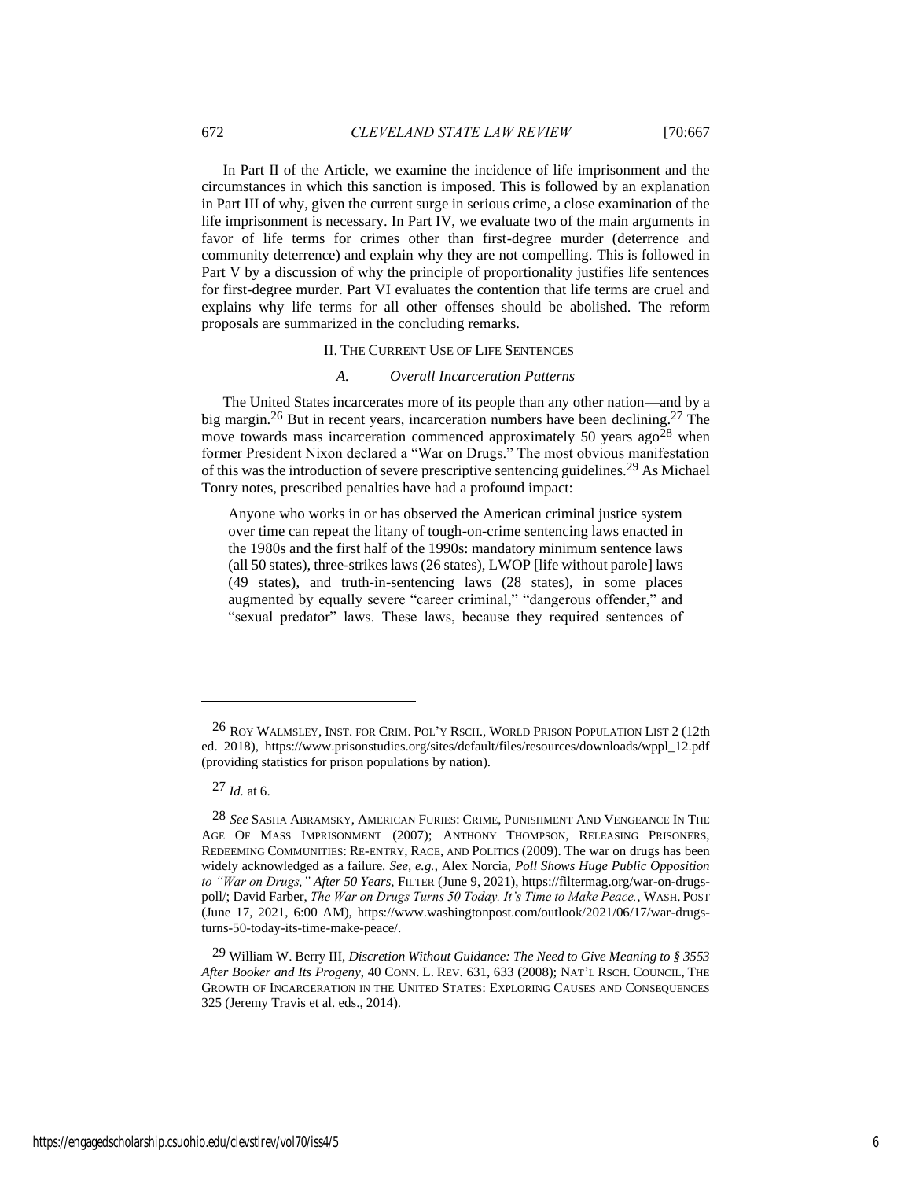In Part II of the Article, we examine the incidence of life imprisonment and the circumstances in which this sanction is imposed. This is followed by an explanation in Part III of why, given the current surge in serious crime, a close examination of the life imprisonment is necessary. In Part IV, we evaluate two of the main arguments in favor of life terms for crimes other than first-degree murder (deterrence and community deterrence) and explain why they are not compelling. This is followed in Part V by a discussion of why the principle of proportionality justifies life sentences for first-degree murder. Part VI evaluates the contention that life terms are cruel and explains why life terms for all other offenses should be abolished. The reform proposals are summarized in the concluding remarks.

## II. The Current Use of Life Sentences

### A. *Overall Incarceration Patterns*

The United States incarcerates more of its people than any other nation—and by a big margin.[26] But in recent years, incarceration numbers have been declining.[27] The move towards mass incarceration commenced approximately 50 years ago[28] when former President Nixon declared a "War on Drugs." The most obvious manifestation of this was the introduction of severe prescriptive sentencing guidelines.[29] As Michael Tonry notes, prescribed penalties have had a profound impact:

> Anyone who works in or has observed the American criminal justice system over time can repeat the litany of tough-on-crime sentencing laws enacted in the 1980s and the first half of the 1990s: mandatory minimum sentence laws (all 50 states), three-strikes laws (26 states), LWOP [life without parole] laws (49 states), and truth-in-sentencing laws (28 states), in some places augmented by equally severe "career criminal," "dangerous offender," and "sexual predator" laws. These laws, because they required sentences of

---

26 Roy Walmsley, Inst. for Crim. Pol'y Rsch., World Prison Population List 2 (12th ed. 2018), https://www.prisonstudies.org/sites/default/files/resources/downloads/wppl_12.pdf (providing statistics for prison populations by nation).

27 *Id.* at 6.

28 *See* Sasha Abramsky, American Furies: Crime, Punishment And Vengeance In The Age Of Mass Imprisonment (2007); Anthony Thompson, Releasing Prisoners, Redeeming Communities: Re-entry, Race, and Politics (2009). The war on drugs has been widely acknowledged as a failure. *See, e.g.*, Alex Norcia, *Poll Shows Huge Public Opposition to "War on Drugs," After 50 Years*, Filter (June 9, 2021), https://filtermag.org/war-on-drugs-poll/; David Farber, *The War on Drugs Turns 50 Today. It's Time to Make Peace.*, Wash. Post (June 17, 2021, 6:00 AM), https://www.washingtonpost.com/outlook/2021/06/17/war-drugs-turns-50-today-its-time-make-peace/.

29 William W. Berry III, *Discretion Without Guidance: The Need to Give Meaning to § 3553 After Booker and Its Progeny*, 40 Conn. L. Rev. 631, 633 (2008); Nat'l Rsch. Council, The Growth of Incarceration in the United States: Exploring Causes and Consequences 325 (Jeremy Travis et al. eds., 2014).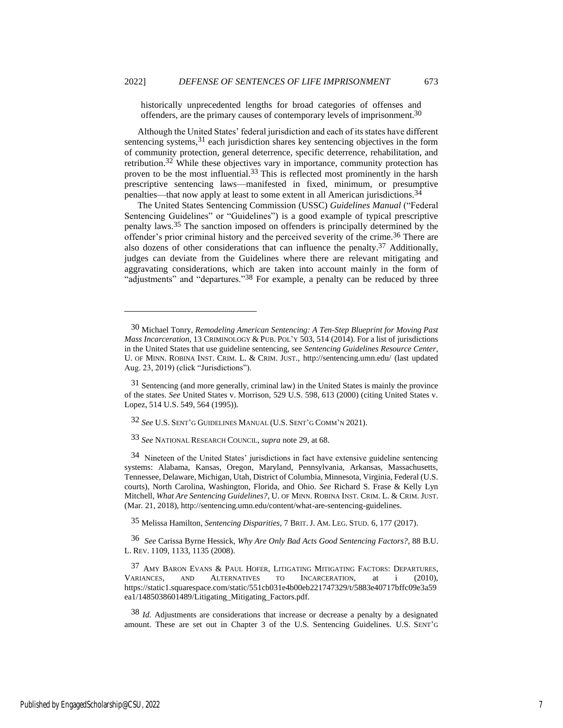historically unprecedented lengths for broad categories of offenses and offenders, are the primary causes of contemporary levels of imprisonment.[30]

Although the United States' federal jurisdiction and each of its states have different sentencing systems,[31] each jurisdiction shares key sentencing objectives in the form of community protection, general deterrence, specific deterrence, rehabilitation, and retribution.[32] While these objectives vary in importance, community protection has proven to be the most influential.[33] This is reflected most prominently in the harsh prescriptive sentencing laws—manifested in fixed, minimum, or presumptive penalties—that now apply at least to some extent in all American jurisdictions.[34]

The United States Sentencing Commission (USSC) *Guidelines Manual* ("Federal Sentencing Guidelines" or "Guidelines") is a good example of typical prescriptive penalty laws.[35] The sanction imposed on offenders is principally determined by the offender's prior criminal history and the perceived severity of the crime.[36] There are also dozens of other considerations that can influence the penalty.[37] Additionally, judges can deviate from the Guidelines where there are relevant mitigating and aggravating considerations, which are taken into account mainly in the form of "adjustments" and "departures."[38] For example, a penalty can be reduced by three

---

[30] Michael Tonry, *Remodeling American Sentencing: A Ten-Step Blueprint for Moving Past Mass Incarceration*, 13 CRIMINOLOGY & PUB. POL'Y 503, 514 (2014). For a list of jurisdictions in the United States that use guideline sentencing, see *Sentencing Guidelines Resource Center*, U. OF MINN. ROBINA INST. CRIM. L. & CRIM. JUST., http://sentencing.umn.edu/ (last updated Aug. 23, 2019) (click "Jurisdictions").

[31] Sentencing (and more generally, criminal law) in the United States is mainly the province of the states. *See* United States v. Morrison, 529 U.S. 598, 613 (2000) (citing United States v. Lopez, 514 U.S. 549, 564 (1995)).

[32] *See* U.S. SENT'G GUIDELINES MANUAL (U.S. SENT'G COMM'N 2021).

[33] *See* NATIONAL RESEARCH COUNCIL, *supra* note 29, at 68.

[34] Nineteen of the United States' jurisdictions in fact have extensive guideline sentencing systems: Alabama, Kansas, Oregon, Maryland, Pennsylvania, Arkansas, Massachusetts, Tennessee, Delaware, Michigan, Utah, District of Columbia, Minnesota, Virginia, Federal (U.S. courts), North Carolina, Washington, Florida, and Ohio. *See* Richard S. Frase & Kelly Lyn Mitchell, *What Are Sentencing Guidelines?*, U. OF MINN. ROBINA INST. CRIM. L. & CRIM. JUST. (Mar. 21, 2018), http://sentencing.umn.edu/content/what-are-sentencing-guidelines.

[35] Melissa Hamilton, *Sentencing Disparities*, 7 BRIT. J. AM. LEG. STUD. 6, 177 (2017).

[36] *See* Carissa Byrne Hessick, *Why Are Only Bad Acts Good Sentencing Factors?*, 88 B.U. L. REV. 1109, 1133, 1135 (2008).

[37] AMY BARON EVANS & PAUL HOFER, LITIGATING MITIGATING FACTORS: DEPARTURES, VARIANCES, AND ALTERNATIVES TO INCARCERATION, at i (2010), https://static1.squarespace.com/static/551cb031e4b00eb221747329/t/5883e40717bffc09e3a59ea1/1485038601489/Litigating_Mitigating_Factors.pdf.

[38] *Id.* Adjustments are considerations that increase or decrease a penalty by a designated amount. These are set out in Chapter 3 of the U.S. Sentencing Guidelines. U.S. SENT'G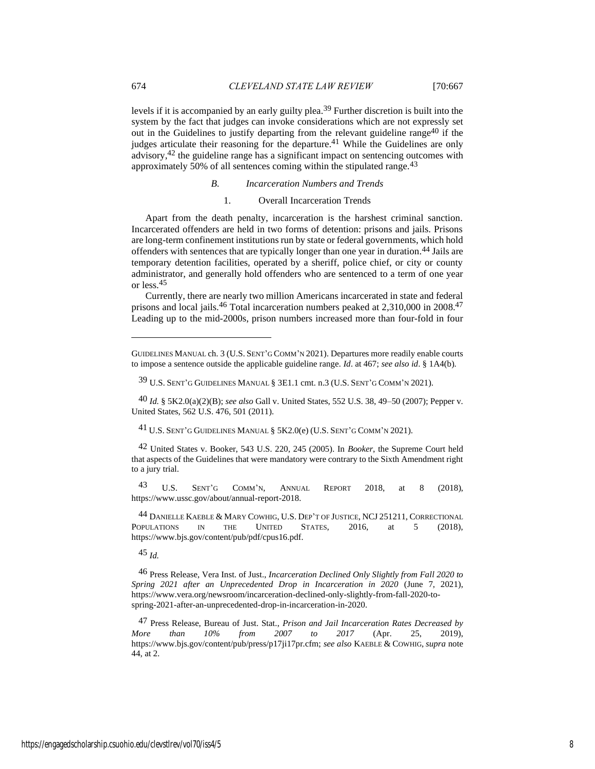levels if it is accompanied by an early guilty plea.[39] Further discretion is built into the system by the fact that judges can invoke considerations which are not expressly set out in the Guidelines to justify departing from the relevant guideline range[40] if the judges articulate their reasoning for the departure.[41] While the Guidelines are only advisory,[42] the guideline range has a significant impact on sentencing outcomes with approximately 50% of all sentences coming within the stipulated range.[43]

### *B. Incarceration Numbers and Trends*

#### 1. Overall Incarceration Trends

Apart from the death penalty, incarceration is the harshest criminal sanction. Incarcerated offenders are held in two forms of detention: prisons and jails. Prisons are long-term confinement institutions run by state or federal governments, which hold offenders with sentences that are typically longer than one year in duration.[44] Jails are temporary detention facilities, operated by a sheriff, police chief, or city or county administrator, and generally hold offenders who are sentenced to a term of one year or less.[45]

Currently, there are nearly two million Americans incarcerated in state and federal prisons and local jails.[46] Total incarceration numbers peaked at 2,310,000 in 2008.[47] Leading up to the mid-2000s, prison numbers increased more than four-fold in four

---

GUIDELINES MANUAL ch. 3 (U.S. SENT'G COMM'N 2021). Departures more readily enable courts to impose a sentence outside the applicable guideline range. *Id*. at 467; *see also id*. § 1A4(b).

[39] U.S. SENT'G GUIDELINES MANUAL § 3E1.1 cmt. n.3 (U.S. SENT'G COMM'N 2021).

[40] *Id.* § 5K2.0(a)(2)(B); *see also* Gall v. United States, 552 U.S. 38, 49–50 (2007); Pepper v. United States, 562 U.S. 476, 501 (2011).

[41] U.S. SENT'G GUIDELINES MANUAL § 5K2.0(e) (U.S. SENT'G COMM'N 2021).

[42] United States v. Booker, 543 U.S. 220, 245 (2005). In *Booker*, the Supreme Court held that aspects of the Guidelines that were mandatory were contrary to the Sixth Amendment right to a jury trial.

[43] U.S. SENT'G COMM'N, ANNUAL REPORT 2018, at 8 (2018), https://www.ussc.gov/about/annual-report-2018.

[44] DANIELLE KAEBLE & MARY COWHIG, U.S. DEP'T OF JUSTICE, NCJ 251211, CORRECTIONAL POPULATIONS IN THE UNITED STATES, 2016, at 5 (2018), https://www.bjs.gov/content/pub/pdf/cpus16.pdf.

[45] *Id.*

[46] Press Release, Vera Inst. of Just., *Incarceration Declined Only Slightly from Fall 2020 to Spring 2021 after an Unprecedented Drop in Incarceration in 2020* (June 7, 2021), https://www.vera.org/newsroom/incarceration-declined-only-slightly-from-fall-2020-to-spring-2021-after-an-unprecedented-drop-in-incarceration-in-2020.

[47] Press Release, Bureau of Just. Stat., *Prison and Jail Incarceration Rates Decreased by More than 10% from 2007 to 2017* (Apr. 25, 2019), https://www.bjs.gov/content/pub/press/p17ji17pr.cfm; *see also* KAEBLE & COWHIG, *supra* note 44, at 2.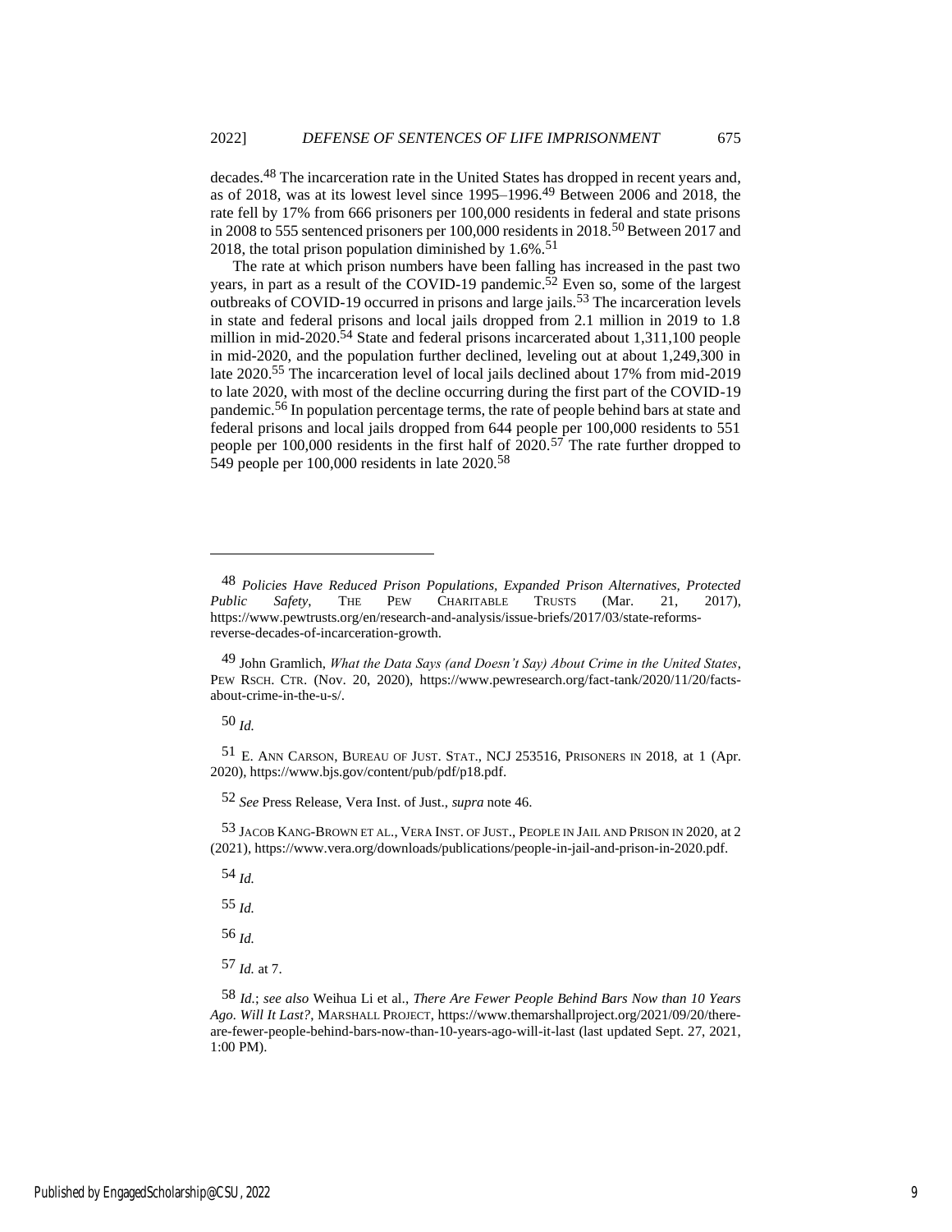decades.[48] The incarceration rate in the United States has dropped in recent years and, as of 2018, was at its lowest level since 1995–1996.[49] Between 2006 and 2018, the rate fell by 17% from 666 prisoners per 100,000 residents in federal and state prisons in 2008 to 555 sentenced prisoners per 100,000 residents in 2018.[50] Between 2017 and 2018, the total prison population diminished by 1.6%.[51]

The rate at which prison numbers have been falling has increased in the past two years, in part as a result of the COVID-19 pandemic.[52] Even so, some of the largest outbreaks of COVID-19 occurred in prisons and large jails.[53] The incarceration levels in state and federal prisons and local jails dropped from 2.1 million in 2019 to 1.8 million in mid-2020.[54] State and federal prisons incarcerated about 1,311,100 people in mid-2020, and the population further declined, leveling out at about 1,249,300 in late 2020.[55] The incarceration level of local jails declined about 17% from mid-2019 to late 2020, with most of the decline occurring during the first part of the COVID-19 pandemic.[56] In population percentage terms, the rate of people behind bars at state and federal prisons and local jails dropped from 644 people per 100,000 residents to 551 people per 100,000 residents in the first half of 2020.[57] The rate further dropped to 549 people per 100,000 residents in late 2020.[58]

---

[48] *Policies Have Reduced Prison Populations, Expanded Prison Alternatives, Protected Public Safety*, THE PEW CHARITABLE TRUSTS (Mar. 21, 2017), https://www.pewtrusts.org/en/research-and-analysis/issue-briefs/2017/03/state-reforms-reverse-decades-of-incarceration-growth.

[49] John Gramlich, *What the Data Says (and Doesn't Say) About Crime in the United States*, PEW RSCH. CTR. (Nov. 20, 2020), https://www.pewresearch.org/fact-tank/2020/11/20/facts-about-crime-in-the-u-s/.

[50] *Id.*

[51] E. ANN CARSON, BUREAU OF JUST. STAT., NCJ 253516, PRISONERS IN 2018, at 1 (Apr. 2020), https://www.bjs.gov/content/pub/pdf/p18.pdf.

[52] *See* Press Release, Vera Inst. of Just., *supra* note 46.

[53] JACOB KANG-BROWN ET AL., VERA INST. OF JUST., PEOPLE IN JAIL AND PRISON IN 2020, at 2 (2021), https://www.vera.org/downloads/publications/people-in-jail-and-prison-in-2020.pdf.

[54] *Id.*

[55] *Id.*

[56] *Id.*

[57] *Id.* at 7.

[58] *Id.*; *see also* Weihua Li et al., *There Are Fewer People Behind Bars Now than 10 Years Ago. Will It Last?*, MARSHALL PROJECT, https://www.themarshallproject.org/2021/09/20/there-are-fewer-people-behind-bars-now-than-10-years-ago-will-it-last (last updated Sept. 27, 2021, 1:00 PM).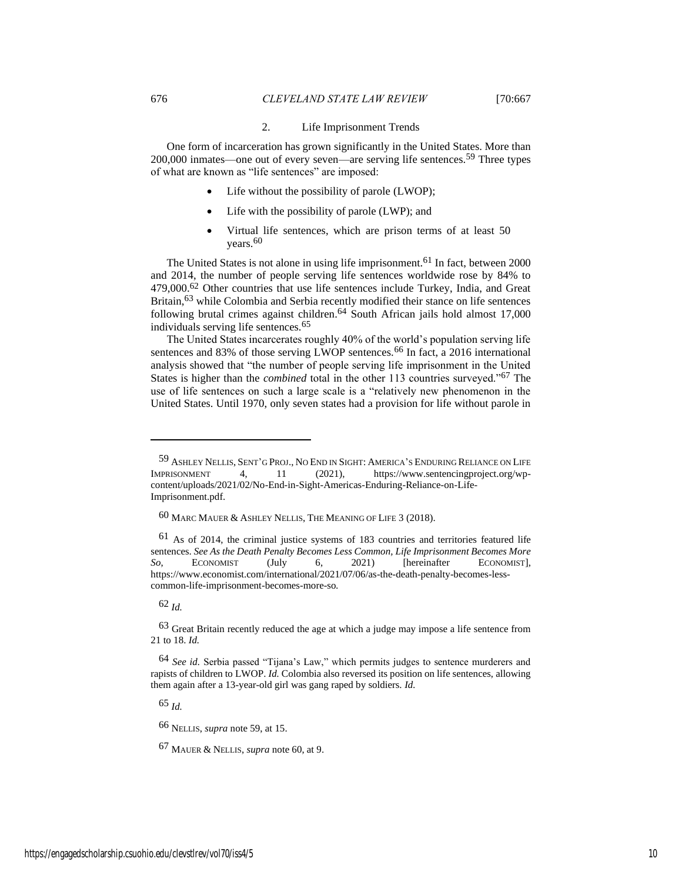### 2. Life Imprisonment Trends

One form of incarceration has grown significantly in the United States. More than 200,000 inmates—one out of every seven—are serving life sentences.[59] Three types of what are known as "life sentences" are imposed:

- Life without the possibility of parole (LWOP);
- Life with the possibility of parole (LWP); and
- Virtual life sentences, which are prison terms of at least 50 years.[60]

The United States is not alone in using life imprisonment.[61] In fact, between 2000 and 2014, the number of people serving life sentences worldwide rose by 84% to 479,000.[62] Other countries that use life sentences include Turkey, India, and Great Britain,[63] while Colombia and Serbia recently modified their stance on life sentences following brutal crimes against children.[64] South African jails hold almost 17,000 individuals serving life sentences.[65]

The United States incarcerates roughly 40% of the world's population serving life sentences and 83% of those serving LWOP sentences.[66] In fact, a 2016 international analysis showed that "the number of people serving life imprisonment in the United States is higher than the *combined* total in the other 113 countries surveyed."[67] The use of life sentences on such a large scale is a "relatively new phenomenon in the United States. Until 1970, only seven states had a provision for life without parole in

---

[59] ASHLEY NELLIS, SENT'G PROJ., NO END IN SIGHT: AMERICA'S ENDURING RELIANCE ON LIFE IMPRISONMENT 4, 11 (2021), https://www.sentencingproject.org/wp-content/uploads/2021/02/No-End-in-Sight-Americas-Enduring-Reliance-on-Life-Imprisonment.pdf.

[60] MARC MAUER & ASHLEY NELLIS, THE MEANING OF LIFE 3 (2018).

[61] As of 2014, the criminal justice systems of 183 countries and territories featured life sentences. *See As the Death Penalty Becomes Less Common, Life Imprisonment Becomes More So*, ECONOMIST (July 6, 2021) [hereinafter ECONOMIST], https://www.economist.com/international/2021/07/06/as-the-death-penalty-becomes-less-common-life-imprisonment-becomes-more-so.

[62] *Id.*

[63] Great Britain recently reduced the age at which a judge may impose a life sentence from 21 to 18. *Id.*

[64] *See id.* Serbia passed "Tijana's Law," which permits judges to sentence murderers and rapists of children to LWOP. *Id.* Colombia also reversed its position on life sentences, allowing them again after a 13-year-old girl was gang raped by soldiers. *Id.*

[65] *Id.*

[66] NELLIS, *supra* note 59, at 15.

[67] MAUER & NELLIS, *supra* note 60, at 9.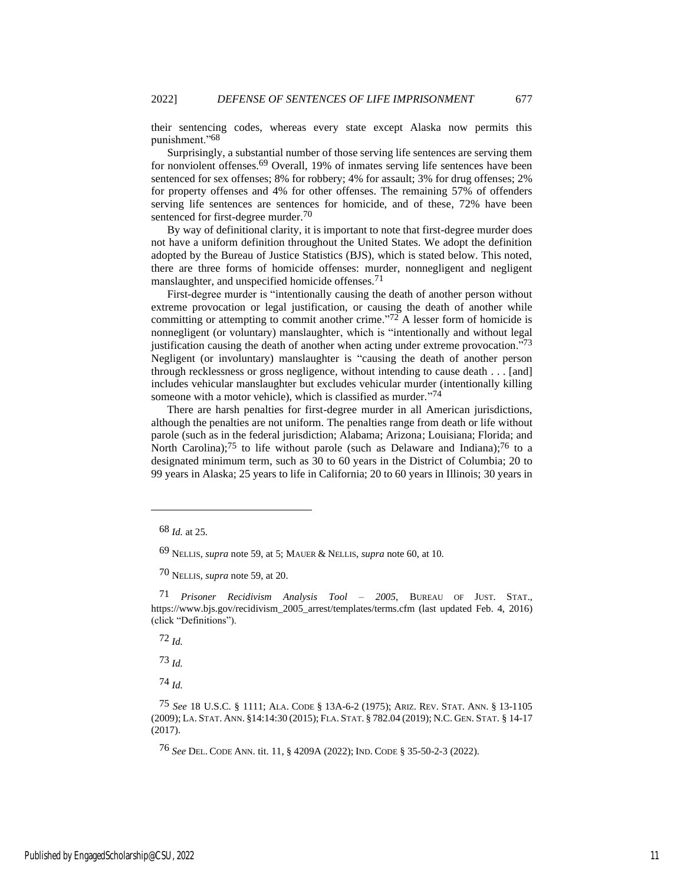their sentencing codes, whereas every state except Alaska now permits this punishment."[68]

Surprisingly, a substantial number of those serving life sentences are serving them for nonviolent offenses.[69] Overall, 19% of inmates serving life sentences have been sentenced for sex offenses; 8% for robbery; 4% for assault; 3% for drug offenses; 2% for property offenses and 4% for other offenses. The remaining 57% of offenders serving life sentences are sentences for homicide, and of these, 72% have been sentenced for first-degree murder.[70]

By way of definitional clarity, it is important to note that first-degree murder does not have a uniform definition throughout the United States. We adopt the definition adopted by the Bureau of Justice Statistics (BJS), which is stated below. This noted, there are three forms of homicide offenses: murder, nonnegligent and negligent manslaughter, and unspecified homicide offenses.[71]

First-degree murder is "intentionally causing the death of another person without extreme provocation or legal justification, or causing the death of another while committing or attempting to commit another crime."[72] A lesser form of homicide is nonnegligent (or voluntary) manslaughter, which is "intentionally and without legal justification causing the death of another when acting under extreme provocation."[73] Negligent (or involuntary) manslaughter is "causing the death of another person through recklessness or gross negligence, without intending to cause death . . . [and] includes vehicular manslaughter but excludes vehicular murder (intentionally killing someone with a motor vehicle), which is classified as murder."[74]

There are harsh penalties for first-degree murder in all American jurisdictions, although the penalties are not uniform. The penalties range from death or life without parole (such as in the federal jurisdiction; Alabama; Arizona; Louisiana; Florida; and North Carolina);[75] to life without parole (such as Delaware and Indiana);[76] to a designated minimum term, such as 30 to 60 years in the District of Columbia; 20 to 99 years in Alaska; 25 years to life in California; 20 to 60 years in Illinois; 30 years in

---

[68] *Id.* at 25.

[69] NELLIS, *supra* note 59, at 5; MAUER & NELLIS, *supra* note 60, at 10.

[70] NELLIS, *supra* note 59, at 20.

[71] *Prisoner Recidivism Analysis Tool – 2005*, BUREAU OF JUST. STAT., https://www.bjs.gov/recidivism_2005_arrest/templates/terms.cfm (last updated Feb. 4, 2016) (click "Definitions").

[72] *Id.*

[73] *Id.*

[74] *Id.*

[75] *See* 18 U.S.C. § 1111; ALA. CODE § 13A-6-2 (1975); ARIZ. REV. STAT. ANN. § 13-1105 (2009); LA. STAT. ANN. §14:14:30 (2015); FLA. STAT. § 782.04 (2019); N.C. GEN. STAT. § 14-17 (2017).

[76] *See* DEL. CODE ANN. tit. 11, § 4209A (2022); IND. CODE § 35-50-2-3 (2022).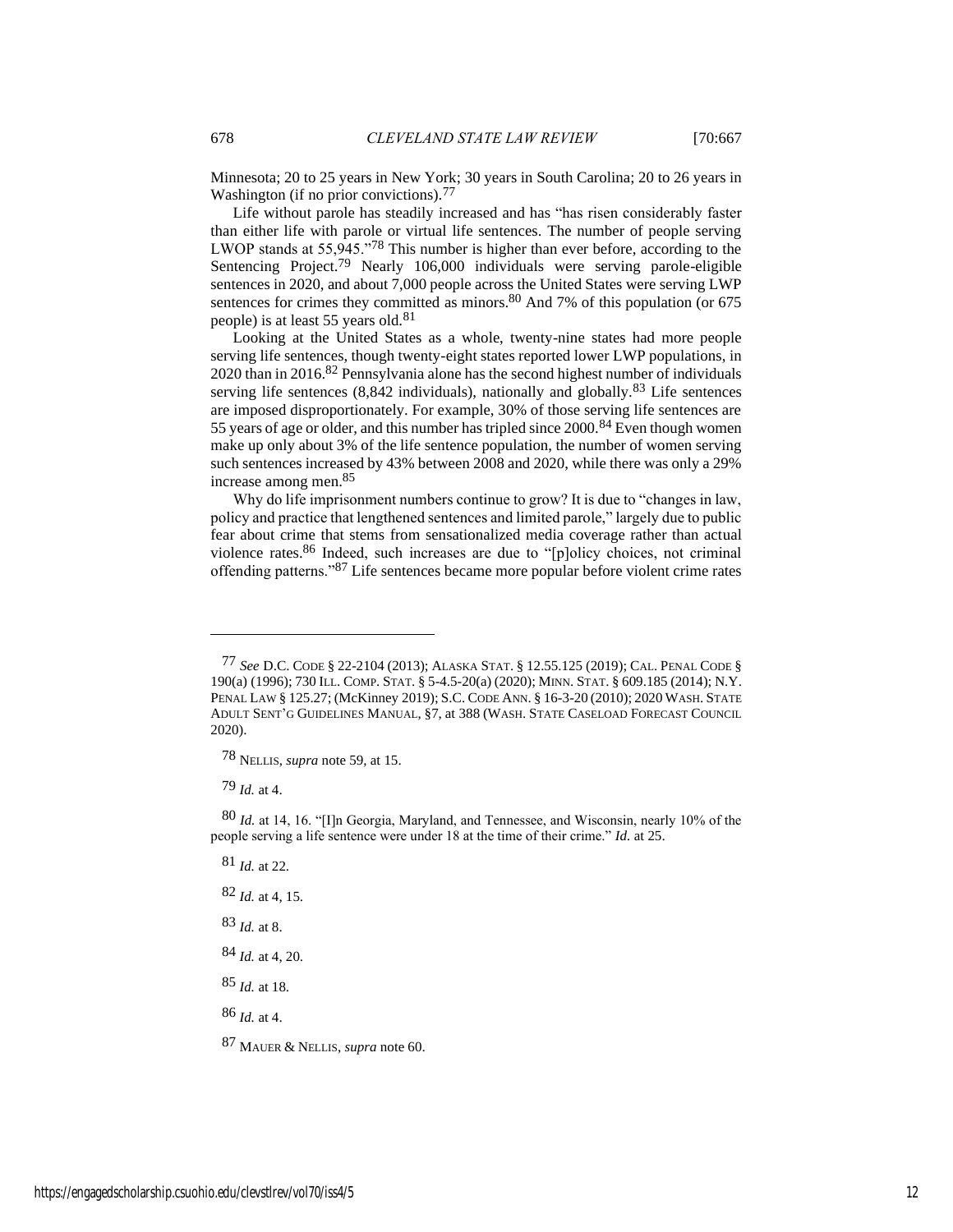Minnesota; 20 to 25 years in New York; 30 years in South Carolina; 20 to 26 years in Washington (if no prior convictions).[77]

Life without parole has steadily increased and has "has risen considerably faster than either life with parole or virtual life sentences. The number of people serving LWOP stands at 55,945."[78] This number is higher than ever before, according to the Sentencing Project.[79] Nearly 106,000 individuals were serving parole-eligible sentences in 2020, and about 7,000 people across the United States were serving LWP sentences for crimes they committed as minors.[80] And 7% of this population (or 675 people) is at least 55 years old.[81]

Looking at the United States as a whole, twenty-nine states had more people serving life sentences, though twenty-eight states reported lower LWP populations, in 2020 than in 2016.[82] Pennsylvania alone has the second highest number of individuals serving life sentences (8,842 individuals), nationally and globally.[83] Life sentences are imposed disproportionately. For example, 30% of those serving life sentences are 55 years of age or older, and this number has tripled since 2000.[84] Even though women make up only about 3% of the life sentence population, the number of women serving such sentences increased by 43% between 2008 and 2020, while there was only a 29% increase among men.[85]

Why do life imprisonment numbers continue to grow? It is due to "changes in law, policy and practice that lengthened sentences and limited parole," largely due to public fear about crime that stems from sensationalized media coverage rather than actual violence rates.[86] Indeed, such increases are due to "[p]olicy choices, not criminal offending patterns."[87] Life sentences became more popular before violent crime rates

---

[77] *See* D.C. CODE § 22-2104 (2013); ALASKA STAT. § 12.55.125 (2019); CAL. PENAL CODE § 190(a) (1996); 730 ILL. COMP. STAT. § 5-4.5-20(a) (2020); MINN. STAT. § 609.185 (2014); N.Y. PENAL LAW § 125.27; (McKinney 2019); S.C. CODE ANN. § 16-3-20 (2010); 2020 WASH. STATE ADULT SENT'G GUIDELINES MANUAL, §7, at 388 (WASH. STATE CASELOAD FORECAST COUNCIL 2020).

[78] NELLIS, *supra* note 59, at 15.

[79] *Id.* at 4.

[80] *Id.* at 14, 16. "[I]n Georgia, Maryland, and Tennessee, and Wisconsin, nearly 10% of the people serving a life sentence were under 18 at the time of their crime." *Id.* at 25.

[81] *Id.* at 22.

[82] *Id.* at 4, 15.

[83] *Id.* at 8.

[84] *Id.* at 4, 20.

[85] *Id.* at 18.

[86] *Id.* at 4.

[87] MAUER & NELLIS, *supra* note 60.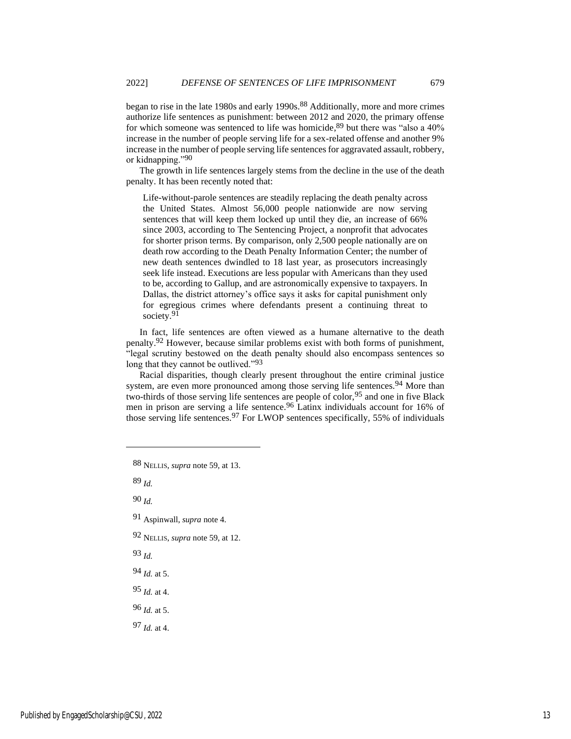began to rise in the late 1980s and early 1990s.[88] Additionally, more and more crimes authorize life sentences as punishment: between 2012 and 2020, the primary offense for which someone was sentenced to life was homicide,[89] but there was "also a 40% increase in the number of people serving life for a sex-related offense and another 9% increase in the number of people serving life sentences for aggravated assault, robbery, or kidnapping."[90]

The growth in life sentences largely stems from the decline in the use of the death penalty. It has been recently noted that:

> Life-without-parole sentences are steadily replacing the death penalty across the United States. Almost 56,000 people nationwide are now serving sentences that will keep them locked up until they die, an increase of 66% since 2003, according to The Sentencing Project, a nonprofit that advocates for shorter prison terms. By comparison, only 2,500 people nationally are on death row according to the Death Penalty Information Center; the number of new death sentences dwindled to 18 last year, as prosecutors increasingly seek life instead. Executions are less popular with Americans than they used to be, according to Gallup, and are astronomically expensive to taxpayers. In Dallas, the district attorney's office says it asks for capital punishment only for egregious crimes where defendants present a continuing threat to society.[91]

In fact, life sentences are often viewed as a humane alternative to the death penalty.[92] However, because similar problems exist with both forms of punishment, "legal scrutiny bestowed on the death penalty should also encompass sentences so long that they cannot be outlived."[93]

Racial disparities, though clearly present throughout the entire criminal justice system, are even more pronounced among those serving life sentences.[94] More than two-thirds of those serving life sentences are people of color,[95] and one in five Black men in prison are serving a life sentence.[96] Latinx individuals account for 16% of those serving life sentences.[97] For LWOP sentences specifically, 55% of individuals

---

88 NELLIS, *supra* note 59, at 13.

89 *Id.*

90 *Id.*

91 Aspinwall, *supra* note 4.

92 NELLIS, *supra* note 59, at 12.

93 *Id.*

94 *Id.* at 5.

95 *Id.* at 4.

96 *Id.* at 5.

97 *Id.* at 4.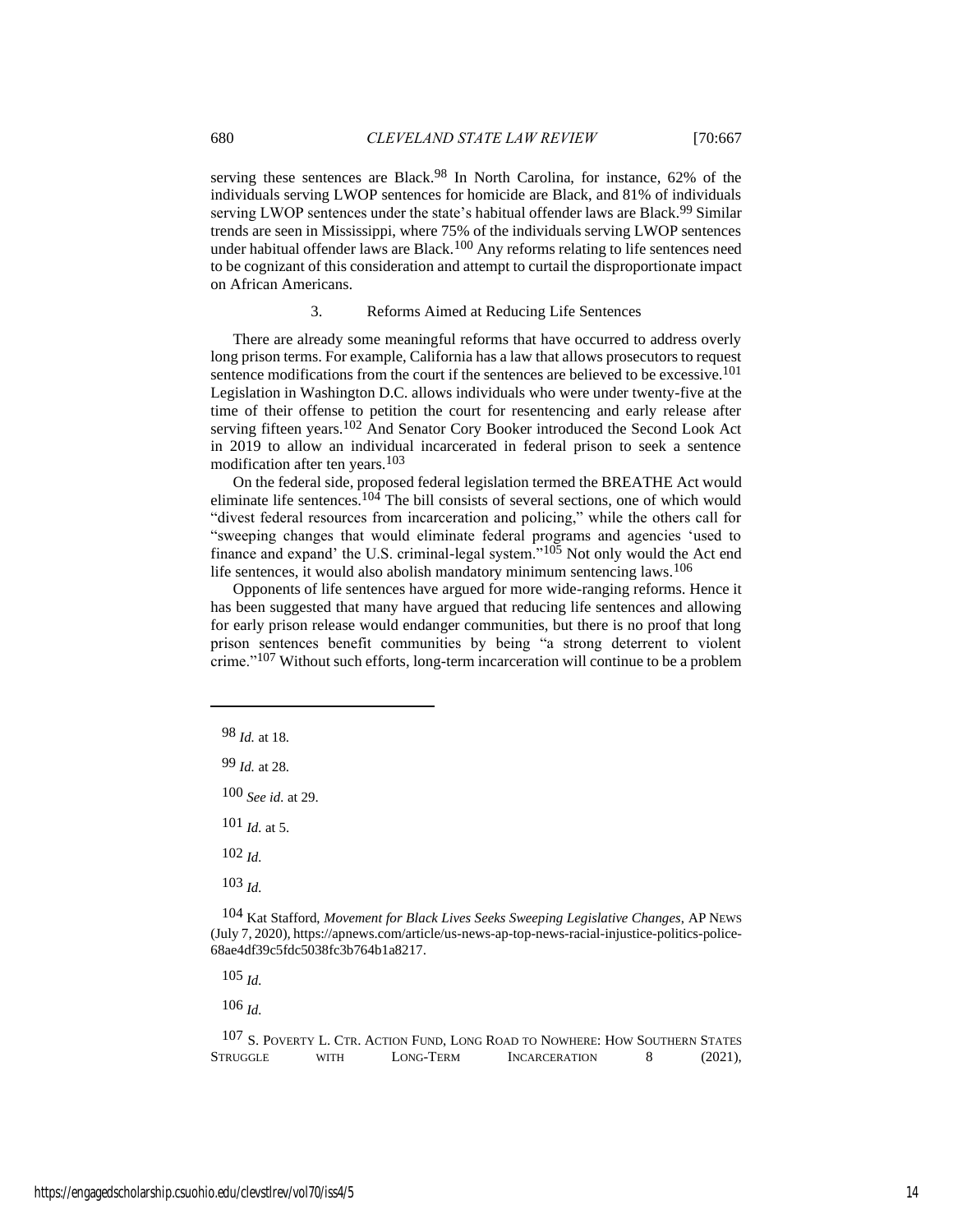serving these sentences are Black.[98] In North Carolina, for instance, 62% of the individuals serving LWOP sentences for homicide are Black, and 81% of individuals serving LWOP sentences under the state's habitual offender laws are Black.[99] Similar trends are seen in Mississippi, where 75% of the individuals serving LWOP sentences under habitual offender laws are Black.[100] Any reforms relating to life sentences need to be cognizant of this consideration and attempt to curtail the disproportionate impact on African Americans.

### 3. Reforms Aimed at Reducing Life Sentences

There are already some meaningful reforms that have occurred to address overly long prison terms. For example, California has a law that allows prosecutors to request sentence modifications from the court if the sentences are believed to be excessive.[101] Legislation in Washington D.C. allows individuals who were under twenty-five at the time of their offense to petition the court for resentencing and early release after serving fifteen years.[102] And Senator Cory Booker introduced the Second Look Act in 2019 to allow an individual incarcerated in federal prison to seek a sentence modification after ten years.[103]

On the federal side, proposed federal legislation termed the BREATHE Act would eliminate life sentences.[104] The bill consists of several sections, one of which would "divest federal resources from incarceration and policing," while the others call for "sweeping changes that would eliminate federal programs and agencies 'used to finance and expand' the U.S. criminal-legal system."[105] Not only would the Act end life sentences, it would also abolish mandatory minimum sentencing laws.[106]

Opponents of life sentences have argued for more wide-ranging reforms. Hence it has been suggested that many have argued that reducing life sentences and allowing for early prison release would endanger communities, but there is no proof that long prison sentences benefit communities by being "a strong deterrent to violent crime."[107] Without such efforts, long-term incarceration will continue to be a problem

---

98 *Id.* at 18.

99 *Id.* at 28.

100 *See id.* at 29.

101 *Id.* at 5.

102 *Id.*

103 *Id.*

104 Kat Stafford, *Movement for Black Lives Seeks Sweeping Legislative Changes*, AP NEWS (July 7, 2020), https://apnews.com/article/us-news-ap-top-news-racial-injustice-politics-police-68ae4df39c5fdc5038fc3b764b1a8217.

105 *Id.*

106 *Id.*

107 S. POVERTY L. CTR. ACTION FUND, LONG ROAD TO NOWHERE: HOW SOUTHERN STATES STRUGGLE WITH LONG-TERM INCARCERATION 8 (2021),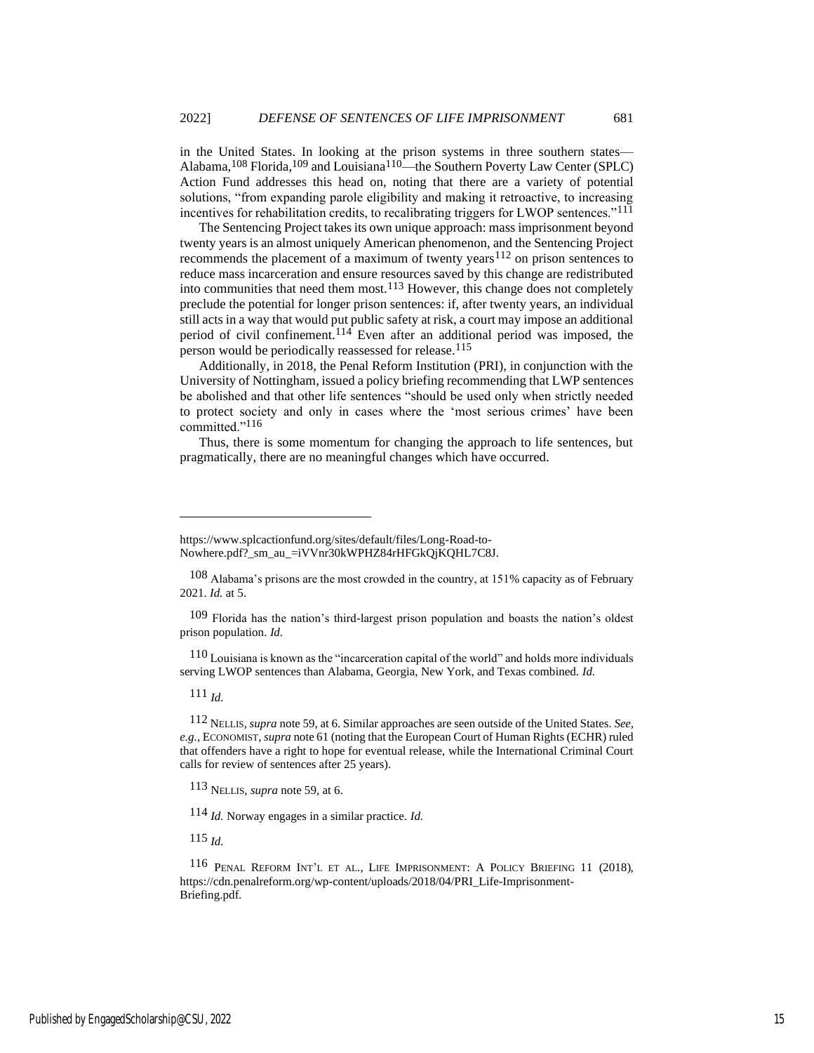in the United States. In looking at the prison systems in three southern states—Alabama,[108] Florida,[109] and Louisiana[110]—the Southern Poverty Law Center (SPLC) Action Fund addresses this head on, noting that there are a variety of potential solutions, "from expanding parole eligibility and making it retroactive, to increasing incentives for rehabilitation credits, to recalibrating triggers for LWOP sentences."[111]

The Sentencing Project takes its own unique approach: mass imprisonment beyond twenty years is an almost uniquely American phenomenon, and the Sentencing Project recommends the placement of a maximum of twenty years[112] on prison sentences to reduce mass incarceration and ensure resources saved by this change are redistributed into communities that need them most.[113] However, this change does not completely preclude the potential for longer prison sentences: if, after twenty years, an individual still acts in a way that would put public safety at risk, a court may impose an additional period of civil confinement.[114] Even after an additional period was imposed, the person would be periodically reassessed for release.[115]

Additionally, in 2018, the Penal Reform Institution (PRI), in conjunction with the University of Nottingham, issued a policy briefing recommending that LWP sentences be abolished and that other life sentences "should be used only when strictly needed to protect society and only in cases where the 'most serious crimes' have been committed."[116]

Thus, there is some momentum for changing the approach to life sentences, but pragmatically, there are no meaningful changes which have occurred.

---

https://www.splcactionfund.org/sites/default/files/Long-Road-to-Nowhere.pdf?_sm_au_=iVVnr30kWPHZ84rHFGkQjKQHL7C8J.

[108] Alabama's prisons are the most crowded in the country, at 151% capacity as of February 2021. *Id.* at 5.

[109] Florida has the nation's third-largest prison population and boasts the nation's oldest prison population. *Id.*

[110] Louisiana is known as the "incarceration capital of the world" and holds more individuals serving LWOP sentences than Alabama, Georgia, New York, and Texas combined. *Id.*

[111] *Id.*

[112] NELLIS, *supra* note 59, at 6. Similar approaches are seen outside of the United States. *See, e.g.*, ECONOMIST, *supra* note 61 (noting that the European Court of Human Rights (ECHR) ruled that offenders have a right to hope for eventual release, while the International Criminal Court calls for review of sentences after 25 years).

[113] NELLIS, *supra* note 59, at 6.

[114] *Id.* Norway engages in a similar practice. *Id.*

[115] *Id.*

[116] PENAL REFORM INT'L ET AL., LIFE IMPRISONMENT: A POLICY BRIEFING 11 (2018), https://cdn.penalreform.org/wp-content/uploads/2018/04/PRI_Life-Imprisonment-Briefing.pdf.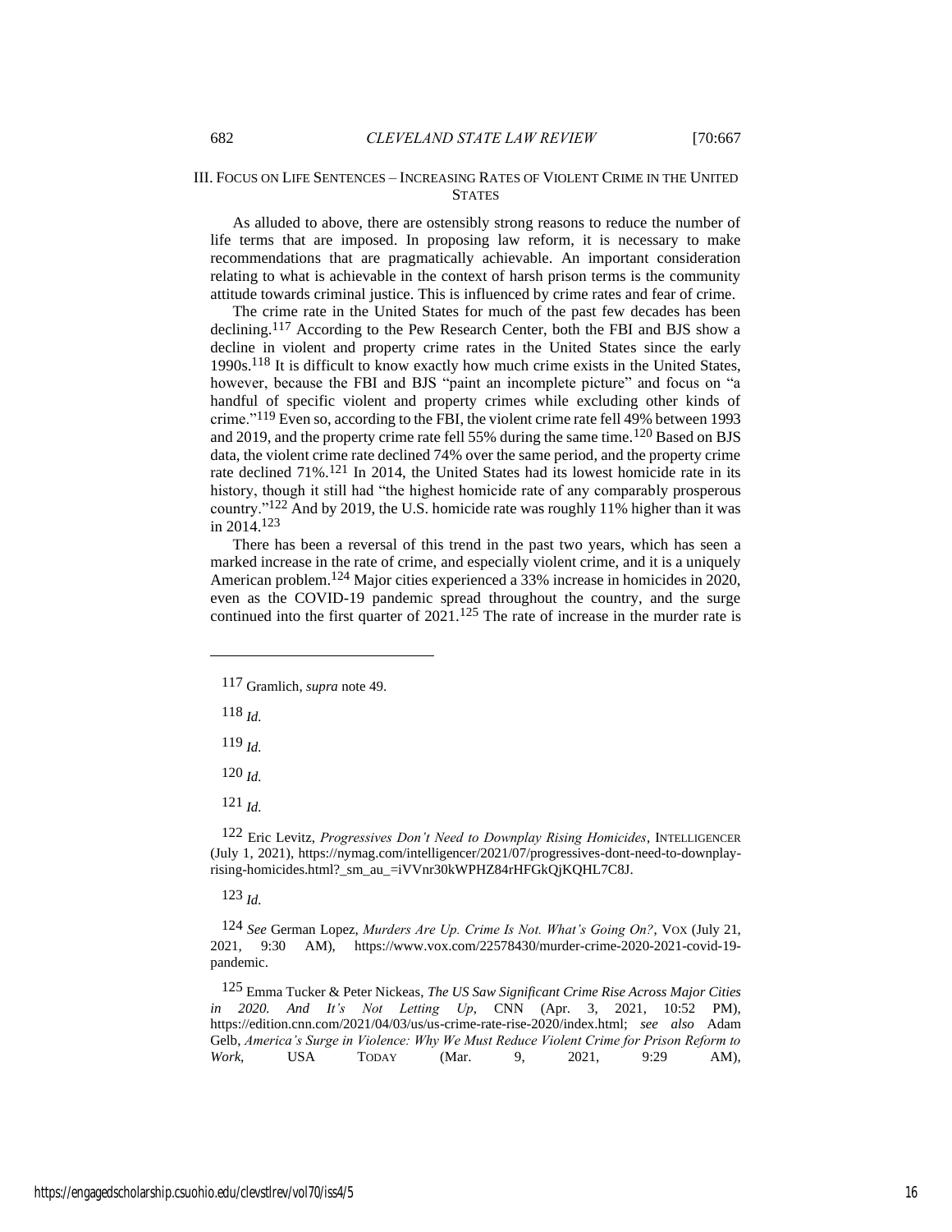## III. Focus on Life Sentences – Increasing Rates of Violent Crime in the United States

As alluded to above, there are ostensibly strong reasons to reduce the number of life terms that are imposed. In proposing law reform, it is necessary to make recommendations that are pragmatically achievable. An important consideration relating to what is achievable in the context of harsh prison terms is the community attitude towards criminal justice. This is influenced by crime rates and fear of crime.

The crime rate in the United States for much of the past few decades has been declining.[117] According to the Pew Research Center, both the FBI and BJS show a decline in violent and property crime rates in the United States since the early 1990s.[118] It is difficult to know exactly how much crime exists in the United States, however, because the FBI and BJS "paint an incomplete picture" and focus on "a handful of specific violent and property crimes while excluding other kinds of crime."[119] Even so, according to the FBI, the violent crime rate fell 49% between 1993 and 2019, and the property crime rate fell 55% during the same time.[120] Based on BJS data, the violent crime rate declined 74% over the same period, and the property crime rate declined 71%.[121] In 2014, the United States had its lowest homicide rate in its history, though it still had "the highest homicide rate of any comparably prosperous country."[122] And by 2019, the U.S. homicide rate was roughly 11% higher than it was in 2014.[123]

There has been a reversal of this trend in the past two years, which has seen a marked increase in the rate of crime, and especially violent crime, and it is a uniquely American problem.[124] Major cities experienced a 33% increase in homicides in 2020, even as the COVID-19 pandemic spread throughout the country, and the surge continued into the first quarter of 2021.[125] The rate of increase in the murder rate is

---

[117] Gramlich, *supra* note 49.

[118] *Id.*

[119] *Id.*

[120] *Id.*

[121] *Id.*

[122] Eric Levitz, *Progressives Don't Need to Downplay Rising Homicides*, INTELLIGENCER (July 1, 2021), https://nymag.com/intelligencer/2021/07/progressives-dont-need-to-downplay-rising-homicides.html?_sm_au_=iVVnr30kWPHZ84rHFGkQjKQHL7C8J.

[123] *Id.*

[124] *See* German Lopez, *Murders Are Up. Crime Is Not. What's Going On?*, VOX (July 21, 2021, 9:30 AM), https://www.vox.com/22578430/murder-crime-2020-2021-covid-19-pandemic.

[125] Emma Tucker & Peter Nickeas, *The US Saw Significant Crime Rise Across Major Cities in 2020. And It's Not Letting Up*, CNN (Apr. 3, 2021, 10:52 PM), https://edition.cnn.com/2021/04/03/us/us-crime-rate-rise-2020/index.html; *see also* Adam Gelb, *America's Surge in Violence: Why We Must Reduce Violent Crime for Prison Reform to Work*, USA TODAY (Mar. 9, 2021, 9:29 AM),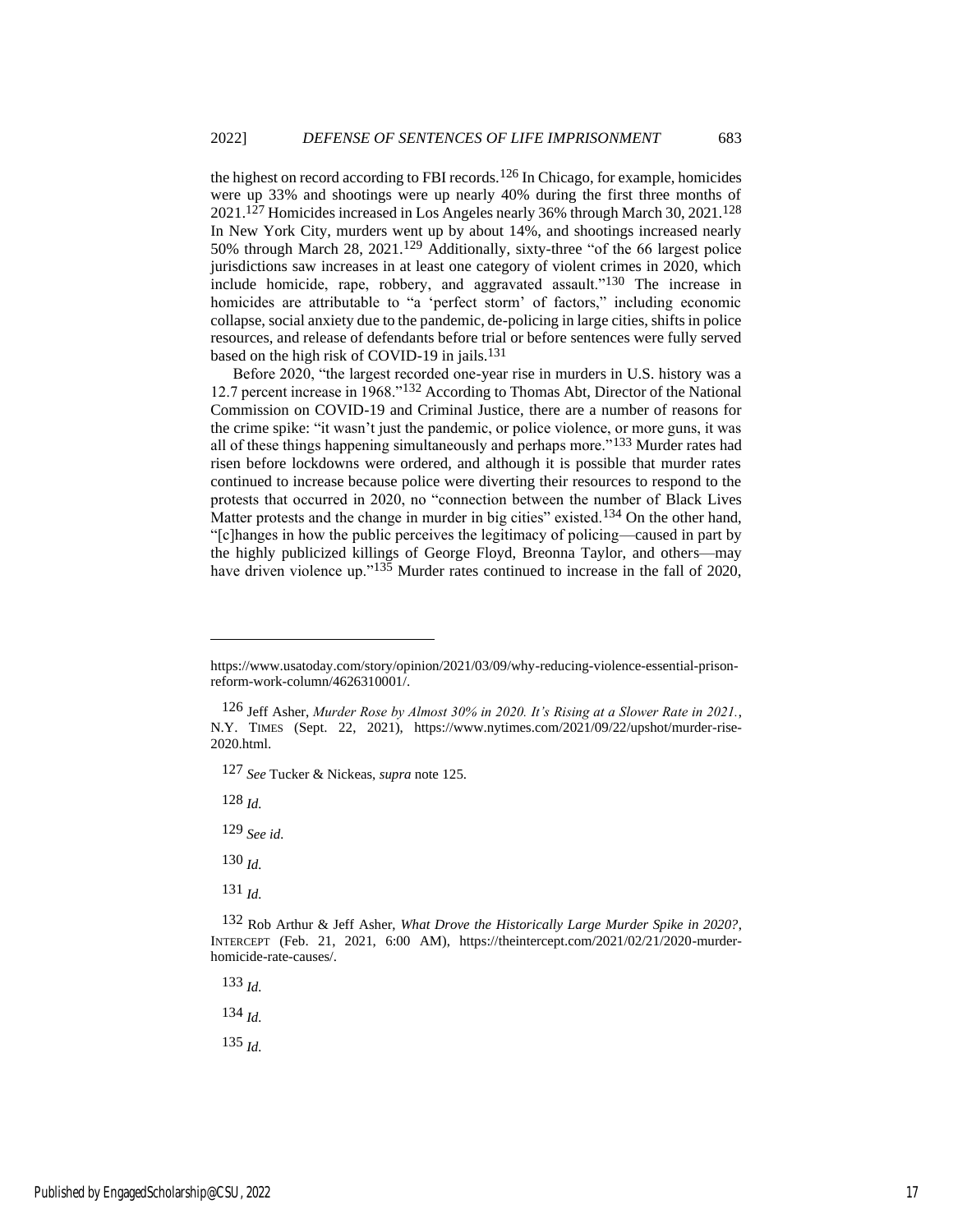the highest on record according to FBI records.[126] In Chicago, for example, homicides were up 33% and shootings were up nearly 40% during the first three months of 2021.[127] Homicides increased in Los Angeles nearly 36% through March 30, 2021.[128] In New York City, murders went up by about 14%, and shootings increased nearly 50% through March 28, 2021.[129] Additionally, sixty-three "of the 66 largest police jurisdictions saw increases in at least one category of violent crimes in 2020, which include homicide, rape, robbery, and aggravated assault."[130] The increase in homicides are attributable to "a 'perfect storm' of factors," including economic collapse, social anxiety due to the pandemic, de-policing in large cities, shifts in police resources, and release of defendants before trial or before sentences were fully served based on the high risk of COVID-19 in jails.[131]

Before 2020, "the largest recorded one-year rise in murders in U.S. history was a 12.7 percent increase in 1968."[132] According to Thomas Abt, Director of the National Commission on COVID-19 and Criminal Justice, there are a number of reasons for the crime spike: "it wasn't just the pandemic, or police violence, or more guns, it was all of these things happening simultaneously and perhaps more."[133] Murder rates had risen before lockdowns were ordered, and although it is possible that murder rates continued to increase because police were diverting their resources to respond to the protests that occurred in 2020, no "connection between the number of Black Lives Matter protests and the change in murder in big cities" existed.[134] On the other hand, "[c]hanges in how the public perceives the legitimacy of policing—caused in part by the highly publicized killings of George Floyd, Breonna Taylor, and others—may have driven violence up."[135] Murder rates continued to increase in the fall of 2020,

---

https://www.usatoday.com/story/opinion/2021/03/09/why-reducing-violence-essential-prison-reform-work-column/4626310001/.

[126] Jeff Asher, *Murder Rose by Almost 30% in 2020. It's Rising at a Slower Rate in 2021.*, N.Y. TIMES (Sept. 22, 2021), https://www.nytimes.com/2021/09/22/upshot/murder-rise-2020.html.

[127] *See* Tucker & Nickeas, *supra* note 125.

[128] *Id.*

[129] *See id.*

[130] *Id.*

[131] *Id.*

[132] Rob Arthur & Jeff Asher, *What Drove the Historically Large Murder Spike in 2020?*, INTERCEPT (Feb. 21, 2021, 6:00 AM), https://theintercept.com/2021/02/21/2020-murder-homicide-rate-causes/.

[133] *Id.*

[134] *Id.*

[135] *Id.*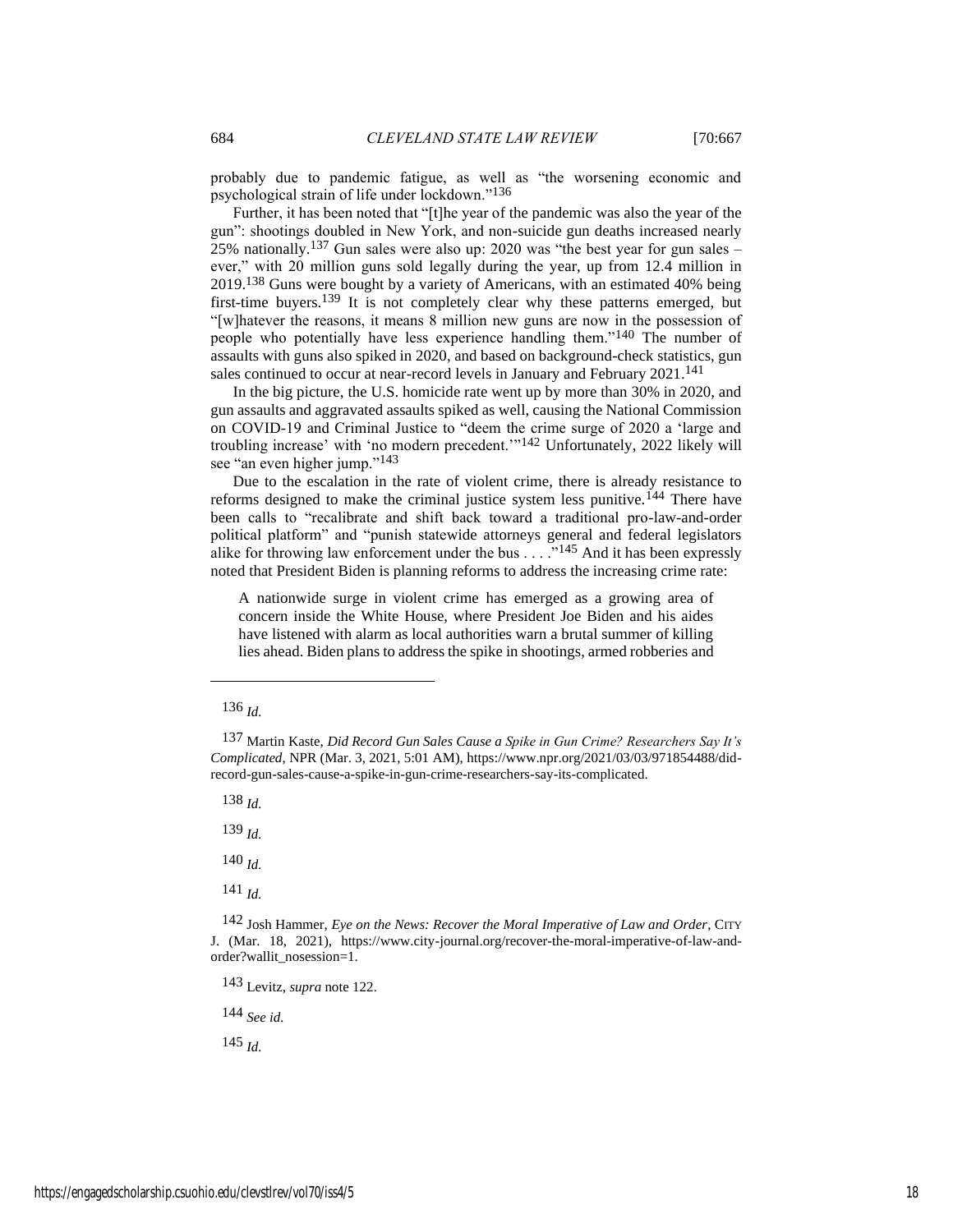probably due to pandemic fatigue, as well as "the worsening economic and psychological strain of life under lockdown."[136]

Further, it has been noted that "[t]he year of the pandemic was also the year of the gun": shootings doubled in New York, and non-suicide gun deaths increased nearly 25% nationally.[137] Gun sales were also up: 2020 was "the best year for gun sales – ever," with 20 million guns sold legally during the year, up from 12.4 million in 2019.[138] Guns were bought by a variety of Americans, with an estimated 40% being first-time buyers.[139] It is not completely clear why these patterns emerged, but "[w]hatever the reasons, it means 8 million new guns are now in the possession of people who potentially have less experience handling them."[140] The number of assaults with guns also spiked in 2020, and based on background-check statistics, gun sales continued to occur at near-record levels in January and February 2021.[141]

In the big picture, the U.S. homicide rate went up by more than 30% in 2020, and gun assaults and aggravated assaults spiked as well, causing the National Commission on COVID-19 and Criminal Justice to "deem the crime surge of 2020 a 'large and troubling increase' with 'no modern precedent.'"[142] Unfortunately, 2022 likely will see "an even higher jump."[143]

Due to the escalation in the rate of violent crime, there is already resistance to reforms designed to make the criminal justice system less punitive.[144] There have been calls to "recalibrate and shift back toward a traditional pro-law-and-order political platform" and "punish statewide attorneys general and federal legislators alike for throwing law enforcement under the bus . . . ."[145] And it has been expressly noted that President Biden is planning reforms to address the increasing crime rate:

> A nationwide surge in violent crime has emerged as a growing area of concern inside the White House, where President Joe Biden and his aides have listened with alarm as local authorities warn a brutal summer of killing lies ahead. Biden plans to address the spike in shootings, armed robberies and

---

136 *Id.*

137 Martin Kaste, *Did Record Gun Sales Cause a Spike in Gun Crime? Researchers Say It's Complicated*, NPR (Mar. 3, 2021, 5:01 AM), https://www.npr.org/2021/03/03/971854488/did-record-gun-sales-cause-a-spike-in-gun-crime-researchers-say-its-complicated.

138 *Id.*

139 *Id.*

140 *Id.*

141 *Id.*

142 Josh Hammer, *Eye on the News: Recover the Moral Imperative of Law and Order*, CITY J. (Mar. 18, 2021), https://www.city-journal.org/recover-the-moral-imperative-of-law-and-order?wallit_nosession=1.

143 Levitz, *supra* note 122.

144 *See id.*

145 *Id.*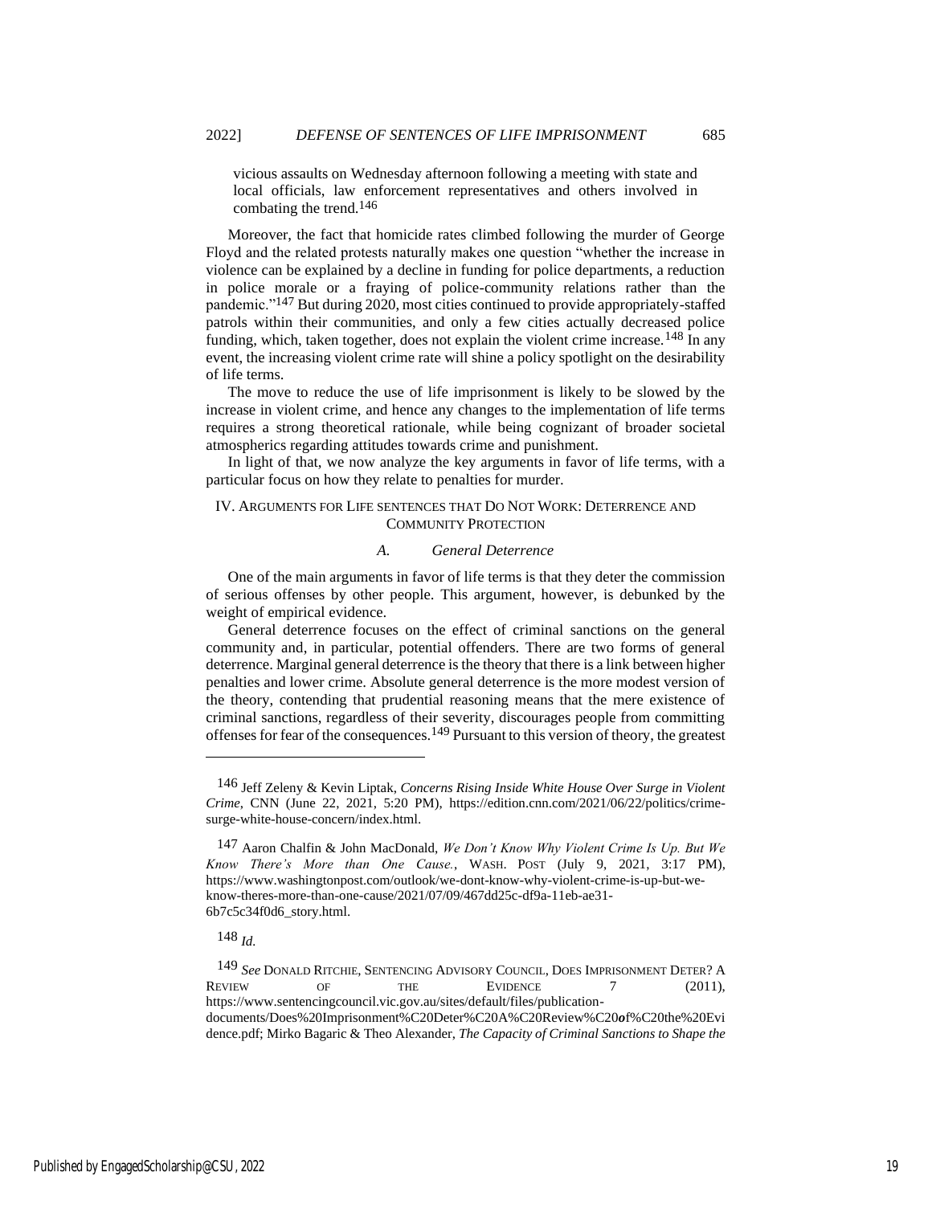vicious assaults on Wednesday afternoon following a meeting with state and local officials, law enforcement representatives and others involved in combating the trend.[146]

Moreover, the fact that homicide rates climbed following the murder of George Floyd and the related protests naturally makes one question "whether the increase in violence can be explained by a decline in funding for police departments, a reduction in police morale or a fraying of police-community relations rather than the pandemic."[147] But during 2020, most cities continued to provide appropriately-staffed patrols within their communities, and only a few cities actually decreased police funding, which, taken together, does not explain the violent crime increase.[148] In any event, the increasing violent crime rate will shine a policy spotlight on the desirability of life terms.

The move to reduce the use of life imprisonment is likely to be slowed by the increase in violent crime, and hence any changes to the implementation of life terms requires a strong theoretical rationale, while being cognizant of broader societal atmospherics regarding attitudes towards crime and punishment.

In light of that, we now analyze the key arguments in favor of life terms, with a particular focus on how they relate to penalties for murder.

## IV. Arguments for Life sentences that Do Not Work: Deterrence and Community Protection

### *A. General Deterrence*

One of the main arguments in favor of life terms is that they deter the commission of serious offenses by other people. This argument, however, is debunked by the weight of empirical evidence.

General deterrence focuses on the effect of criminal sanctions on the general community and, in particular, potential offenders. There are two forms of general deterrence. Marginal general deterrence is the theory that there is a link between higher penalties and lower crime. Absolute general deterrence is the more modest version of the theory, contending that prudential reasoning means that the mere existence of criminal sanctions, regardless of their severity, discourages people from committing offenses for fear of the consequences.[149] Pursuant to this version of theory, the greatest

---

[146] Jeff Zeleny & Kevin Liptak, *Concerns Rising Inside White House Over Surge in Violent Crime*, CNN (June 22, 2021, 5:20 PM), https://edition.cnn.com/2021/06/22/politics/crime-surge-white-house-concern/index.html.

[147] Aaron Chalfin & John MacDonald, *We Don't Know Why Violent Crime Is Up. But We Know There's More than One Cause.*, WASH. POST (July 9, 2021, 3:17 PM), https://www.washingtonpost.com/outlook/we-dont-know-why-violent-crime-is-up-but-we-know-theres-more-than-one-cause/2021/07/09/467dd25c-df9a-11eb-ae31-6b7c5c34f0d6_story.html.

[148] *Id.*

[149] *See* DONALD RITCHIE, SENTENCING ADVISORY COUNCIL, DOES IMPRISONMENT DETER? A REVIEW OF THE EVIDENCE 7 (2011), https://www.sentencingcouncil.vic.gov.au/sites/default/files/publication-documents/Does%20Imprisonment%C20Deter%C20A%C20Review%C20of%C20the%20Evidence.pdf; Mirko Bagaric & Theo Alexander, *The Capacity of Criminal Sanctions to Shape the*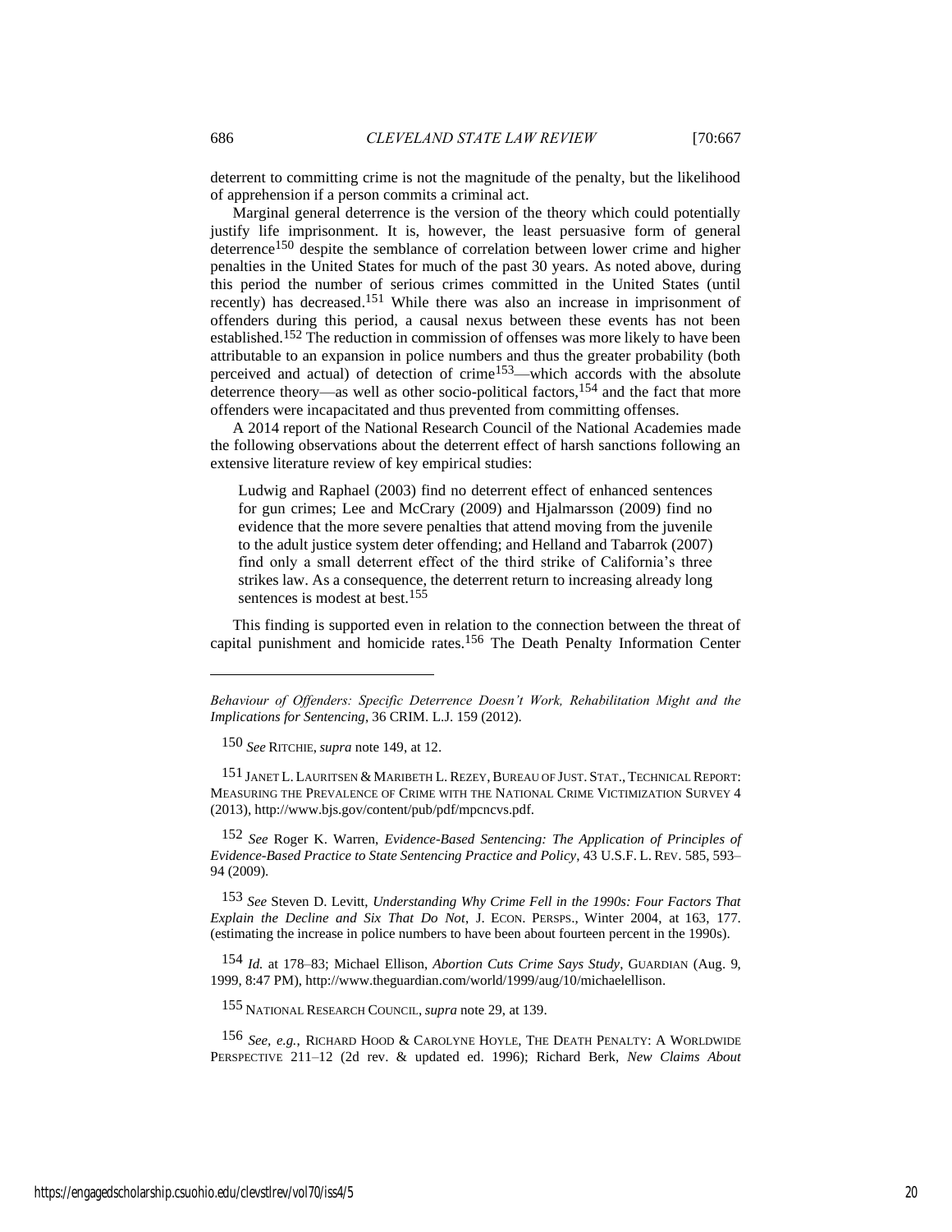deterrent to committing crime is not the magnitude of the penalty, but the likelihood of apprehension if a person commits a criminal act.

Marginal general deterrence is the version of the theory which could potentially justify life imprisonment. It is, however, the least persuasive form of general deterrence[150] despite the semblance of correlation between lower crime and higher penalties in the United States for much of the past 30 years. As noted above, during this period the number of serious crimes committed in the United States (until recently) has decreased.[151] While there was also an increase in imprisonment of offenders during this period, a causal nexus between these events has not been established.[152] The reduction in commission of offenses was more likely to have been attributable to an expansion in police numbers and thus the greater probability (both perceived and actual) of detection of crime[153]—which accords with the absolute deterrence theory—as well as other socio-political factors,[154] and the fact that more offenders were incapacitated and thus prevented from committing offenses.

A 2014 report of the National Research Council of the National Academies made the following observations about the deterrent effect of harsh sanctions following an extensive literature review of key empirical studies:

> Ludwig and Raphael (2003) find no deterrent effect of enhanced sentences for gun crimes; Lee and McCrary (2009) and Hjalmarsson (2009) find no evidence that the more severe penalties that attend moving from the juvenile to the adult justice system deter offending; and Helland and Tabarrok (2007) find only a small deterrent effect of the third strike of California's three strikes law. As a consequence, the deterrent return to increasing already long sentences is modest at best.[155]

This finding is supported even in relation to the connection between the threat of capital punishment and homicide rates.[156] The Death Penalty Information Center

---

*Behaviour of Offenders: Specific Deterrence Doesn't Work, Rehabilitation Might and the Implications for Sentencing*, 36 CRIM. L.J. 159 (2012).

150 *See* RITCHIE, *supra* note 149, at 12.

151 JANET L. LAURITSEN & MARIBETH L. REZEY, BUREAU OF JUST. STAT., TECHNICAL REPORT: MEASURING THE PREVALENCE OF CRIME WITH THE NATIONAL CRIME VICTIMIZATION SURVEY 4 (2013), http://www.bjs.gov/content/pub/pdf/mpcncvs.pdf.

152 *See* Roger K. Warren, *Evidence-Based Sentencing: The Application of Principles of Evidence-Based Practice to State Sentencing Practice and Policy*, 43 U.S.F. L. REV. 585, 593–94 (2009).

153 *See* Steven D. Levitt, *Understanding Why Crime Fell in the 1990s: Four Factors That Explain the Decline and Six That Do Not*, J. ECON. PERSPS., Winter 2004, at 163, 177. (estimating the increase in police numbers to have been about fourteen percent in the 1990s).

154 *Id.* at 178–83; Michael Ellison, *Abortion Cuts Crime Says Study*, GUARDIAN (Aug. 9, 1999, 8:47 PM), http://www.theguardian.com/world/1999/aug/10/michaelellison.

155 NATIONAL RESEARCH COUNCIL, *supra* note 29, at 139.

156 *See, e.g.*, RICHARD HOOD & CAROLYNE HOYLE, THE DEATH PENALTY: A WORLDWIDE PERSPECTIVE 211–12 (2d rev. & updated ed. 1996); Richard Berk, *New Claims About*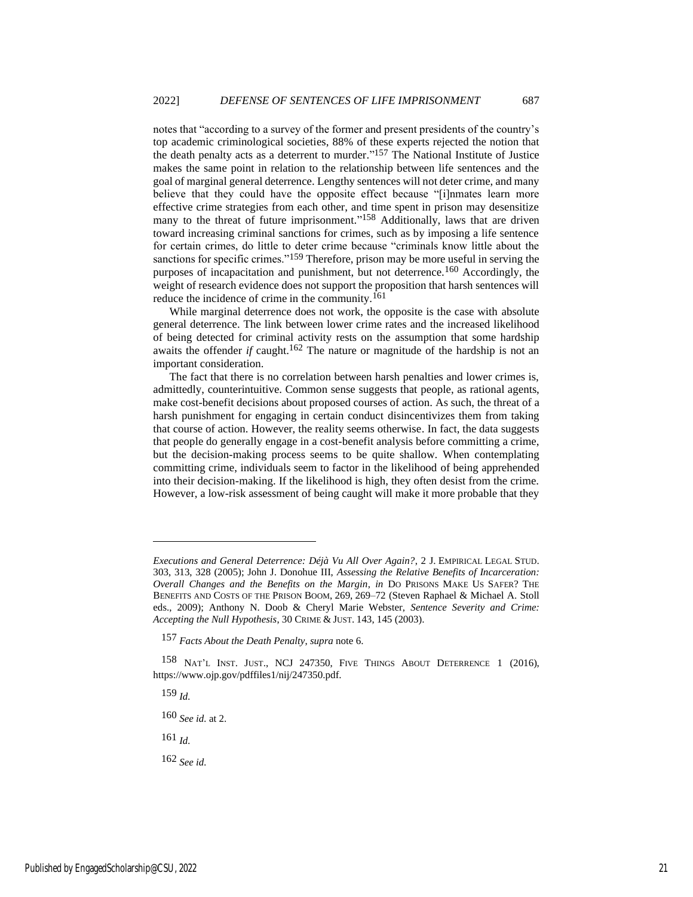notes that "according to a survey of the former and present presidents of the country's top academic criminological societies, 88% of these experts rejected the notion that the death penalty acts as a deterrent to murder."[157] The National Institute of Justice makes the same point in relation to the relationship between life sentences and the goal of marginal general deterrence. Lengthy sentences will not deter crime, and many believe that they could have the opposite effect because "[i]nmates learn more effective crime strategies from each other, and time spent in prison may desensitize many to the threat of future imprisonment."[158] Additionally, laws that are driven toward increasing criminal sanctions for crimes, such as by imposing a life sentence for certain crimes, do little to deter crime because "criminals know little about the sanctions for specific crimes."[159] Therefore, prison may be more useful in serving the purposes of incapacitation and punishment, but not deterrence.[160] Accordingly, the weight of research evidence does not support the proposition that harsh sentences will reduce the incidence of crime in the community.[161]

While marginal deterrence does not work, the opposite is the case with absolute general deterrence. The link between lower crime rates and the increased likelihood of being detected for criminal activity rests on the assumption that some hardship awaits the offender *if* caught.[162] The nature or magnitude of the hardship is not an important consideration.

The fact that there is no correlation between harsh penalties and lower crimes is, admittedly, counterintuitive. Common sense suggests that people, as rational agents, make cost-benefit decisions about proposed courses of action. As such, the threat of a harsh punishment for engaging in certain conduct disincentivizes them from taking that course of action. However, the reality seems otherwise. In fact, the data suggests that people do generally engage in a cost-benefit analysis before committing a crime, but the decision-making process seems to be quite shallow. When contemplating committing crime, individuals seem to factor in the likelihood of being apprehended into their decision-making. If the likelihood is high, they often desist from the crime. However, a low-risk assessment of being caught will make it more probable that they

---

*Executions and General Deterrence: Déjà Vu All Over Again?*, 2 J. EMPIRICAL LEGAL STUD. 303, 313, 328 (2005); John J. Donohue III, *Assessing the Relative Benefits of Incarceration: Overall Changes and the Benefits on the Margin*, *in* DO PRISONS MAKE US SAFER? THE BENEFITS AND COSTS OF THE PRISON BOOM, 269, 269–72 (Steven Raphael & Michael A. Stoll eds., 2009); Anthony N. Doob & Cheryl Marie Webster, *Sentence Severity and Crime: Accepting the Null Hypothesis*, 30 CRIME & JUST. 143, 145 (2003).

157 *Facts About the Death Penalty*, *supra* note 6.

158 NAT'L INST. JUST., NCJ 247350, FIVE THINGS ABOUT DETERRENCE 1 (2016), https://www.ojp.gov/pdffiles1/nij/247350.pdf.

159 *Id.*

160 *See id.* at 2.

161 *Id.*

162 *See id.*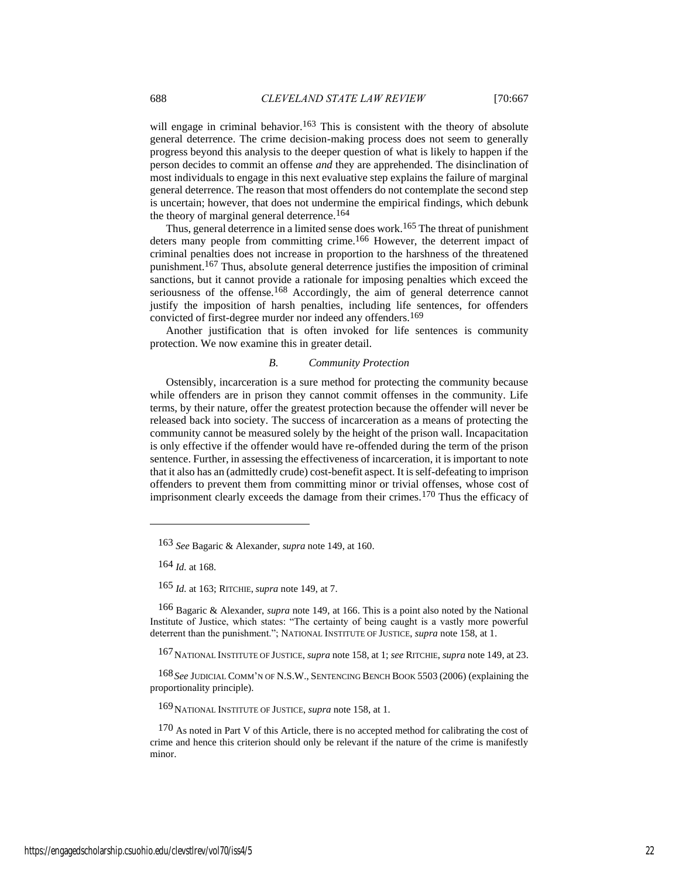will engage in criminal behavior.[163] This is consistent with the theory of absolute general deterrence. The crime decision-making process does not seem to generally progress beyond this analysis to the deeper question of what is likely to happen if the person decides to commit an offense *and* they are apprehended. The disinclination of most individuals to engage in this next evaluative step explains the failure of marginal general deterrence. The reason that most offenders do not contemplate the second step is uncertain; however, that does not undermine the empirical findings, which debunk the theory of marginal general deterrence.[164]

Thus, general deterrence in a limited sense does work.[165] The threat of punishment deters many people from committing crime.[166] However, the deterrent impact of criminal penalties does not increase in proportion to the harshness of the threatened punishment.[167] Thus, absolute general deterrence justifies the imposition of criminal sanctions, but it cannot provide a rationale for imposing penalties which exceed the seriousness of the offense.[168] Accordingly, the aim of general deterrence cannot justify the imposition of harsh penalties, including life sentences, for offenders convicted of first-degree murder nor indeed any offenders.[169]

Another justification that is often invoked for life sentences is community protection. We now examine this in greater detail.

### B. *Community Protection*

Ostensibly, incarceration is a sure method for protecting the community because while offenders are in prison they cannot commit offenses in the community. Life terms, by their nature, offer the greatest protection because the offender will never be released back into society. The success of incarceration as a means of protecting the community cannot be measured solely by the height of the prison wall. Incapacitation is only effective if the offender would have re-offended during the term of the prison sentence. Further, in assessing the effectiveness of incarceration, it is important to note that it also has an (admittedly crude) cost-benefit aspect. It is self-defeating to imprison offenders to prevent them from committing minor or trivial offenses, whose cost of imprisonment clearly exceeds the damage from their crimes.[170] Thus the efficacy of

---

163 *See* Bagaric & Alexander, *supra* note 149, at 160.

164 *Id.* at 168.

165 *Id.* at 163; RITCHIE, *supra* note 149, at 7.

166 Bagaric & Alexander, *supra* note 149, at 166. This is a point also noted by the National Institute of Justice, which states: "The certainty of being caught is a vastly more powerful deterrent than the punishment."; NATIONAL INSTITUTE OF JUSTICE, *supra* note 158, at 1.

167 NATIONAL INSTITUTE OF JUSTICE, *supra* note 158, at 1; *see* RITCHIE, *supra* note 149, at 23.

168 *See* JUDICIAL COMM'N OF N.S.W., SENTENCING BENCH BOOK 5503 (2006) (explaining the proportionality principle).

169 NATIONAL INSTITUTE OF JUSTICE, *supra* note 158, at 1.

170 As noted in Part V of this Article, there is no accepted method for calibrating the cost of crime and hence this criterion should only be relevant if the nature of the crime is manifestly minor.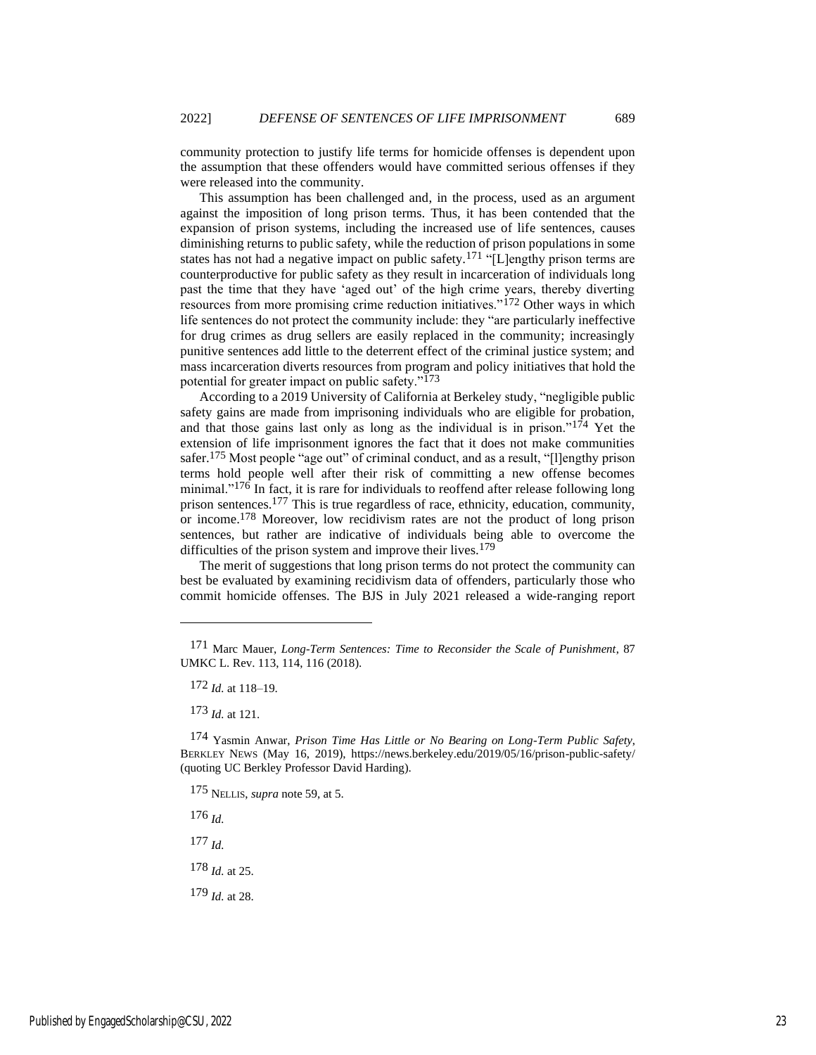community protection to justify life terms for homicide offenses is dependent upon the assumption that these offenders would have committed serious offenses if they were released into the community.

This assumption has been challenged and, in the process, used as an argument against the imposition of long prison terms. Thus, it has been contended that the expansion of prison systems, including the increased use of life sentences, causes diminishing returns to public safety, while the reduction of prison populations in some states has not had a negative impact on public safety.[171] "[L]engthy prison terms are counterproductive for public safety as they result in incarceration of individuals long past the time that they have 'aged out' of the high crime years, thereby diverting resources from more promising crime reduction initiatives."[172] Other ways in which life sentences do not protect the community include: they "are particularly ineffective for drug crimes as drug sellers are easily replaced in the community; increasingly punitive sentences add little to the deterrent effect of the criminal justice system; and mass incarceration diverts resources from program and policy initiatives that hold the potential for greater impact on public safety."[173]

According to a 2019 University of California at Berkeley study, "negligible public safety gains are made from imprisoning individuals who are eligible for probation, and that those gains last only as long as the individual is in prison."[174] Yet the extension of life imprisonment ignores the fact that it does not make communities safer.[175] Most people "age out" of criminal conduct, and as a result, "[l]engthy prison terms hold people well after their risk of committing a new offense becomes minimal."[176] In fact, it is rare for individuals to reoffend after release following long prison sentences.[177] This is true regardless of race, ethnicity, education, community, or income.[178] Moreover, low recidivism rates are not the product of long prison sentences, but rather are indicative of individuals being able to overcome the difficulties of the prison system and improve their lives.[179]

The merit of suggestions that long prison terms do not protect the community can best be evaluated by examining recidivism data of offenders, particularly those who commit homicide offenses. The BJS in July 2021 released a wide-ranging report

---

171 Marc Mauer, *Long-Term Sentences: Time to Reconsider the Scale of Punishment*, 87 UMKC L. Rev. 113, 114, 116 (2018).

172 *Id.* at 118–19.

173 *Id.* at 121.

174 Yasmin Anwar, *Prison Time Has Little or No Bearing on Long-Term Public Safety*, BERKLEY NEWS (May 16, 2019), https://news.berkeley.edu/2019/05/16/prison-public-safety/ (quoting UC Berkley Professor David Harding).

175 NELLIS, *supra* note 59, at 5.

176 *Id.*

177 *Id.*

178 *Id.* at 25.

179 *Id.* at 28.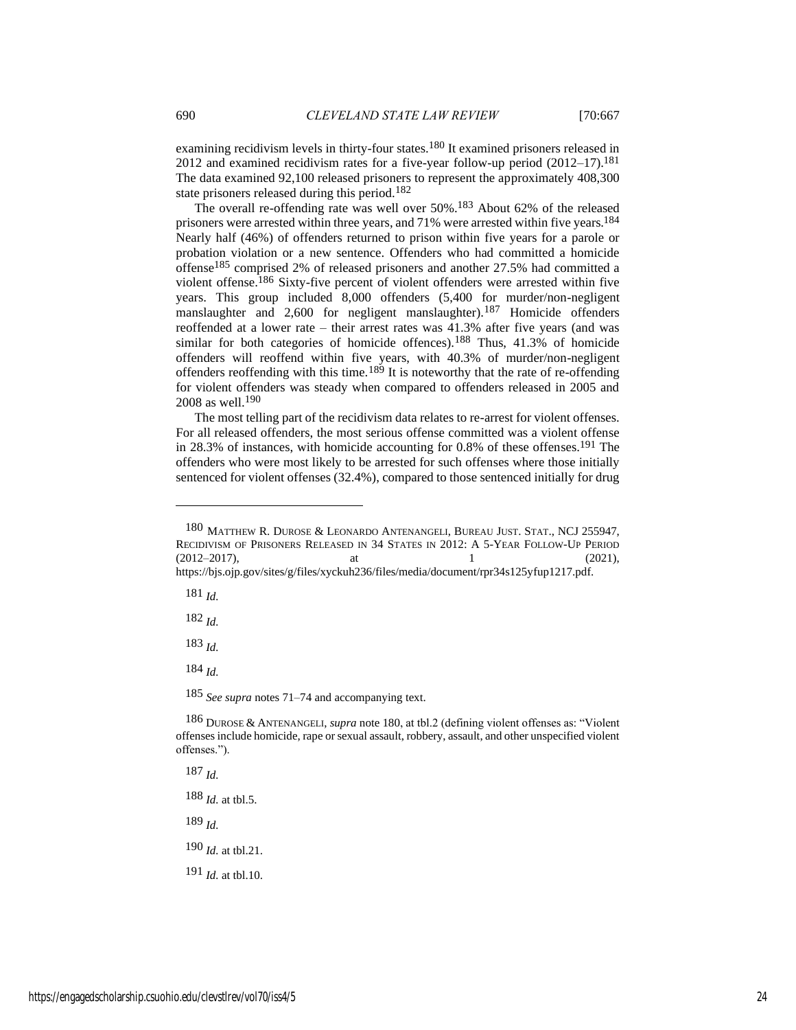examining recidivism levels in thirty-four states.[180] It examined prisoners released in 2012 and examined recidivism rates for a five-year follow-up period (2012–17).[181] The data examined 92,100 released prisoners to represent the approximately 408,300 state prisoners released during this period.[182]

The overall re-offending rate was well over 50%.[183] About 62% of the released prisoners were arrested within three years, and 71% were arrested within five years.[184] Nearly half (46%) of offenders returned to prison within five years for a parole or probation violation or a new sentence. Offenders who had committed a homicide offense[185] comprised 2% of released prisoners and another 27.5% had committed a violent offense.[186] Sixty-five percent of violent offenders were arrested within five years. This group included 8,000 offenders (5,400 for murder/non-negligent manslaughter and 2,600 for negligent manslaughter).[187] Homicide offenders reoffended at a lower rate – their arrest rates was 41.3% after five years (and was similar for both categories of homicide offences).[188] Thus, 41.3% of homicide offenders will reoffend within five years, with 40.3% of murder/non-negligent offenders reoffending with this time.[189] It is noteworthy that the rate of re-offending for violent offenders was steady when compared to offenders released in 2005 and 2008 as well.[190]

The most telling part of the recidivism data relates to re-arrest for violent offenses. For all released offenders, the most serious offense committed was a violent offense in 28.3% of instances, with homicide accounting for 0.8% of these offenses.[191] The offenders who were most likely to be arrested for such offenses where those initially sentenced for violent offenses (32.4%), compared to those sentenced initially for drug

---

[180] MATTHEW R. DUROSE & LEONARDO ANTENANGELI, BUREAU JUST. STAT., NCJ 255947, RECIDIVISM OF PRISONERS RELEASED IN 34 STATES IN 2012: A 5-YEAR FOLLOW-UP PERIOD (2012–2017), at 1 (2021), https://bjs.ojp.gov/sites/g/files/xyckuh236/files/media/document/rpr34s125yfup1217.pdf.

[181] *Id.*

[182] *Id.*

[183] *Id.*

[184] *Id.*

[185] *See supra* notes 71–74 and accompanying text.

[186] DUROSE & ANTENANGELI, *supra* note 180, at tbl.2 (defining violent offenses as: "Violent offenses include homicide, rape or sexual assault, robbery, assault, and other unspecified violent offenses.").

[187] *Id.*

[188] *Id.* at tbl.5.

[189] *Id.*

[190] *Id.* at tbl.21.

[191] *Id.* at tbl.10.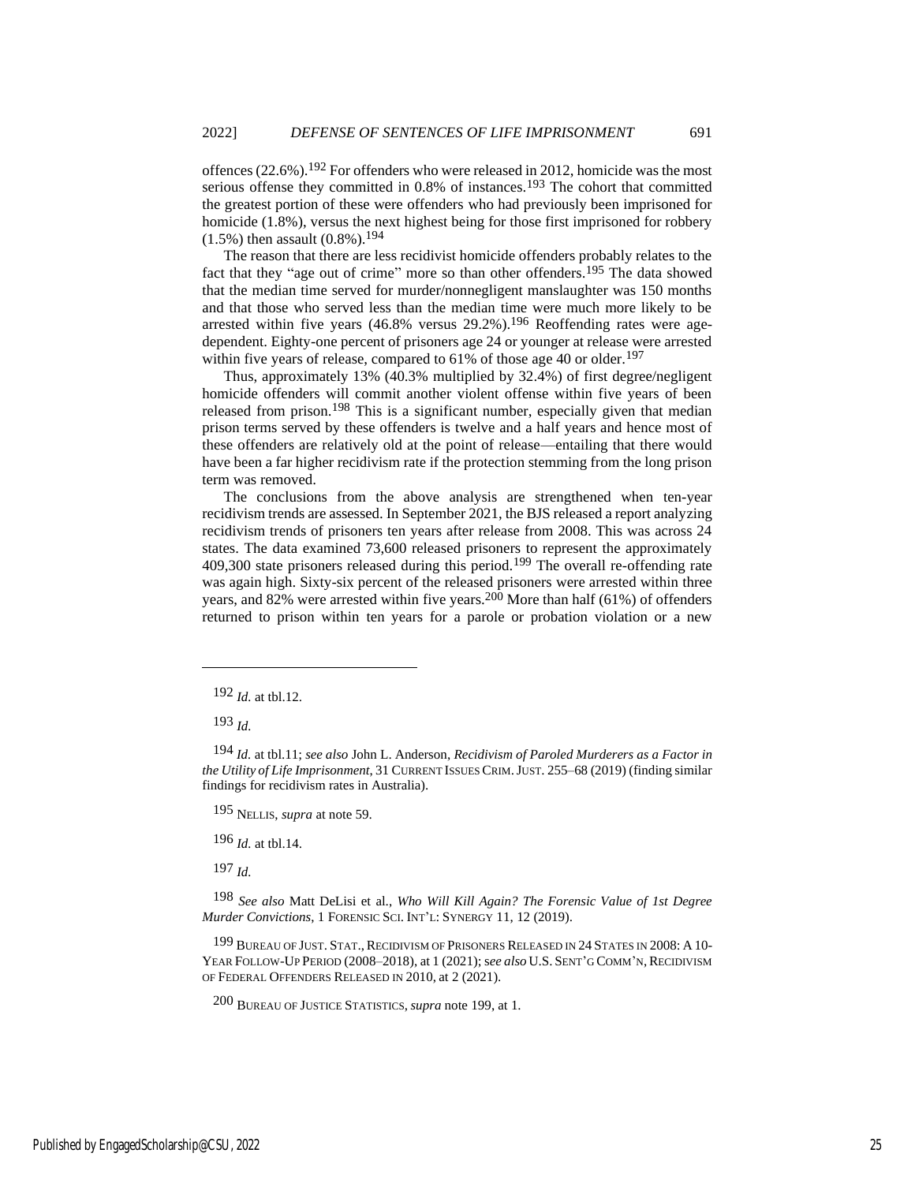offences (22.6%).[192] For offenders who were released in 2012, homicide was the most serious offense they committed in 0.8% of instances.[193] The cohort that committed the greatest portion of these were offenders who had previously been imprisoned for homicide (1.8%), versus the next highest being for those first imprisoned for robbery (1.5%) then assault (0.8%).[194]

The reason that there are less recidivist homicide offenders probably relates to the fact that they "age out of crime" more so than other offenders.[195] The data showed that the median time served for murder/nonnegligent manslaughter was 150 months and that those who served less than the median time were much more likely to be arrested within five years (46.8% versus 29.2%).[196] Reoffending rates were age-dependent. Eighty-one percent of prisoners age 24 or younger at release were arrested within five years of release, compared to 61% of those age 40 or older.[197]

Thus, approximately 13% (40.3% multiplied by 32.4%) of first degree/negligent homicide offenders will commit another violent offense within five years of been released from prison.[198] This is a significant number, especially given that median prison terms served by these offenders is twelve and a half years and hence most of these offenders are relatively old at the point of release—entailing that there would have been a far higher recidivism rate if the protection stemming from the long prison term was removed.

The conclusions from the above analysis are strengthened when ten-year recidivism trends are assessed. In September 2021, the BJS released a report analyzing recidivism trends of prisoners ten years after release from 2008. This was across 24 states. The data examined 73,600 released prisoners to represent the approximately 409,300 state prisoners released during this period.[199] The overall re-offending rate was again high. Sixty-six percent of the released prisoners were arrested within three years, and 82% were arrested within five years.[200] More than half (61%) of offenders returned to prison within ten years for a parole or probation violation or a new

---

[192] *Id.* at tbl.12.

[193] *Id.*

[194] *Id.* at tbl.11; *see also* John L. Anderson, *Recidivism of Paroled Murderers as a Factor in the Utility of Life Imprisonment*, 31 CURRENT ISSUES CRIM. JUST. 255–68 (2019) (finding similar findings for recidivism rates in Australia).

[195] NELLIS, *supra* at note 59.

[196] *Id.* at tbl.14.

[197] *Id.*

[198] *See also* Matt DeLisi et al., *Who Will Kill Again? The Forensic Value of 1st Degree Murder Convictions*, 1 FORENSIC SCI. INT'L: SYNERGY 11, 12 (2019).

[199] BUREAU OF JUST. STAT., RECIDIVISM OF PRISONERS RELEASED IN 24 STATES IN 2008: A 10-YEAR FOLLOW-UP PERIOD (2008–2018), at 1 (2021); *see also* U.S. SENT'G COMM'N, RECIDIVISM OF FEDERAL OFFENDERS RELEASED IN 2010, at 2 (2021).

[200] BUREAU OF JUSTICE STATISTICS, *supra* note 199, at 1.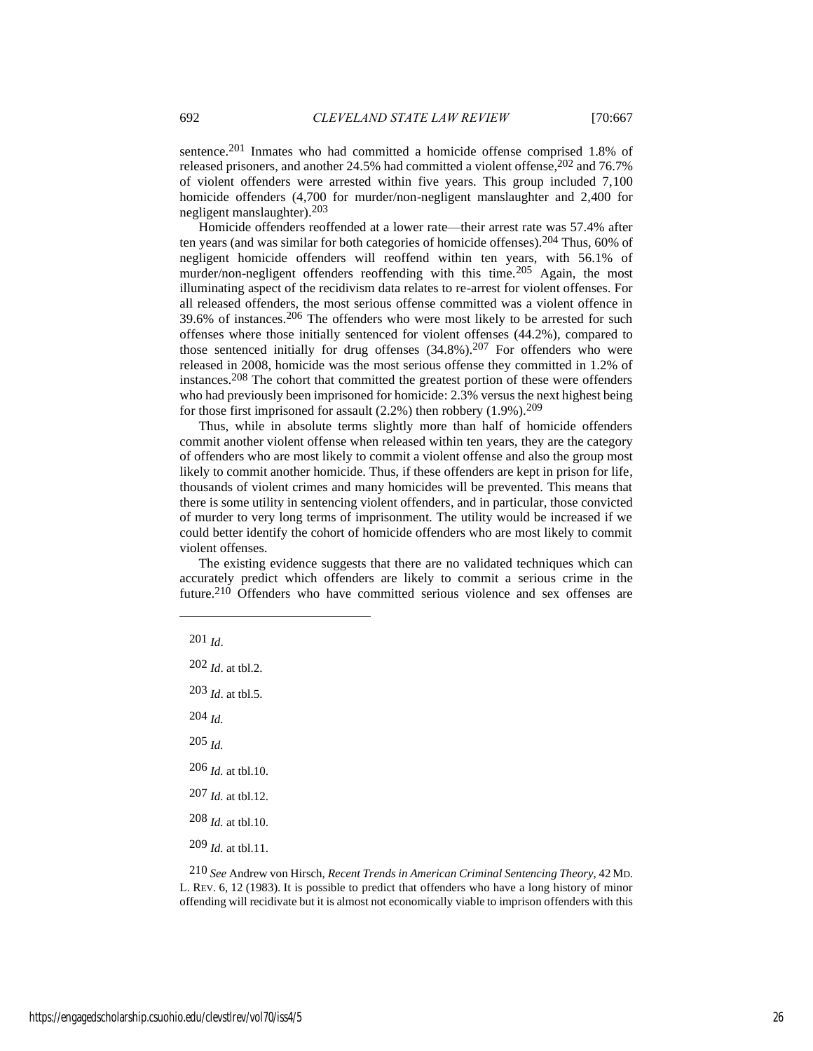sentence.[201] Inmates who had committed a homicide offense comprised 1.8% of released prisoners, and another 24.5% had committed a violent offense,[202] and 76.7% of violent offenders were arrested within five years. This group included 7,100 homicide offenders (4,700 for murder/non-negligent manslaughter and 2,400 for negligent manslaughter).[203]

Homicide offenders reoffended at a lower rate—their arrest rate was 57.4% after ten years (and was similar for both categories of homicide offenses).[204] Thus, 60% of negligent homicide offenders will reoffend within ten years, with 56.1% of murder/non-negligent offenders reoffending with this time.[205] Again, the most illuminating aspect of the recidivism data relates to re-arrest for violent offenses. For all released offenders, the most serious offense committed was a violent offence in 39.6% of instances.[206] The offenders who were most likely to be arrested for such offenses where those initially sentenced for violent offenses (44.2%), compared to those sentenced initially for drug offenses (34.8%).[207] For offenders who were released in 2008, homicide was the most serious offense they committed in 1.2% of instances.[208] The cohort that committed the greatest portion of these were offenders who had previously been imprisoned for homicide: 2.3% versus the next highest being for those first imprisoned for assault (2.2%) then robbery (1.9%).[209]

Thus, while in absolute terms slightly more than half of homicide offenders commit another violent offense when released within ten years, they are the category of offenders who are most likely to commit a violent offense and also the group most likely to commit another homicide. Thus, if these offenders are kept in prison for life, thousands of violent crimes and many homicides will be prevented. This means that there is some utility in sentencing violent offenders, and in particular, those convicted of murder to very long terms of imprisonment. The utility would be increased if we could better identify the cohort of homicide offenders who are most likely to commit violent offenses.

The existing evidence suggests that there are no validated techniques which can accurately predict which offenders are likely to commit a serious crime in the future.[210] Offenders who have committed serious violence and sex offenses are

---

[201] *Id*.

[202] *Id*. at tbl.2.

[203] *Id*. at tbl.5.

[204] *Id.*

[205] *Id.*

[206] *Id.* at tbl.10.

[207] *Id.* at tbl.12.

[208] *Id.* at tbl.10.

[209] *Id.* at tbl.11.

[210] *See* Andrew von Hirsch, *Recent Trends in American Criminal Sentencing Theory*, 42 MD. L. REV. 6, 12 (1983). It is possible to predict that offenders who have a long history of minor offending will recidivate but it is almost not economically viable to imprison offenders with this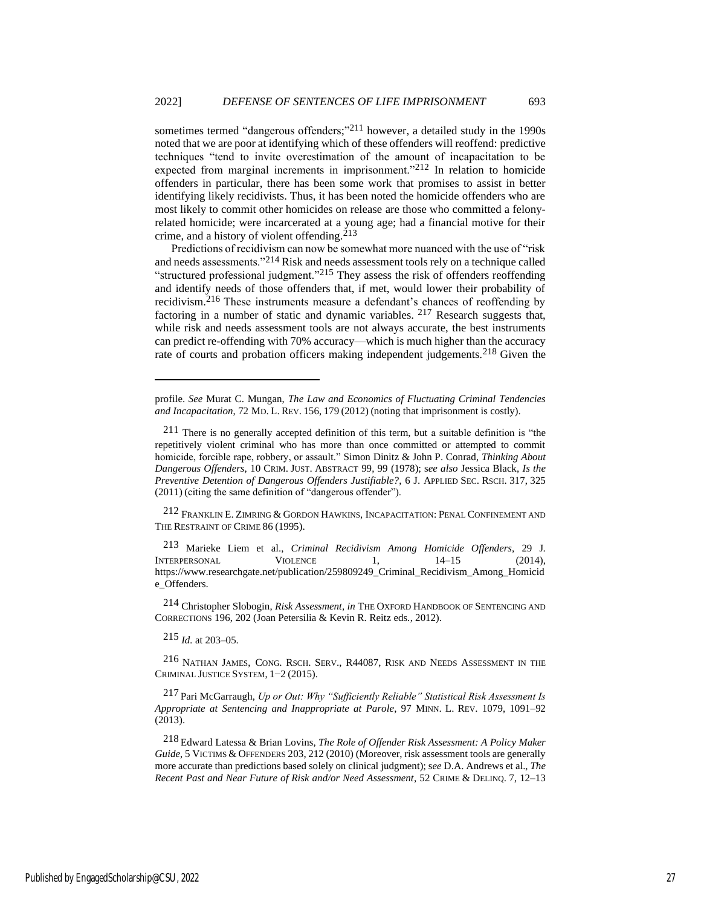sometimes termed "dangerous offenders;"[211] however, a detailed study in the 1990s noted that we are poor at identifying which of these offenders will reoffend: predictive techniques "tend to invite overestimation of the amount of incapacitation to be expected from marginal increments in imprisonment."[212] In relation to homicide offenders in particular, there has been some work that promises to assist in better identifying likely recidivists. Thus, it has been noted the homicide offenders who are most likely to commit other homicides on release are those who committed a felony-related homicide; were incarcerated at a young age; had a financial motive for their crime, and a history of violent offending.[213]

Predictions of recidivism can now be somewhat more nuanced with the use of "risk and needs assessments."[214] Risk and needs assessment tools rely on a technique called "structured professional judgment."[215] They assess the risk of offenders reoffending and identify needs of those offenders that, if met, would lower their probability of recidivism.[216] These instruments measure a defendant's chances of reoffending by factoring in a number of static and dynamic variables. [217] Research suggests that, while risk and needs assessment tools are not always accurate, the best instruments can predict re-offending with 70% accuracy—which is much higher than the accuracy rate of courts and probation officers making independent judgements.[218] Given the

---

profile. *See* Murat C. Mungan, *The Law and Economics of Fluctuating Criminal Tendencies and Incapacitation*, 72 MD. L. REV. 156, 179 (2012) (noting that imprisonment is costly).

[211] There is no generally accepted definition of this term, but a suitable definition is "the repetitively violent criminal who has more than once committed or attempted to commit homicide, forcible rape, robbery, or assault." Simon Dinitz & John P. Conrad, *Thinking About Dangerous Offenders*, 10 CRIM. JUST. ABSTRACT 99, 99 (1978); s*ee also* Jessica Black, *Is the Preventive Detention of Dangerous Offenders Justifiable?*, 6 J. APPLIED SEC. RSCH. 317, 325 (2011) (citing the same definition of "dangerous offender").

[212] FRANKLIN E. ZIMRING & GORDON HAWKINS, INCAPACITATION: PENAL CONFINEMENT AND THE RESTRAINT OF CRIME 86 (1995).

[213] Marieke Liem et al., *Criminal Recidivism Among Homicide Offenders*, 29 J. INTERPERSONAL VIOLENCE 1, 14–15 (2014), https://www.researchgate.net/publication/259809249_Criminal_Recidivism_Among_Homicide_Offenders.

[214] Christopher Slobogin, *Risk Assessment*, *in* THE OXFORD HANDBOOK OF SENTENCING AND CORRECTIONS 196, 202 (Joan Petersilia & Kevin R. Reitz eds., 2012).

[215] *Id.* at 203–05.

[216] NATHAN JAMES, CONG. RSCH. SERV., R44087, RISK AND NEEDS ASSESSMENT IN THE CRIMINAL JUSTICE SYSTEM, 1−2 (2015).

[217] Pari McGarraugh, *Up or Out: Why "Sufficiently Reliable" Statistical Risk Assessment Is Appropriate at Sentencing and Inappropriate at Parole*, 97 MINN. L. REV. 1079, 1091–92 (2013).

[218] Edward Latessa & Brian Lovins, *The Role of Offender Risk Assessment: A Policy Maker Guide*, 5 VICTIMS & OFFENDERS 203, 212 (2010) (Moreover, risk assessment tools are generally more accurate than predictions based solely on clinical judgment); s*ee* D.A. Andrews et al., *The Recent Past and Near Future of Risk and/or Need Assessment*, 52 CRIME & DELINQ. 7, 12–13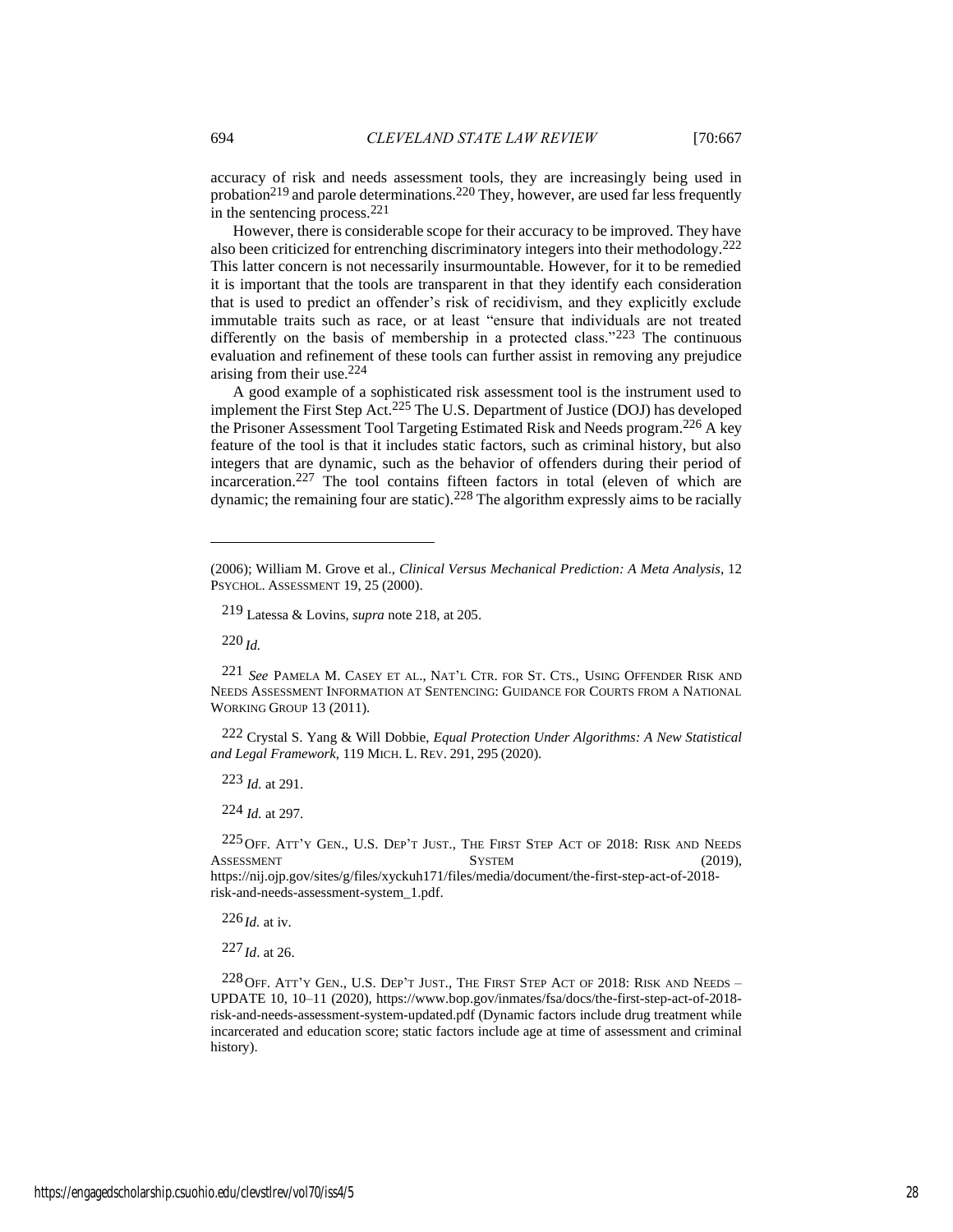accuracy of risk and needs assessment tools, they are increasingly being used in probation[219] and parole determinations.[220] They, however, are used far less frequently in the sentencing process.[221]

However, there is considerable scope for their accuracy to be improved. They have also been criticized for entrenching discriminatory integers into their methodology.[222] This latter concern is not necessarily insurmountable. However, for it to be remedied it is important that the tools are transparent in that they identify each consideration that is used to predict an offender's risk of recidivism, and they explicitly exclude immutable traits such as race, or at least "ensure that individuals are not treated differently on the basis of membership in a protected class."[223] The continuous evaluation and refinement of these tools can further assist in removing any prejudice arising from their use.[224]

A good example of a sophisticated risk assessment tool is the instrument used to implement the First Step Act.[225] The U.S. Department of Justice (DOJ) has developed the Prisoner Assessment Tool Targeting Estimated Risk and Needs program.[226] A key feature of the tool is that it includes static factors, such as criminal history, but also integers that are dynamic, such as the behavior of offenders during their period of incarceration.[227] The tool contains fifteen factors in total (eleven of which are dynamic; the remaining four are static).[228] The algorithm expressly aims to be racially

---

(2006); William M. Grove et al., *Clinical Versus Mechanical Prediction: A Meta Analysis*, 12 PSYCHOL. ASSESSMENT 19, 25 (2000).

219 Latessa & Lovins, *supra* note 218, at 205.

220 *Id.*

221 *See* PAMELA M. CASEY ET AL., NAT'L CTR. FOR ST. CTS., USING OFFENDER RISK AND NEEDS ASSESSMENT INFORMATION AT SENTENCING: GUIDANCE FOR COURTS FROM A NATIONAL WORKING GROUP 13 (2011).

222 Crystal S. Yang & Will Dobbie, *Equal Protection Under Algorithms: A New Statistical and Legal Framework*, 119 MICH. L. REV. 291, 295 (2020).

223 *Id.* at 291.

224 *Id.* at 297.

225 OFF. ATT'Y GEN., U.S. DEP'T JUST., THE FIRST STEP ACT OF 2018: RISK AND NEEDS ASSESSMENT SYSTEM (2019), https://nij.ojp.gov/sites/g/files/xyckuh171/files/media/document/the-first-step-act-of-2018-risk-and-needs-assessment-system_1.pdf.

226 *Id.* at iv.

227 *Id*. at 26.

228 OFF. ATT'Y GEN., U.S. DEP'T JUST., THE FIRST STEP ACT OF 2018: RISK AND NEEDS – UPDATE 10, 10–11 (2020), https://www.bop.gov/inmates/fsa/docs/the-first-step-act-of-2018-risk-and-needs-assessment-system-updated.pdf (Dynamic factors include drug treatment while incarcerated and education score; static factors include age at time of assessment and criminal history).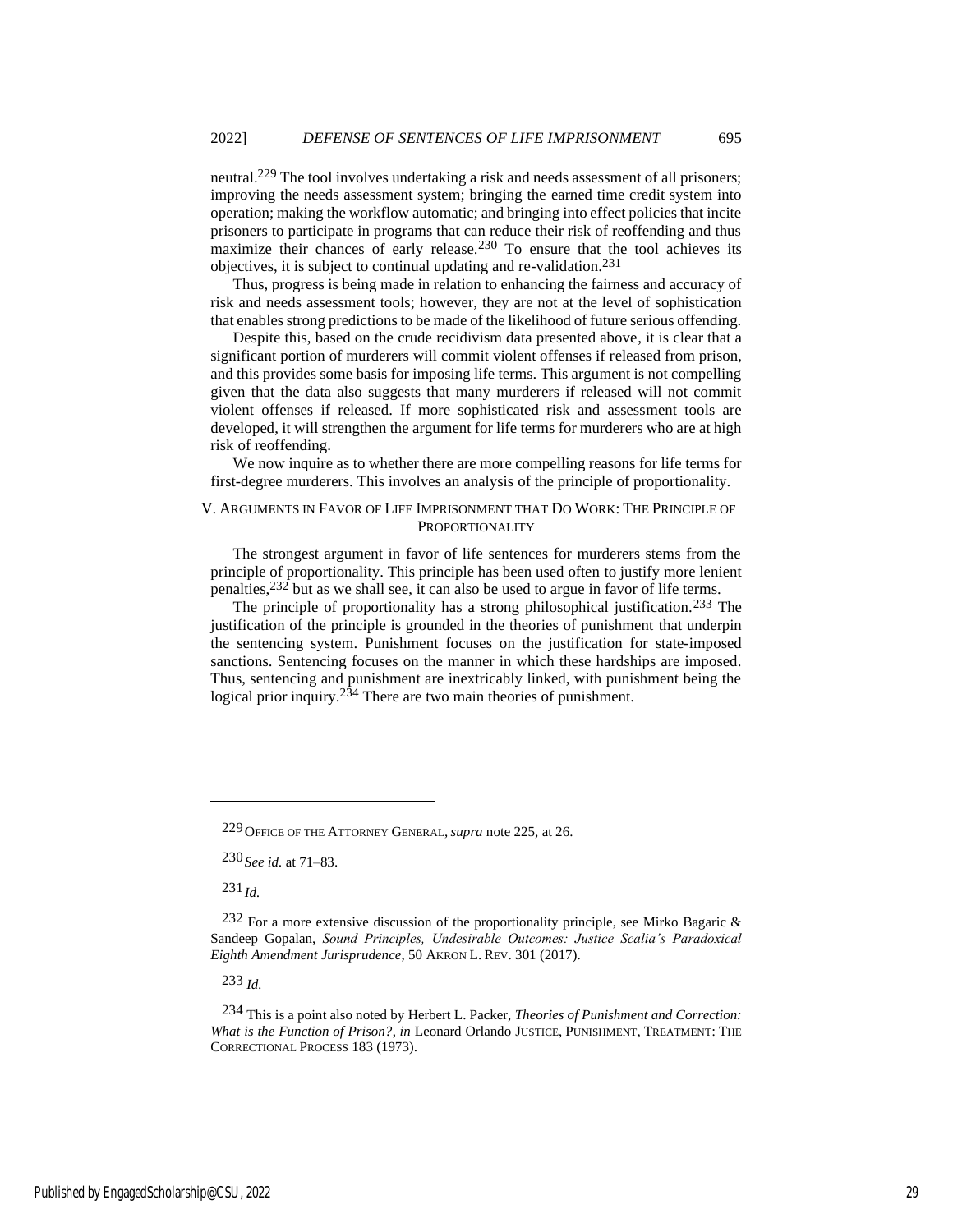neutral.[229] The tool involves undertaking a risk and needs assessment of all prisoners; improving the needs assessment system; bringing the earned time credit system into operation; making the workflow automatic; and bringing into effect policies that incite prisoners to participate in programs that can reduce their risk of reoffending and thus maximize their chances of early release.[230] To ensure that the tool achieves its objectives, it is subject to continual updating and re-validation.[231]

Thus, progress is being made in relation to enhancing the fairness and accuracy of risk and needs assessment tools; however, they are not at the level of sophistication that enables strong predictions to be made of the likelihood of future serious offending.

Despite this, based on the crude recidivism data presented above, it is clear that a significant portion of murderers will commit violent offenses if released from prison, and this provides some basis for imposing life terms. This argument is not compelling given that the data also suggests that many murderers if released will not commit violent offenses if released. If more sophisticated risk and assessment tools are developed, it will strengthen the argument for life terms for murderers who are at high risk of reoffending.

We now inquire as to whether there are more compelling reasons for life terms for first-degree murderers. This involves an analysis of the principle of proportionality.

## V. Arguments in Favor of Life Imprisonment that Do Work: The Principle of Proportionality

The strongest argument in favor of life sentences for murderers stems from the principle of proportionality. This principle has been used often to justify more lenient penalties,[232] but as we shall see, it can also be used to argue in favor of life terms.

The principle of proportionality has a strong philosophical justification.[233] The justification of the principle is grounded in the theories of punishment that underpin the sentencing system. Punishment focuses on the justification for state-imposed sanctions. Sentencing focuses on the manner in which these hardships are imposed. Thus, sentencing and punishment are inextricably linked, with punishment being the logical prior inquiry.[234] There are two main theories of punishment.

---

[229] Office of the Attorney General, *supra* note 225, at 26.

[230] *See id.* at 71–83.

[231] *Id.*

[232] For a more extensive discussion of the proportionality principle, see Mirko Bagaric & Sandeep Gopalan, *Sound Principles, Undesirable Outcomes: Justice Scalia's Paradoxical Eighth Amendment Jurisprudence*, 50 Akron L. Rev. 301 (2017).

[233] *Id.*

[234] This is a point also noted by Herbert L. Packer, *Theories of Punishment and Correction: What is the Function of Prison?*, *in* Leonard Orlando Justice, Punishment, Treatment: The Correctional Process 183 (1973).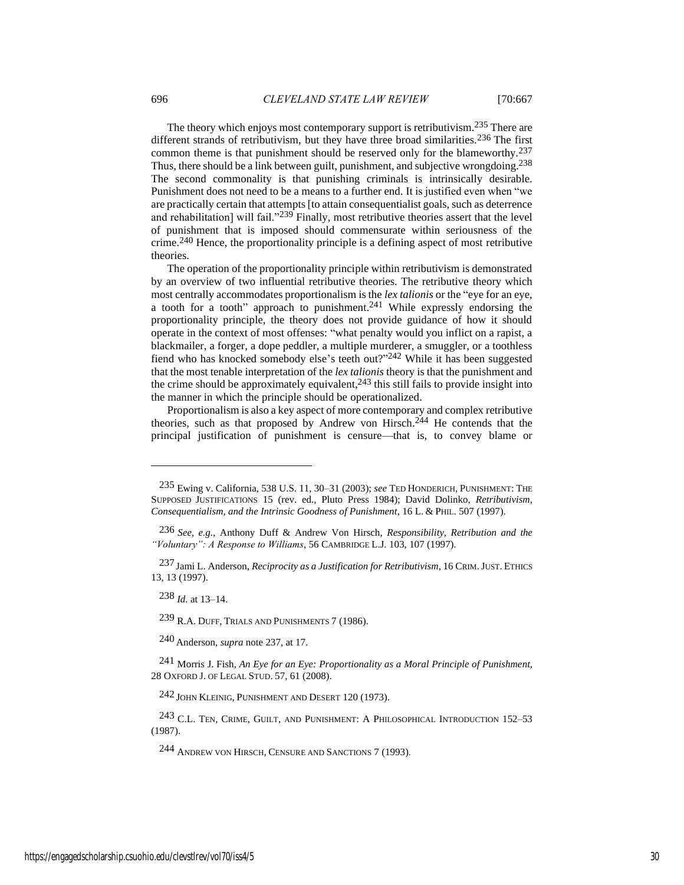The theory which enjoys most contemporary support is retributivism.[235] There are different strands of retributivism, but they have three broad similarities.[236] The first common theme is that punishment should be reserved only for the blameworthy.[237] Thus, there should be a link between guilt, punishment, and subjective wrongdoing.[238] The second commonality is that punishing criminals is intrinsically desirable. Punishment does not need to be a means to a further end. It is justified even when "we are practically certain that attempts [to attain consequentialist goals, such as deterrence and rehabilitation] will fail."[239] Finally, most retributive theories assert that the level of punishment that is imposed should commensurate within seriousness of the crime.[240] Hence, the proportionality principle is a defining aspect of most retributive theories.

The operation of the proportionality principle within retributivism is demonstrated by an overview of two influential retributive theories. The retributive theory which most centrally accommodates proportionalism is the *lex talionis* or the "eye for an eye, a tooth for a tooth" approach to punishment.[241] While expressly endorsing the proportionality principle, the theory does not provide guidance of how it should operate in the context of most offenses: "what penalty would you inflict on a rapist, a blackmailer, a forger, a dope peddler, a multiple murderer, a smuggler, or a toothless fiend who has knocked somebody else's teeth out?"[242] While it has been suggested that the most tenable interpretation of the *lex talionis* theory is that the punishment and the crime should be approximately equivalent,[243] this still fails to provide insight into the manner in which the principle should be operationalized.

Proportionalism is also a key aspect of more contemporary and complex retributive theories, such as that proposed by Andrew von Hirsch.[244] He contends that the principal justification of punishment is censure—that is, to convey blame or

---

235 Ewing v. California, 538 U.S. 11, 30–31 (2003); *see* TED HONDERICH, PUNISHMENT: THE SUPPOSED JUSTIFICATIONS 15 (rev. ed., Pluto Press 1984); David Dolinko, *Retributivism, Consequentialism, and the Intrinsic Goodness of Punishment*, 16 L. & PHIL. 507 (1997).

236 *See, e.g.*, Anthony Duff & Andrew Von Hirsch, *Responsibility, Retribution and the "Voluntary": A Response to Williams*, 56 CAMBRIDGE L.J. 103, 107 (1997).

237 Jami L. Anderson, *Reciprocity as a Justification for Retributivism*, 16 CRIM. JUST. ETHICS 13, 13 (1997).

238 *Id.* at 13–14.

239 R.A. DUFF, TRIALS AND PUNISHMENTS 7 (1986).

240 Anderson, *supra* note 237, at 17.

241 Morris J. Fish, *An Eye for an Eye: Proportionality as a Moral Principle of Punishment*, 28 OXFORD J. OF LEGAL STUD. 57, 61 (2008).

242 JOHN KLEINIG, PUNISHMENT AND DESERT 120 (1973).

243 C.L. TEN, CRIME, GUILT, AND PUNISHMENT: A PHILOSOPHICAL INTRODUCTION 152–53 (1987).

244 ANDREW VON HIRSCH, CENSURE AND SANCTIONS 7 (1993).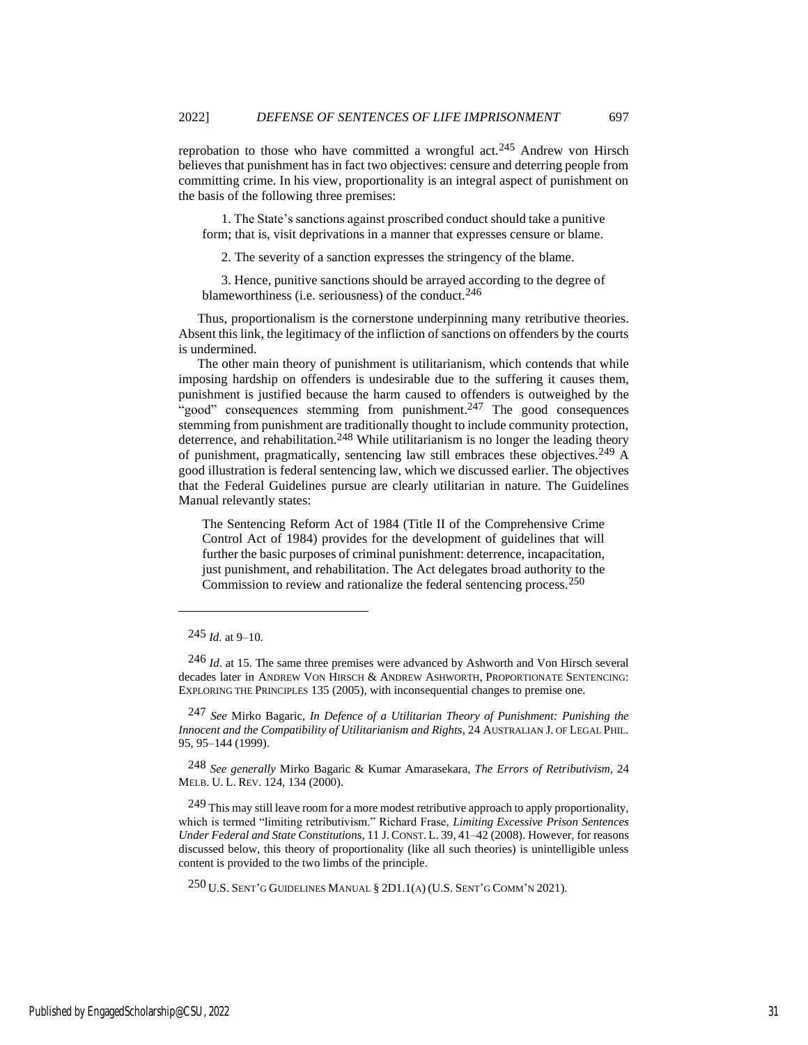reprobation to those who have committed a wrongful act.[245] Andrew von Hirsch believes that punishment has in fact two objectives: censure and deterring people from committing crime. In his view, proportionality is an integral aspect of punishment on the basis of the following three premises:

> 1. The State's sanctions against proscribed conduct should take a punitive form; that is, visit deprivations in a manner that expresses censure or blame.
>
> 2. The severity of a sanction expresses the stringency of the blame.
>
> 3. Hence, punitive sanctions should be arrayed according to the degree of blameworthiness (i.e. seriousness) of the conduct.[246]

Thus, proportionalism is the cornerstone underpinning many retributive theories. Absent this link, the legitimacy of the infliction of sanctions on offenders by the courts is undermined.

The other main theory of punishment is utilitarianism, which contends that while imposing hardship on offenders is undesirable due to the suffering it causes them, punishment is justified because the harm caused to offenders is outweighed by the "good" consequences stemming from punishment.[247] The good consequences stemming from punishment are traditionally thought to include community protection, deterrence, and rehabilitation.[248] While utilitarianism is no longer the leading theory of punishment, pragmatically, sentencing law still embraces these objectives.[249] A good illustration is federal sentencing law, which we discussed earlier. The objectives that the Federal Guidelines pursue are clearly utilitarian in nature. The Guidelines Manual relevantly states:

> The Sentencing Reform Act of 1984 (Title II of the Comprehensive Crime Control Act of 1984) provides for the development of guidelines that will further the basic purposes of criminal punishment: deterrence, incapacitation, just punishment, and rehabilitation. The Act delegates broad authority to the Commission to review and rationalize the federal sentencing process.[250]

---

[245] *Id.* at 9–10.

[246] *Id*. at 15. The same three premises were advanced by Ashworth and Von Hirsch several decades later in ANDREW VON HIRSCH & ANDREW ASHWORTH, PROPORTIONATE SENTENCING: EXPLORING THE PRINCIPLES 135 (2005), with inconsequential changes to premise one.

[247] *See* Mirko Bagaric, *In Defence of a Utilitarian Theory of Punishment: Punishing the Innocent and the Compatibility of Utilitarianism and Rights*, 24 AUSTRALIAN J. OF LEGAL PHIL. 95, 95–144 (1999).

[248] *See generally* Mirko Bagaric & Kumar Amarasekara, *The Errors of Retributivism*, 24 MELB. U. L. REV. 124, 134 (2000).

[249] This may still leave room for a more modest retributive approach to apply proportionality, which is termed "limiting retributivism." Richard Frase, *Limiting Excessive Prison Sentences Under Federal and State Constitutions*, 11 J. CONST. L. 39, 41–42 (2008). However, for reasons discussed below, this theory of proportionality (like all such theories) is unintelligible unless content is provided to the two limbs of the principle.

[250] U.S. SENT'G GUIDELINES MANUAL § 2D1.1(A) (U.S. SENT'G COMM'N 2021).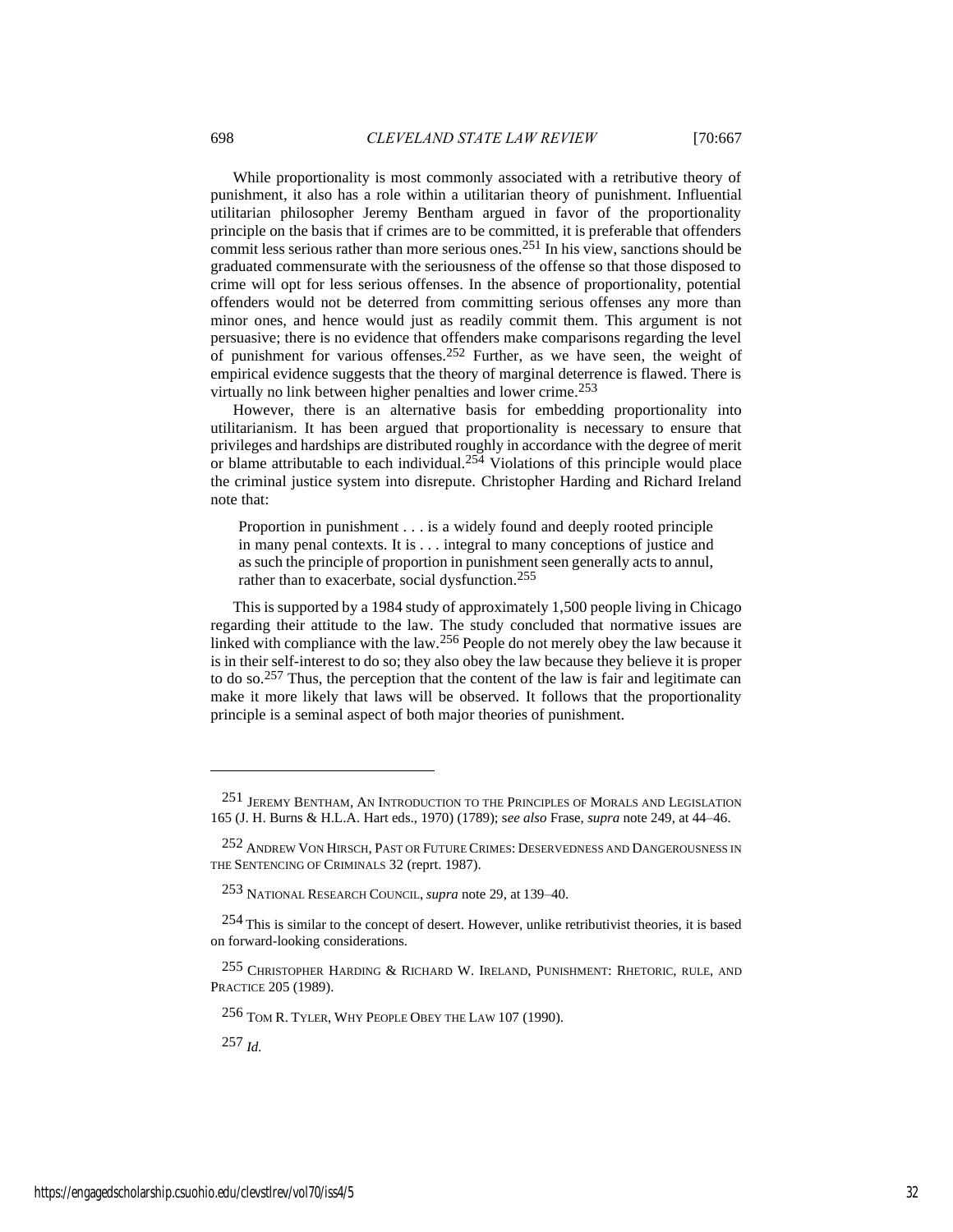While proportionality is most commonly associated with a retributive theory of punishment, it also has a role within a utilitarian theory of punishment. Influential utilitarian philosopher Jeremy Bentham argued in favor of the proportionality principle on the basis that if crimes are to be committed, it is preferable that offenders commit less serious rather than more serious ones.[251] In his view, sanctions should be graduated commensurate with the seriousness of the offense so that those disposed to crime will opt for less serious offenses. In the absence of proportionality, potential offenders would not be deterred from committing serious offenses any more than minor ones, and hence would just as readily commit them. This argument is not persuasive; there is no evidence that offenders make comparisons regarding the level of punishment for various offenses.[252] Further, as we have seen, the weight of empirical evidence suggests that the theory of marginal deterrence is flawed. There is virtually no link between higher penalties and lower crime.[253]

However, there is an alternative basis for embedding proportionality into utilitarianism. It has been argued that proportionality is necessary to ensure that privileges and hardships are distributed roughly in accordance with the degree of merit or blame attributable to each individual.[254] Violations of this principle would place the criminal justice system into disrepute. Christopher Harding and Richard Ireland note that:

> Proportion in punishment . . . is a widely found and deeply rooted principle in many penal contexts. It is . . . integral to many conceptions of justice and as such the principle of proportion in punishment seen generally acts to annul, rather than to exacerbate, social dysfunction.[255]

This is supported by a 1984 study of approximately 1,500 people living in Chicago regarding their attitude to the law. The study concluded that normative issues are linked with compliance with the law.[256] People do not merely obey the law because it is in their self-interest to do so; they also obey the law because they believe it is proper to do so.[257] Thus, the perception that the content of the law is fair and legitimate can make it more likely that laws will be observed. It follows that the proportionality principle is a seminal aspect of both major theories of punishment.

---

[251] JEREMY BENTHAM, AN INTRODUCTION TO THE PRINCIPLES OF MORALS AND LEGISLATION 165 (J. H. Burns & H.L.A. Hart eds., 1970) (1789); *see also* Frase, *supra* note 249, at 44–46.

[252] ANDREW VON HIRSCH, PAST OR FUTURE CRIMES: DESERVEDNESS AND DANGEROUSNESS IN THE SENTENCING OF CRIMINALS 32 (reprt. 1987).

[253] NATIONAL RESEARCH COUNCIL, *supra* note 29, at 139–40.

[254] This is similar to the concept of desert. However, unlike retributivist theories, it is based on forward-looking considerations.

[255] CHRISTOPHER HARDING & RICHARD W. IRELAND, PUNISHMENT: RHETORIC, RULE, AND PRACTICE 205 (1989).

[256] TOM R. TYLER, WHY PEOPLE OBEY THE LAW 107 (1990).

[257] *Id.*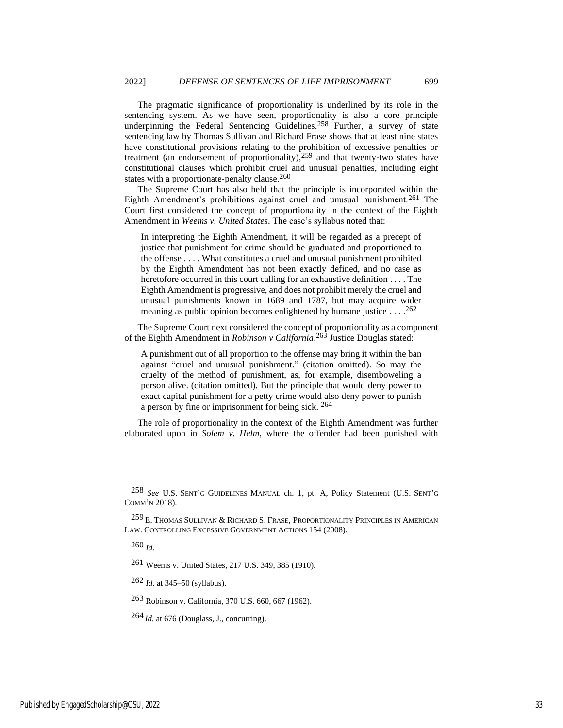The pragmatic significance of proportionality is underlined by its role in the sentencing system. As we have seen, proportionality is also a core principle underpinning the Federal Sentencing Guidelines.[258] Further, a survey of state sentencing law by Thomas Sullivan and Richard Frase shows that at least nine states have constitutional provisions relating to the prohibition of excessive penalties or treatment (an endorsement of proportionality),[259] and that twenty-two states have constitutional clauses which prohibit cruel and unusual penalties, including eight states with a proportionate-penalty clause.[260]

The Supreme Court has also held that the principle is incorporated within the Eighth Amendment's prohibitions against cruel and unusual punishment.[261] The Court first considered the concept of proportionality in the context of the Eighth Amendment in *Weems v. United States*. The case's syllabus noted that:

> In interpreting the Eighth Amendment, it will be regarded as a precept of justice that punishment for crime should be graduated and proportioned to the offense . . . . What constitutes a cruel and unusual punishment prohibited by the Eighth Amendment has not been exactly defined, and no case as heretofore occurred in this court calling for an exhaustive definition . . . . The Eighth Amendment is progressive, and does not prohibit merely the cruel and unusual punishments known in 1689 and 1787, but may acquire wider meaning as public opinion becomes enlightened by humane justice . . . .[262]

The Supreme Court next considered the concept of proportionality as a component of the Eighth Amendment in *Robinson v California*.[263] Justice Douglas stated:

> A punishment out of all proportion to the offense may bring it within the ban against "cruel and unusual punishment." (citation omitted). So may the cruelty of the method of punishment, as, for example, disemboweling a person alive. (citation omitted). But the principle that would deny power to exact capital punishment for a petty crime would also deny power to punish a person by fine or imprisonment for being sick. [264]

The role of proportionality in the context of the Eighth Amendment was further elaborated upon in *Solem v. Helm*, where the offender had been punished with

---

[258] *See* U.S. SENT'G GUIDELINES MANUAL ch. 1, pt. A, Policy Statement (U.S. SENT'G COMM'N 2018).

[259] E. THOMAS SULLIVAN & RICHARD S. FRASE, PROPORTIONALITY PRINCIPLES IN AMERICAN LAW: CONTROLLING EXCESSIVE GOVERNMENT ACTIONS 154 (2008).

[260] *Id.*

[261] Weems v. United States, 217 U.S. 349, 385 (1910).

[262] *Id.* at 345–50 (syllabus).

[263] Robinson v. California, 370 U.S. 660, 667 (1962).

[264] *Id.* at 676 (Douglass, J., concurring).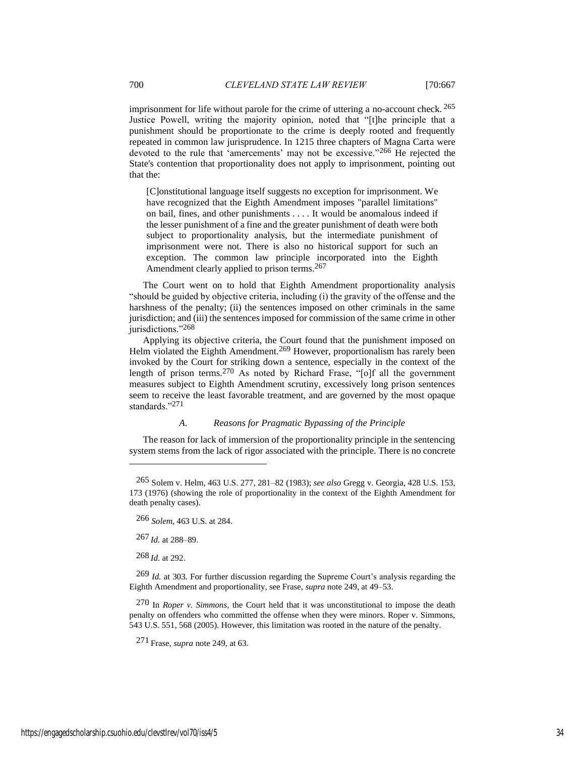imprisonment for life without parole for the crime of uttering a no-account check.[265] Justice Powell, writing the majority opinion, noted that "[t]he principle that a punishment should be proportionate to the crime is deeply rooted and frequently repeated in common law jurisprudence. In 1215 three chapters of Magna Carta were devoted to the rule that 'amercements' may not be excessive."[266] He rejected the State's contention that proportionality does not apply to imprisonment, pointing out that the:

> [C]onstitutional language itself suggests no exception for imprisonment. We have recognized that the Eighth Amendment imposes "parallel limitations" on bail, fines, and other punishments . . . . It would be anomalous indeed if the lesser punishment of a fine and the greater punishment of death were both subject to proportionality analysis, but the intermediate punishment of imprisonment were not. There is also no historical support for such an exception. The common law principle incorporated into the Eighth Amendment clearly applied to prison terms.[267]

The Court went on to hold that Eighth Amendment proportionality analysis "should be guided by objective criteria, including (i) the gravity of the offense and the harshness of the penalty; (ii) the sentences imposed on other criminals in the same jurisdiction; and (iii) the sentences imposed for commission of the same crime in other jurisdictions."[268]

Applying its objective criteria, the Court found that the punishment imposed on Helm violated the Eighth Amendment.[269] However, proportionalism has rarely been invoked by the Court for striking down a sentence, especially in the context of the length of prison terms.[270] As noted by Richard Frase, "[o]f all the government measures subject to Eighth Amendment scrutiny, excessively long prison sentences seem to receive the least favorable treatment, and are governed by the most opaque standards."[271]

### *A. Reasons for Pragmatic Bypassing of the Principle*

The reason for lack of immersion of the proportionality principle in the sentencing system stems from the lack of rigor associated with the principle. There is no concrete

---

[265] Solem v. Helm, 463 U.S. 277, 281–82 (1983); *see also* Gregg v. Georgia, 428 U.S. 153, 173 (1976) (showing the role of proportionality in the context of the Eighth Amendment for death penalty cases).

[266] *Solem*, 463 U.S. at 284.

[267] *Id.* at 288–89.

[268] *Id.* at 292.

[269] *Id.* at 303. For further discussion regarding the Supreme Court's analysis regarding the Eighth Amendment and proportionality, see Frase, *supra* note 249, at 49–53.

[270] In *Roper v. Simmons*, the Court held that it was unconstitutional to impose the death penalty on offenders who committed the offense when they were minors. Roper v. Simmons, 543 U.S. 551, 568 (2005). However, this limitation was rooted in the nature of the penalty.

[271] Frase, *supra* note 249, at 63.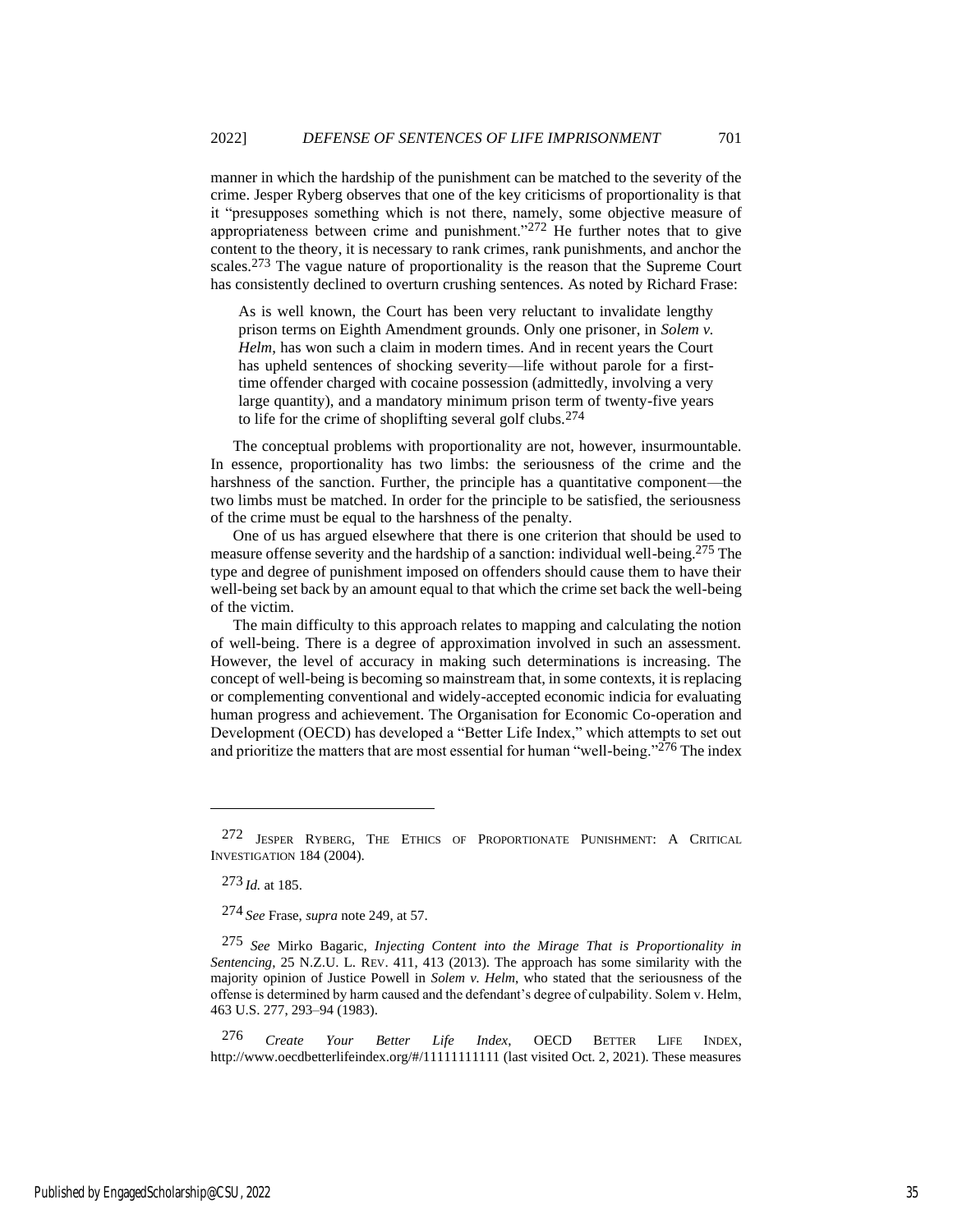manner in which the hardship of the punishment can be matched to the severity of the crime. Jesper Ryberg observes that one of the key criticisms of proportionality is that it "presupposes something which is not there, namely, some objective measure of appropriateness between crime and punishment."[272] He further notes that to give content to the theory, it is necessary to rank crimes, rank punishments, and anchor the scales.[273] The vague nature of proportionality is the reason that the Supreme Court has consistently declined to overturn crushing sentences. As noted by Richard Frase:

> As is well known, the Court has been very reluctant to invalidate lengthy prison terms on Eighth Amendment grounds. Only one prisoner, in *Solem v. Helm*, has won such a claim in modern times. And in recent years the Court has upheld sentences of shocking severity—life without parole for a first-time offender charged with cocaine possession (admittedly, involving a very large quantity), and a mandatory minimum prison term of twenty-five years to life for the crime of shoplifting several golf clubs.[274]

The conceptual problems with proportionality are not, however, insurmountable. In essence, proportionality has two limbs: the seriousness of the crime and the harshness of the sanction. Further, the principle has a quantitative component—the two limbs must be matched. In order for the principle to be satisfied, the seriousness of the crime must be equal to the harshness of the penalty.

One of us has argued elsewhere that there is one criterion that should be used to measure offense severity and the hardship of a sanction: individual well-being.[275] The type and degree of punishment imposed on offenders should cause them to have their well-being set back by an amount equal to that which the crime set back the well-being of the victim.

The main difficulty to this approach relates to mapping and calculating the notion of well-being. There is a degree of approximation involved in such an assessment. However, the level of accuracy in making such determinations is increasing. The concept of well-being is becoming so mainstream that, in some contexts, it is replacing or complementing conventional and widely-accepted economic indicia for evaluating human progress and achievement. The Organisation for Economic Co-operation and Development (OECD) has developed a "Better Life Index," which attempts to set out and prioritize the matters that are most essential for human "well-being."[276] The index

---

272 JESPER RYBERG, THE ETHICS OF PROPORTIONATE PUNISHMENT: A CRITICAL INVESTIGATION 184 (2004).

273 *Id.* at 185.

274 *See* Frase, *supra* note 249, at 57.

275 *See* Mirko Bagaric, *Injecting Content into the Mirage That is Proportionality in Sentencing*, 25 N.Z.U. L. REV. 411, 413 (2013). The approach has some similarity with the majority opinion of Justice Powell in *Solem v. Helm*, who stated that the seriousness of the offense is determined by harm caused and the defendant's degree of culpability. Solem v. Helm, 463 U.S. 277, 293–94 (1983).

276 *Create Your Better Life Index*, OECD BETTER LIFE INDEX, http://www.oecdbetterlifeindex.org/#/11111111111 (last visited Oct. 2, 2021). These measures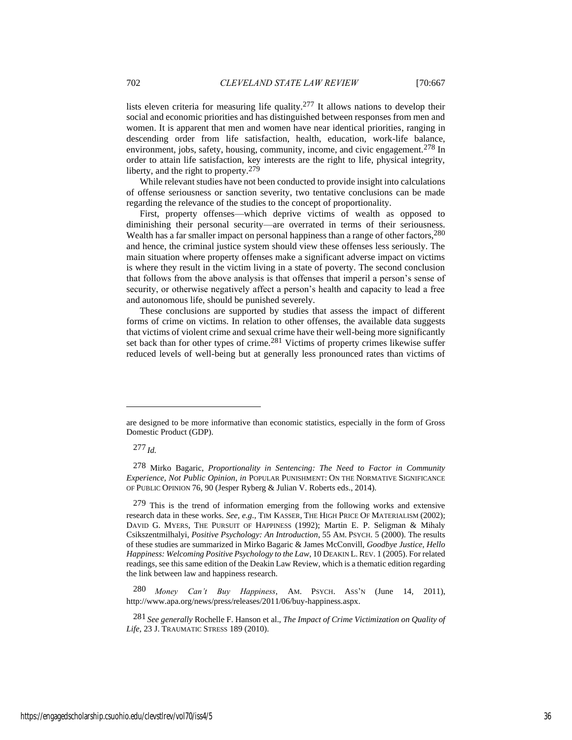lists eleven criteria for measuring life quality.[277] It allows nations to develop their social and economic priorities and has distinguished between responses from men and women. It is apparent that men and women have near identical priorities, ranging in descending order from life satisfaction, health, education, work-life balance, environment, jobs, safety, housing, community, income, and civic engagement.[278] In order to attain life satisfaction, key interests are the right to life, physical integrity, liberty, and the right to property.[279]

While relevant studies have not been conducted to provide insight into calculations of offense seriousness or sanction severity, two tentative conclusions can be made regarding the relevance of the studies to the concept of proportionality.

First, property offenses—which deprive victims of wealth as opposed to diminishing their personal security—are overrated in terms of their seriousness. Wealth has a far smaller impact on personal happiness than a range of other factors,[280] and hence, the criminal justice system should view these offenses less seriously. The main situation where property offenses make a significant adverse impact on victims is where they result in the victim living in a state of poverty. The second conclusion that follows from the above analysis is that offenses that imperil a person's sense of security, or otherwise negatively affect a person's health and capacity to lead a free and autonomous life, should be punished severely.

These conclusions are supported by studies that assess the impact of different forms of crime on victims. In relation to other offenses, the available data suggests that victims of violent crime and sexual crime have their well-being more significantly set back than for other types of crime.[281] Victims of property crimes likewise suffer reduced levels of well-being but at generally less pronounced rates than victims of

---

are designed to be more informative than economic statistics, especially in the form of Gross Domestic Product (GDP).

[277] *Id.*

[278] Mirko Bagaric, *Proportionality in Sentencing: The Need to Factor in Community Experience, Not Public Opinion*, *in* POPULAR PUNISHMENT: ON THE NORMATIVE SIGNIFICANCE OF PUBLIC OPINION 76, 90 (Jesper Ryberg & Julian V. Roberts eds., 2014).

[279] This is the trend of information emerging from the following works and extensive research data in these works. *See, e.g.*, TIM KASSER, THE HIGH PRICE OF MATERIALISM (2002); DAVID G. MYERS, THE PURSUIT OF HAPPINESS (1992); Martin E. P. Seligman & Mihaly Csikszentmilhalyi, *Positive Psychology: An Introduction*, 55 AM. PSYCH. 5 (2000). The results of these studies are summarized in Mirko Bagaric & James McConvill, *Goodbye Justice, Hello Happiness: Welcoming Positive Psychology to the Law*, 10 DEAKIN L. REV. 1 (2005). For related readings, see this same edition of the Deakin Law Review, which is a thematic edition regarding the link between law and happiness research.

[280] *Money Can't Buy Happiness*, AM. PSYCH. ASS'N (June 14, 2011), http://www.apa.org/news/press/releases/2011/06/buy-happiness.aspx.

[281] *See generally* Rochelle F. Hanson et al., *The Impact of Crime Victimization on Quality of Life*, 23 J. TRAUMATIC STRESS 189 (2010).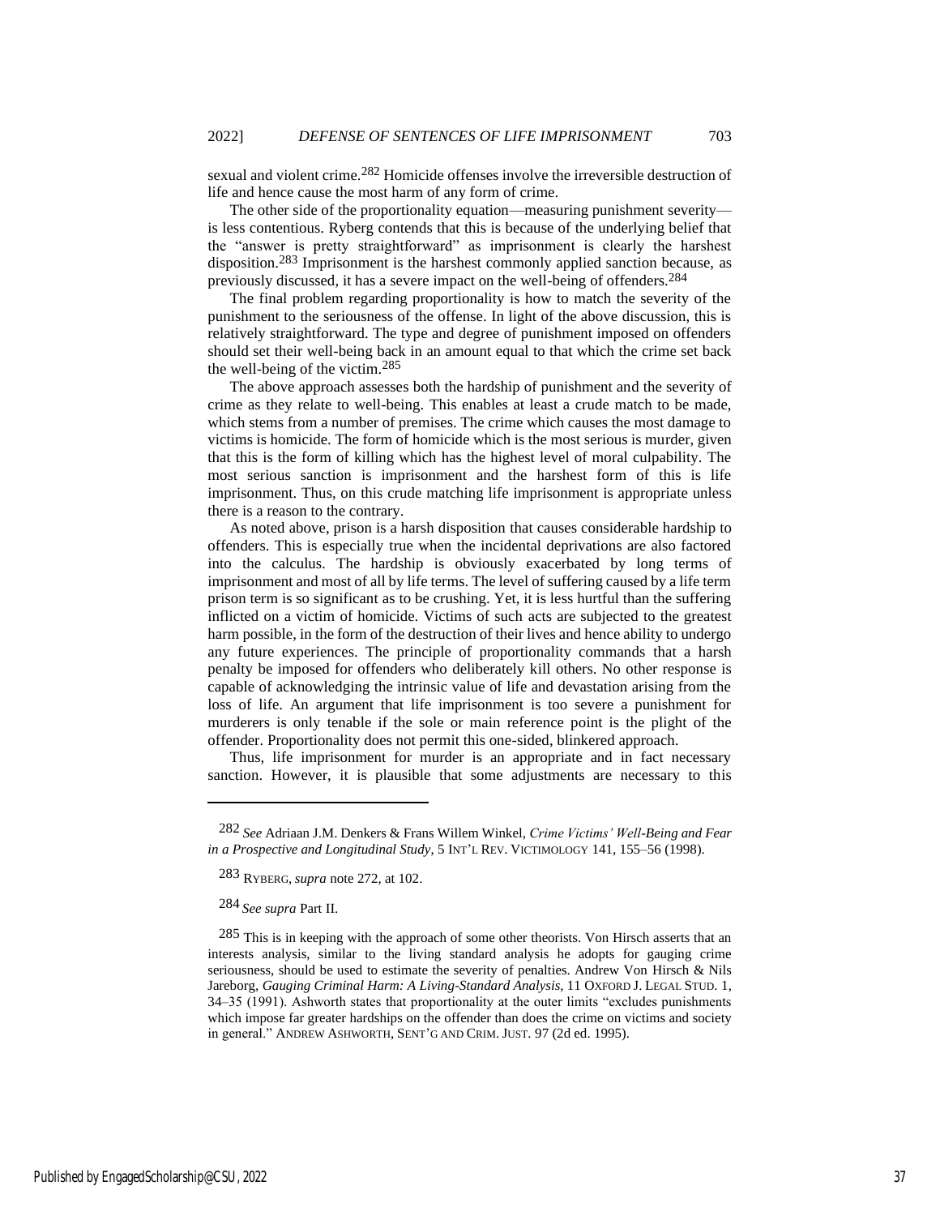sexual and violent crime.[282] Homicide offenses involve the irreversible destruction of life and hence cause the most harm of any form of crime.

The other side of the proportionality equation—measuring punishment severity—is less contentious. Ryberg contends that this is because of the underlying belief that the "answer is pretty straightforward" as imprisonment is clearly the harshest disposition.[283] Imprisonment is the harshest commonly applied sanction because, as previously discussed, it has a severe impact on the well-being of offenders.[284]

The final problem regarding proportionality is how to match the severity of the punishment to the seriousness of the offense. In light of the above discussion, this is relatively straightforward. The type and degree of punishment imposed on offenders should set their well-being back in an amount equal to that which the crime set back the well-being of the victim.[285]

The above approach assesses both the hardship of punishment and the severity of crime as they relate to well-being. This enables at least a crude match to be made, which stems from a number of premises. The crime which causes the most damage to victims is homicide. The form of homicide which is the most serious is murder, given that this is the form of killing which has the highest level of moral culpability. The most serious sanction is imprisonment and the harshest form of this is life imprisonment. Thus, on this crude matching life imprisonment is appropriate unless there is a reason to the contrary.

As noted above, prison is a harsh disposition that causes considerable hardship to offenders. This is especially true when the incidental deprivations are also factored into the calculus. The hardship is obviously exacerbated by long terms of imprisonment and most of all by life terms. The level of suffering caused by a life term prison term is so significant as to be crushing. Yet, it is less hurtful than the suffering inflicted on a victim of homicide. Victims of such acts are subjected to the greatest harm possible, in the form of the destruction of their lives and hence ability to undergo any future experiences. The principle of proportionality commands that a harsh penalty be imposed for offenders who deliberately kill others. No other response is capable of acknowledging the intrinsic value of life and devastation arising from the loss of life. An argument that life imprisonment is too severe a punishment for murderers is only tenable if the sole or main reference point is the plight of the offender. Proportionality does not permit this one-sided, blinkered approach.

Thus, life imprisonment for murder is an appropriate and in fact necessary sanction. However, it is plausible that some adjustments are necessary to this

---

[282] *See* Adriaan J.M. Denkers & Frans Willem Winkel, *Crime Victims' Well-Being and Fear in a Prospective and Longitudinal Study*, 5 INT'L REV. VICTIMOLOGY 141, 155–56 (1998).

[283] RYBERG, *supra* note 272, at 102.

[284] *See supra* Part II.

[285] This is in keeping with the approach of some other theorists. Von Hirsch asserts that an interests analysis, similar to the living standard analysis he adopts for gauging crime seriousness, should be used to estimate the severity of penalties. Andrew Von Hirsch & Nils Jareborg, *Gauging Criminal Harm: A Living-Standard Analysis*, 11 OXFORD J. LEGAL STUD. 1, 34–35 (1991). Ashworth states that proportionality at the outer limits "excludes punishments which impose far greater hardships on the offender than does the crime on victims and society in general." ANDREW ASHWORTH, SENT'G AND CRIM. JUST. 97 (2d ed. 1995).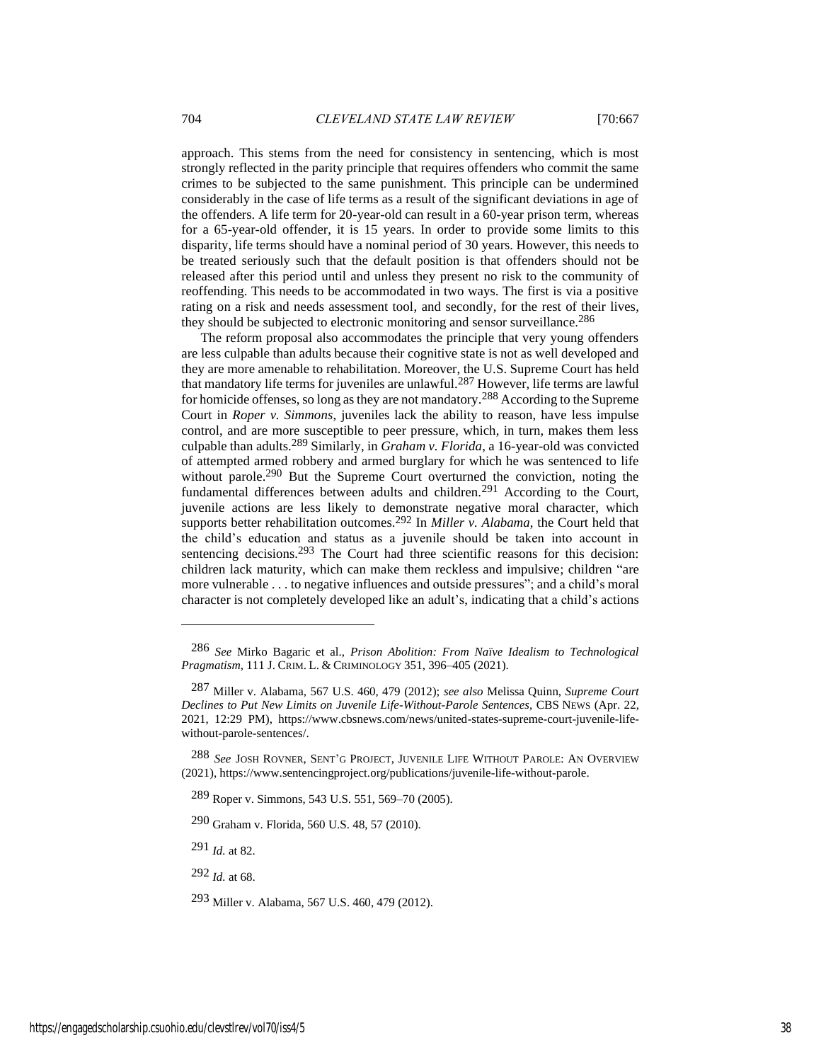approach. This stems from the need for consistency in sentencing, which is most strongly reflected in the parity principle that requires offenders who commit the same crimes to be subjected to the same punishment. This principle can be undermined considerably in the case of life terms as a result of the significant deviations in age of the offenders. A life term for 20-year-old can result in a 60-year prison term, whereas for a 65-year-old offender, it is 15 years. In order to provide some limits to this disparity, life terms should have a nominal period of 30 years. However, this needs to be treated seriously such that the default position is that offenders should not be released after this period until and unless they present no risk to the community of reoffending. This needs to be accommodated in two ways. The first is via a positive rating on a risk and needs assessment tool, and secondly, for the rest of their lives, they should be subjected to electronic monitoring and sensor surveillance.[286]

The reform proposal also accommodates the principle that very young offenders are less culpable than adults because their cognitive state is not as well developed and they are more amenable to rehabilitation. Moreover, the U.S. Supreme Court has held that mandatory life terms for juveniles are unlawful.[287] However, life terms are lawful for homicide offenses, so long as they are not mandatory.[288] According to the Supreme Court in *Roper v. Simmons*, juveniles lack the ability to reason, have less impulse control, and are more susceptible to peer pressure, which, in turn, makes them less culpable than adults.[289] Similarly, in *Graham v. Florida*, a 16-year-old was convicted of attempted armed robbery and armed burglary for which he was sentenced to life without parole.[290] But the Supreme Court overturned the conviction, noting the fundamental differences between adults and children.[291] According to the Court, juvenile actions are less likely to demonstrate negative moral character, which supports better rehabilitation outcomes.[292] In *Miller v. Alabama*, the Court held that the child's education and status as a juvenile should be taken into account in sentencing decisions.[293] The Court had three scientific reasons for this decision: children lack maturity, which can make them reckless and impulsive; children "are more vulnerable . . . to negative influences and outside pressures"; and a child's moral character is not completely developed like an adult's, indicating that a child's actions

---

286 *See* Mirko Bagaric et al., *Prison Abolition: From Naïve Idealism to Technological Pragmatism*, 111 J. CRIM. L. & CRIMINOLOGY 351, 396–405 (2021).

287 Miller v. Alabama, 567 U.S. 460, 479 (2012); *see also* Melissa Quinn, *Supreme Court Declines to Put New Limits on Juvenile Life-Without-Parole Sentences*, CBS NEWS (Apr. 22, 2021, 12:29 PM), https://www.cbsnews.com/news/united-states-supreme-court-juvenile-life-without-parole-sentences/.

288 *See* JOSH ROVNER, SENT'G PROJECT, JUVENILE LIFE WITHOUT PAROLE: AN OVERVIEW (2021), https://www.sentencingproject.org/publications/juvenile-life-without-parole.

289 Roper v. Simmons, 543 U.S. 551, 569–70 (2005).

290 Graham v. Florida, 560 U.S. 48, 57 (2010).

291 *Id.* at 82.

292 *Id.* at 68.

293 Miller v. Alabama, 567 U.S. 460, 479 (2012).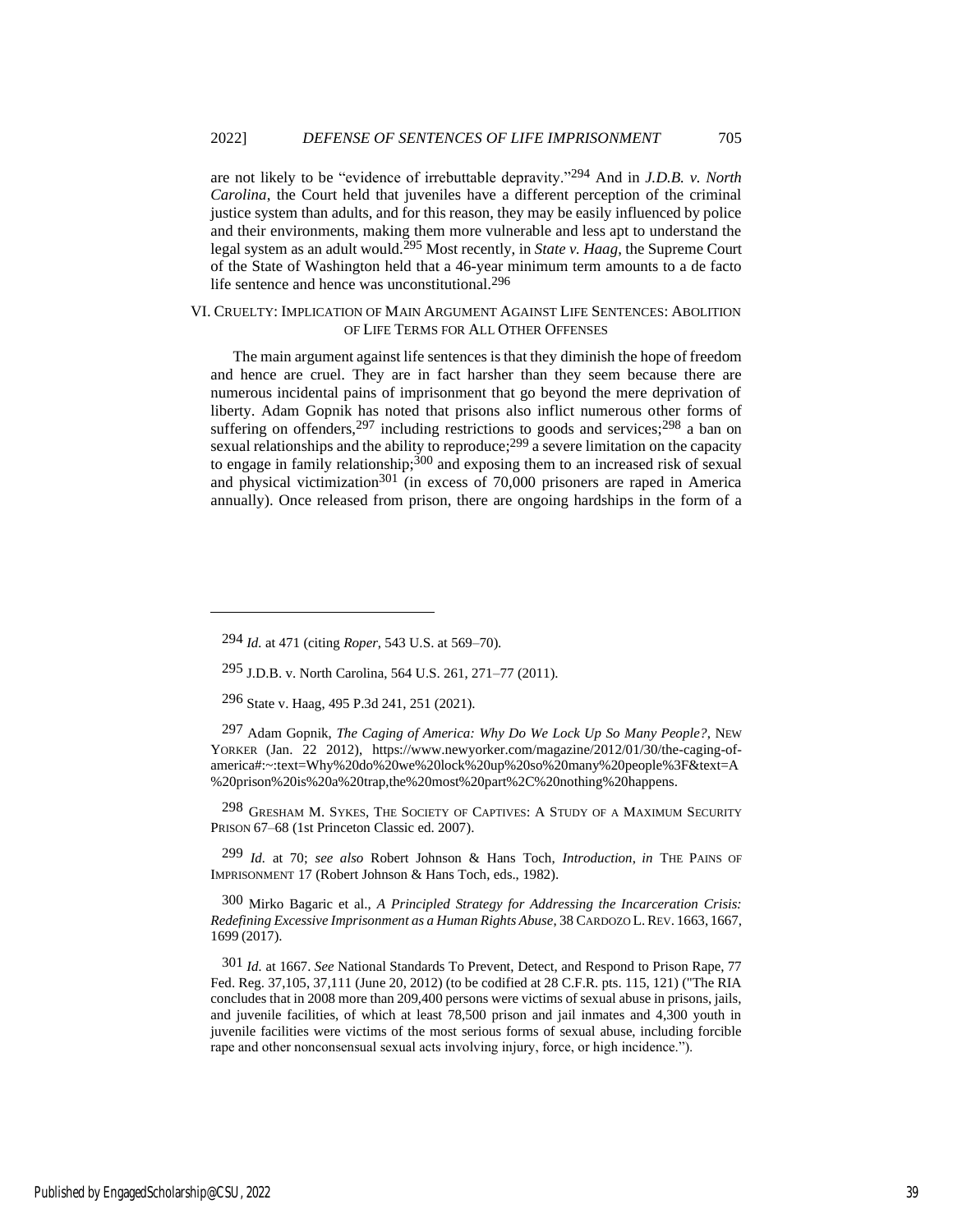are not likely to be "evidence of irrebuttable depravity."[294] And in *J.D.B. v. North Carolina*, the Court held that juveniles have a different perception of the criminal justice system than adults, and for this reason, they may be easily influenced by police and their environments, making them more vulnerable and less apt to understand the legal system as an adult would.[295] Most recently, in *State v. Haag*, the Supreme Court of the State of Washington held that a 46-year minimum term amounts to a de facto life sentence and hence was unconstitutional.[296]

## VI. Cruelty: Implication of Main Argument Against Life Sentences: Abolition of Life Terms for All Other Offenses

The main argument against life sentences is that they diminish the hope of freedom and hence are cruel. They are in fact harsher than they seem because there are numerous incidental pains of imprisonment that go beyond the mere deprivation of liberty. Adam Gopnik has noted that prisons also inflict numerous other forms of suffering on offenders,[297] including restrictions to goods and services;[298] a ban on sexual relationships and the ability to reproduce;[299] a severe limitation on the capacity to engage in family relationship;[300] and exposing them to an increased risk of sexual and physical victimization[301] (in excess of 70,000 prisoners are raped in America annually). Once released from prison, there are ongoing hardships in the form of a

---

294 *Id.* at 471 (citing *Roper*, 543 U.S. at 569–70).

295 J.D.B. v. North Carolina, 564 U.S. 261, 271–77 (2011).

296 State v. Haag, 495 P.3d 241, 251 (2021).

297 Adam Gopnik, *The Caging of America: Why Do We Lock Up So Many People?*, New Yorker (Jan. 22 2012), https://www.newyorker.com/magazine/2012/01/30/the-caging-of-america#:~:text=Why%20do%20we%20lock%20up%20so%20many%20people%3F&text=A%20prison%20is%20a%20trap,the%20most%20part%2C%20nothing%20happens.

298 Gresham M. Sykes, The Society of Captives: A Study of a Maximum Security Prison 67–68 (1st Princeton Classic ed. 2007).

299 *Id.* at 70; *see also* Robert Johnson & Hans Toch, *Introduction*, *in* The Pains of Imprisonment 17 (Robert Johnson & Hans Toch, eds., 1982).

300 Mirko Bagaric et al., *A Principled Strategy for Addressing the Incarceration Crisis: Redefining Excessive Imprisonment as a Human Rights Abuse*, 38 Cardozo L. Rev. 1663, 1667, 1699 (2017).

301 *Id.* at 1667. *See* National Standards To Prevent, Detect, and Respond to Prison Rape, 77 Fed. Reg. 37,105, 37,111 (June 20, 2012) (to be codified at 28 C.F.R. pts. 115, 121) ("The RIA concludes that in 2008 more than 209,400 persons were victims of sexual abuse in prisons, jails, and juvenile facilities, of which at least 78,500 prison and jail inmates and 4,300 youth in juvenile facilities were victims of the most serious forms of sexual abuse, including forcible rape and other nonconsensual sexual acts involving injury, force, or high incidence.").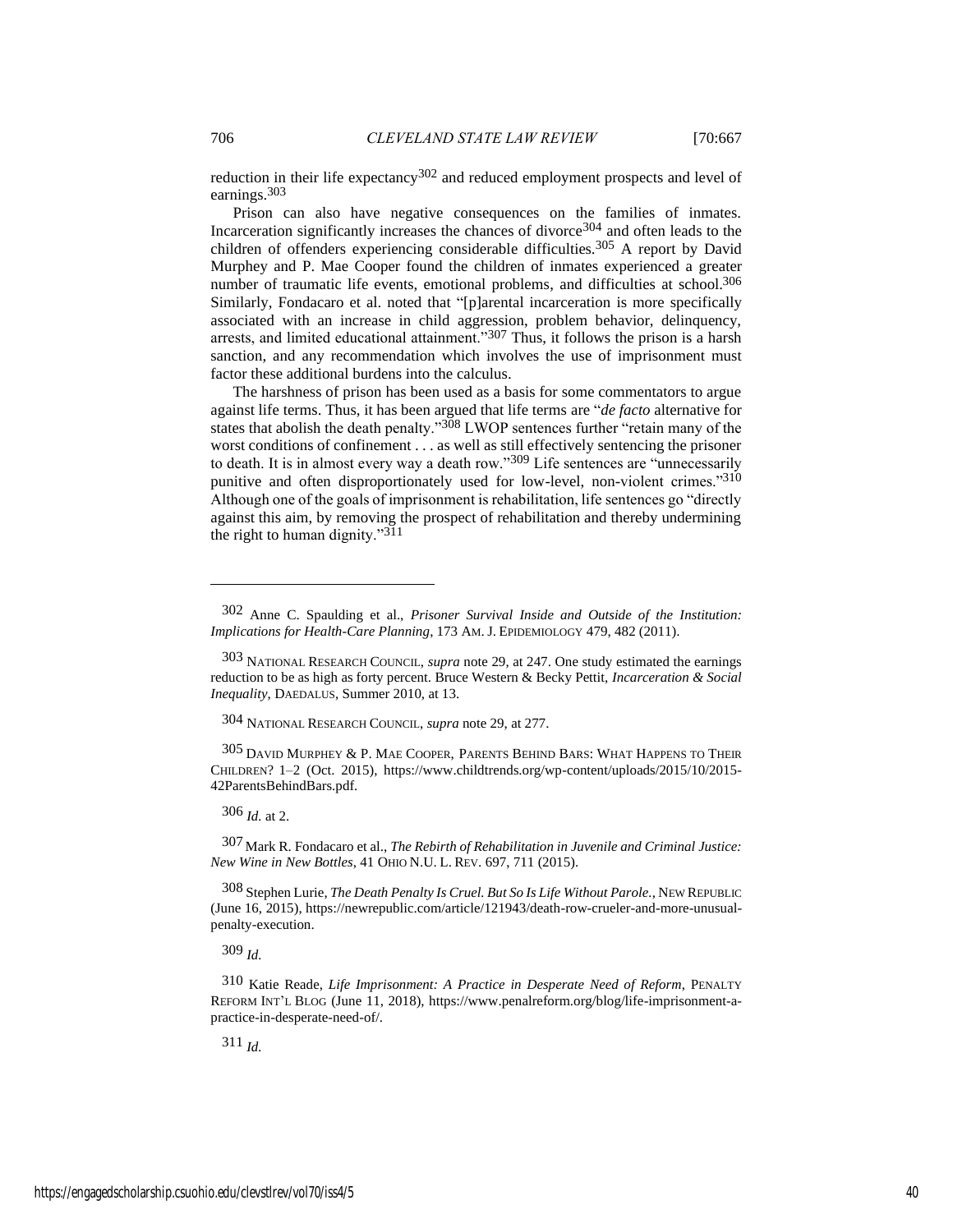reduction in their life expectancy[302] and reduced employment prospects and level of earnings.[303]

Prison can also have negative consequences on the families of inmates. Incarceration significantly increases the chances of divorce[304] and often leads to the children of offenders experiencing considerable difficulties.[305] A report by David Murphey and P. Mae Cooper found the children of inmates experienced a greater number of traumatic life events, emotional problems, and difficulties at school.[306] Similarly, Fondacaro et al. noted that "[p]arental incarceration is more specifically associated with an increase in child aggression, problem behavior, delinquency, arrests, and limited educational attainment."[307] Thus, it follows the prison is a harsh sanction, and any recommendation which involves the use of imprisonment must factor these additional burdens into the calculus.

The harshness of prison has been used as a basis for some commentators to argue against life terms. Thus, it has been argued that life terms are "*de facto* alternative for states that abolish the death penalty."[308] LWOP sentences further "retain many of the worst conditions of confinement . . . as well as still effectively sentencing the prisoner to death. It is in almost every way a death row."[309] Life sentences are "unnecessarily punitive and often disproportionately used for low-level, non-violent crimes."[310] Although one of the goals of imprisonment is rehabilitation, life sentences go "directly against this aim, by removing the prospect of rehabilitation and thereby undermining the right to human dignity."[311]

---

[302] Anne C. Spaulding et al., *Prisoner Survival Inside and Outside of the Institution: Implications for Health-Care Planning*, 173 AM. J. EPIDEMIOLOGY 479, 482 (2011).

[303] NATIONAL RESEARCH COUNCIL, *supra* note 29, at 247. One study estimated the earnings reduction to be as high as forty percent. Bruce Western & Becky Pettit, *Incarceration & Social Inequality*, DAEDALUS, Summer 2010, at 13.

[304] NATIONAL RESEARCH COUNCIL, *supra* note 29, at 277.

[305] DAVID MURPHEY & P. MAE COOPER, PARENTS BEHIND BARS: WHAT HAPPENS TO THEIR CHILDREN? 1–2 (Oct. 2015), https://www.childtrends.org/wp-content/uploads/2015/10/2015-42ParentsBehindBars.pdf.

[306] *Id.* at 2.

[307] Mark R. Fondacaro et al., *The Rebirth of Rehabilitation in Juvenile and Criminal Justice: New Wine in New Bottles*, 41 OHIO N.U. L. REV. 697, 711 (2015).

[308] Stephen Lurie, *The Death Penalty Is Cruel. But So Is Life Without Parole.*, NEW REPUBLIC (June 16, 2015), https://newrepublic.com/article/121943/death-row-crueler-and-more-unusual-penalty-execution.

[309] *Id.*

[310] Katie Reade, *Life Imprisonment: A Practice in Desperate Need of Reform*, PENALTY REFORM INT'L BLOG (June 11, 2018), https://www.penalreform.org/blog/life-imprisonment-a-practice-in-desperate-need-of/.

[311] *Id.*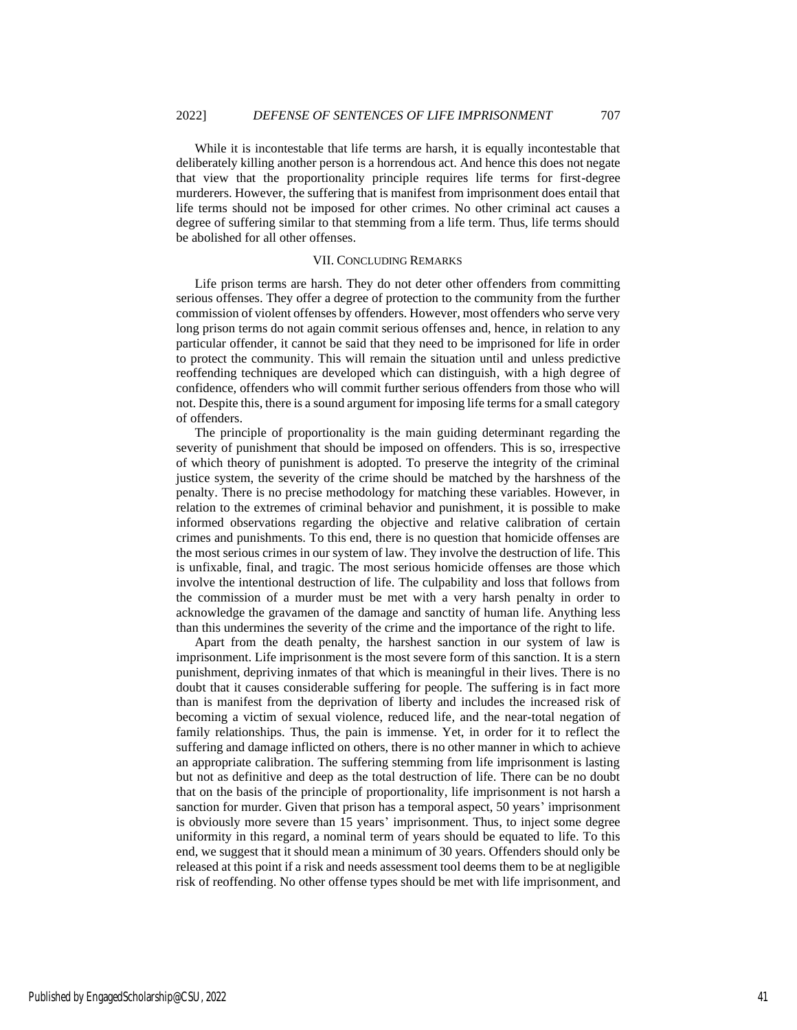While it is incontestable that life terms are harsh, it is equally incontestable that deliberately killing another person is a horrendous act. And hence this does not negate that view that the proportionality principle requires life terms for first-degree murderers. However, the suffering that is manifest from imprisonment does entail that life terms should not be imposed for other crimes. No other criminal act causes a degree of suffering similar to that stemming from a life term. Thus, life terms should be abolished for all other offenses.

## VII. Concluding Remarks

Life prison terms are harsh. They do not deter other offenders from committing serious offenses. They offer a degree of protection to the community from the further commission of violent offenses by offenders. However, most offenders who serve very long prison terms do not again commit serious offenses and, hence, in relation to any particular offender, it cannot be said that they need to be imprisoned for life in order to protect the community. This will remain the situation until and unless predictive reoffending techniques are developed which can distinguish, with a high degree of confidence, offenders who will commit further serious offenders from those who will not. Despite this, there is a sound argument for imposing life terms for a small category of offenders.

The principle of proportionality is the main guiding determinant regarding the severity of punishment that should be imposed on offenders. This is so, irrespective of which theory of punishment is adopted. To preserve the integrity of the criminal justice system, the severity of the crime should be matched by the harshness of the penalty. There is no precise methodology for matching these variables. However, in relation to the extremes of criminal behavior and punishment, it is possible to make informed observations regarding the objective and relative calibration of certain crimes and punishments. To this end, there is no question that homicide offenses are the most serious crimes in our system of law. They involve the destruction of life. This is unfixable, final, and tragic. The most serious homicide offenses are those which involve the intentional destruction of life. The culpability and loss that follows from the commission of a murder must be met with a very harsh penalty in order to acknowledge the gravamen of the damage and sanctity of human life. Anything less than this undermines the severity of the crime and the importance of the right to life.

Apart from the death penalty, the harshest sanction in our system of law is imprisonment. Life imprisonment is the most severe form of this sanction. It is a stern punishment, depriving inmates of that which is meaningful in their lives. There is no doubt that it causes considerable suffering for people. The suffering is in fact more than is manifest from the deprivation of liberty and includes the increased risk of becoming a victim of sexual violence, reduced life, and the near-total negation of family relationships. Thus, the pain is immense. Yet, in order for it to reflect the suffering and damage inflicted on others, there is no other manner in which to achieve an appropriate calibration. The suffering stemming from life imprisonment is lasting but not as definitive and deep as the total destruction of life. There can be no doubt that on the basis of the principle of proportionality, life imprisonment is not harsh a sanction for murder. Given that prison has a temporal aspect, 50 years' imprisonment is obviously more severe than 15 years' imprisonment. Thus, to inject some degree uniformity in this regard, a nominal term of years should be equated to life. To this end, we suggest that it should mean a minimum of 30 years. Offenders should only be released at this point if a risk and needs assessment tool deems them to be at negligible risk of reoffending. No other offense types should be met with life imprisonment, and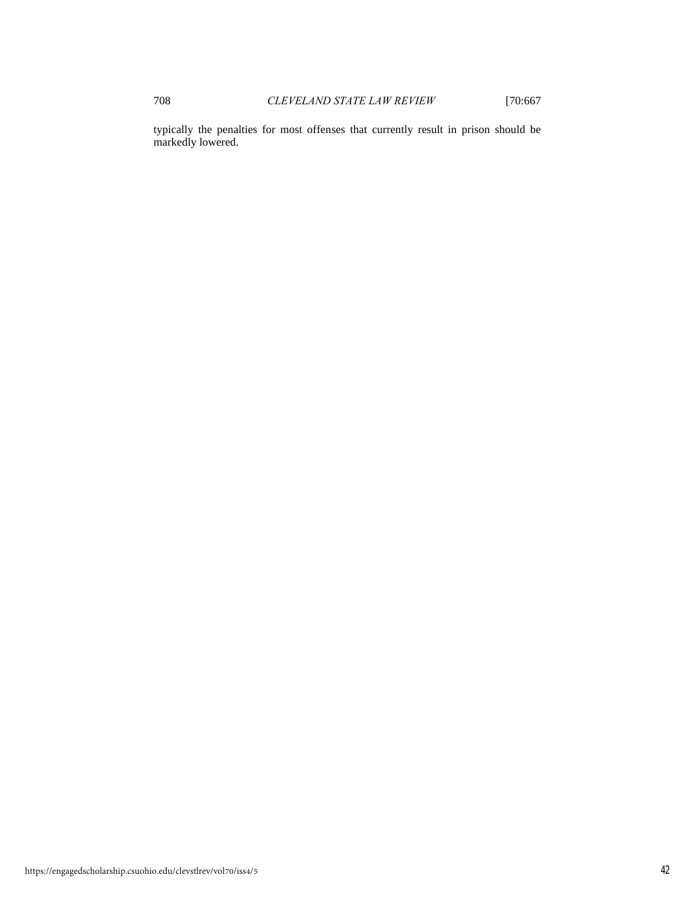typically the penalties for most offenses that currently result in prison should be markedly lowered.